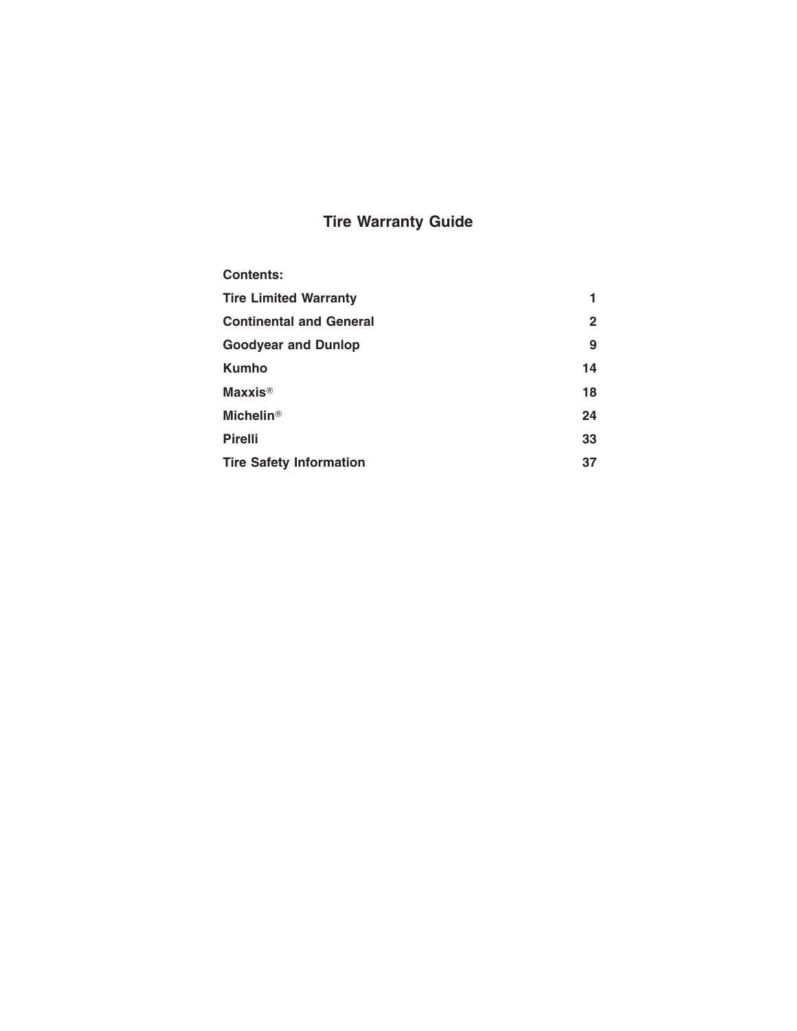# Tire Warranty Guide

**Contents:**

| | |
|---|---|
| **Tire Limited Warranty** | **1** |
| **Continental and General** | **2** |
| **Goodyear and Dunlop** | **9** |
| **Kumho** | **14** |
| **Maxxis®** | **18** |
| **Michelin®** | **24** |
| **Pirelli** | **33** |
| **Tire Safety Information** | **37** |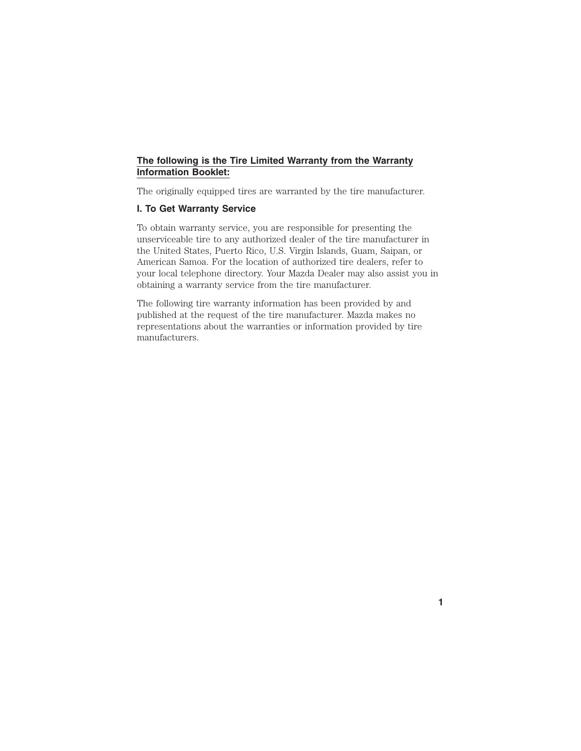**The following is the Tire Limited Warranty from the Warranty Information Booklet:**

The originally equipped tires are warranted by the tire manufacturer.

### I. To Get Warranty Service

To obtain warranty service, you are responsible for presenting the unserviceable tire to any authorized dealer of the tire manufacturer in the United States, Puerto Rico, U.S. Virgin Islands, Guam, Saipan, or American Samoa. For the location of authorized tire dealers, refer to your local telephone directory. Your Mazda Dealer may also assist you in obtaining a warranty service from the tire manufacturer.

The following tire warranty information has been provided by and published at the request of the tire manufacturer. Mazda makes no representations about the warranties or information provided by tire manufacturers.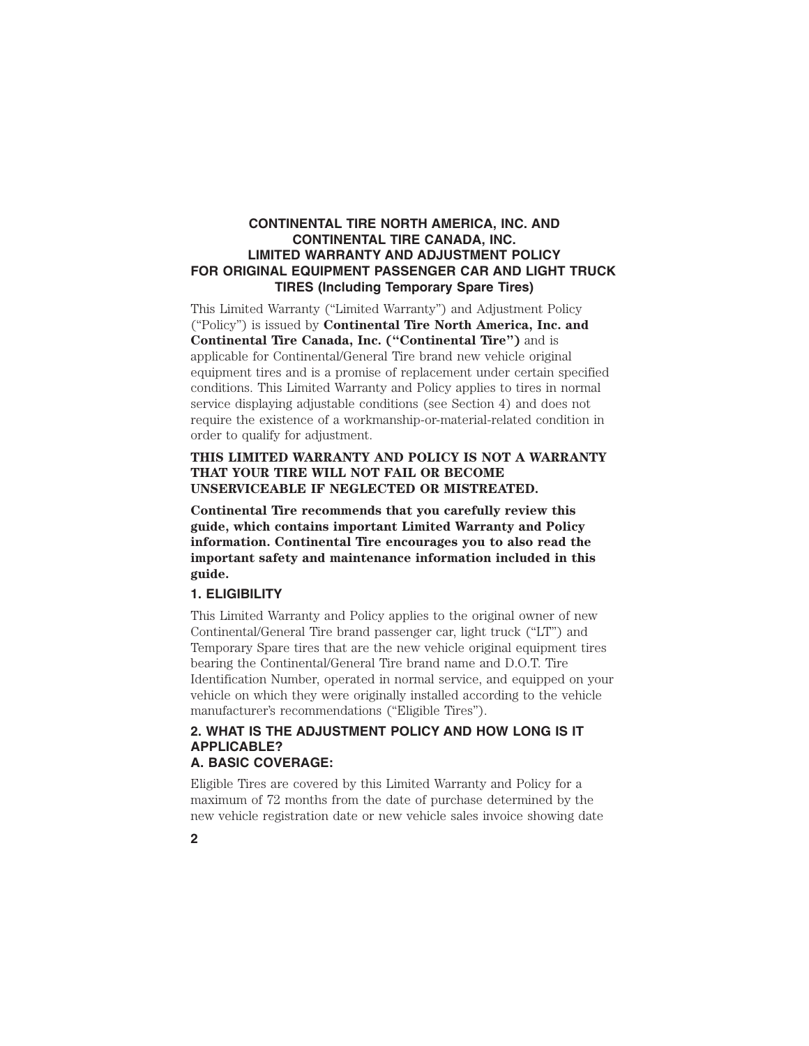# CONTINENTAL TIRE NORTH AMERICA, INC. AND CONTINENTAL TIRE CANADA, INC. LIMITED WARRANTY AND ADJUSTMENT POLICY FOR ORIGINAL EQUIPMENT PASSENGER CAR AND LIGHT TRUCK TIRES (Including Temporary Spare Tires)

This Limited Warranty ("Limited Warranty") and Adjustment Policy ("Policy") is issued by **Continental Tire North America, Inc. and Continental Tire Canada, Inc. ("Continental Tire")** and is applicable for Continental/General Tire brand new vehicle original equipment tires and is a promise of replacement under certain specified conditions. This Limited Warranty and Policy applies to tires in normal service displaying adjustable conditions (see Section 4) and does not require the existence of a workmanship-or-material-related condition in order to qualify for adjustment.

**THIS LIMITED WARRANTY AND POLICY IS NOT A WARRANTY THAT YOUR TIRE WILL NOT FAIL OR BECOME UNSERVICEABLE IF NEGLECTED OR MISTREATED.**

**Continental Tire recommends that you carefully review this guide, which contains important Limited Warranty and Policy information. Continental Tire encourages you to also read the important safety and maintenance information included in this guide.**

## 1. ELIGIBILITY

This Limited Warranty and Policy applies to the original owner of new Continental/General Tire brand passenger car, light truck ("LT") and Temporary Spare tires that are the new vehicle original equipment tires bearing the Continental/General Tire brand name and D.O.T. Tire Identification Number, operated in normal service, and equipped on your vehicle on which they were originally installed according to the vehicle manufacturer's recommendations ("Eligible Tires").

## 2. WHAT IS THE ADJUSTMENT POLICY AND HOW LONG IS IT APPLICABLE?

### A. BASIC COVERAGE:

Eligible Tires are covered by this Limited Warranty and Policy for a maximum of 72 months from the date of purchase determined by the new vehicle registration date or new vehicle sales invoice showing date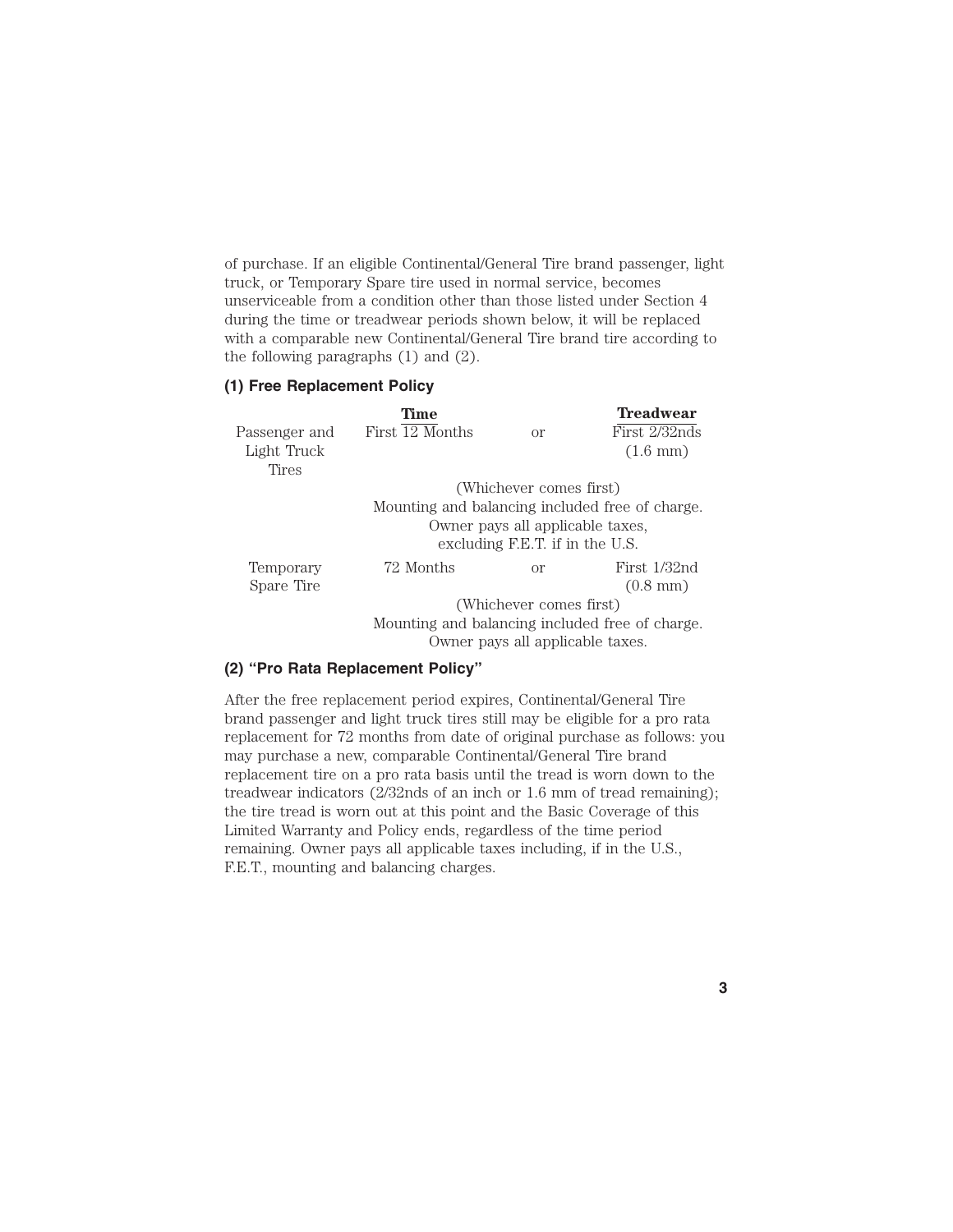of purchase. If an eligible Continental/General Tire brand passenger, light truck, or Temporary Spare tire used in normal service, becomes unserviceable from a condition other than those listed under Section 4 during the time or treadwear periods shown below, it will be replaced with a comparable new Continental/General Tire brand tire according to the following paragraphs (1) and (2).

### (1) Free Replacement Policy

| | **Time** | | **Treadwear** |
|---|---|---|---|
| Passenger and Light Truck Tires | First 12 Months | or | First 2/32nds (1.6 mm) |
| | (Whichever comes first) Mounting and balancing included free of charge. Owner pays all applicable taxes, excluding F.E.T. if in the U.S. | | |
| Temporary Spare Tire | 72 Months | or | First 1/32nd (0.8 mm) |
| | (Whichever comes first) Mounting and balancing included free of charge. Owner pays all applicable taxes. | | |

### (2) "Pro Rata Replacement Policy"

After the free replacement period expires, Continental/General Tire brand passenger and light truck tires still may be eligible for a pro rata replacement for 72 months from date of original purchase as follows: you may purchase a new, comparable Continental/General Tire brand replacement tire on a pro rata basis until the tread is worn down to the treadwear indicators (2/32nds of an inch or 1.6 mm of tread remaining); the tire tread is worn out at this point and the Basic Coverage of this Limited Warranty and Policy ends, regardless of the time period remaining. Owner pays all applicable taxes including, if in the U.S., F.E.T., mounting and balancing charges.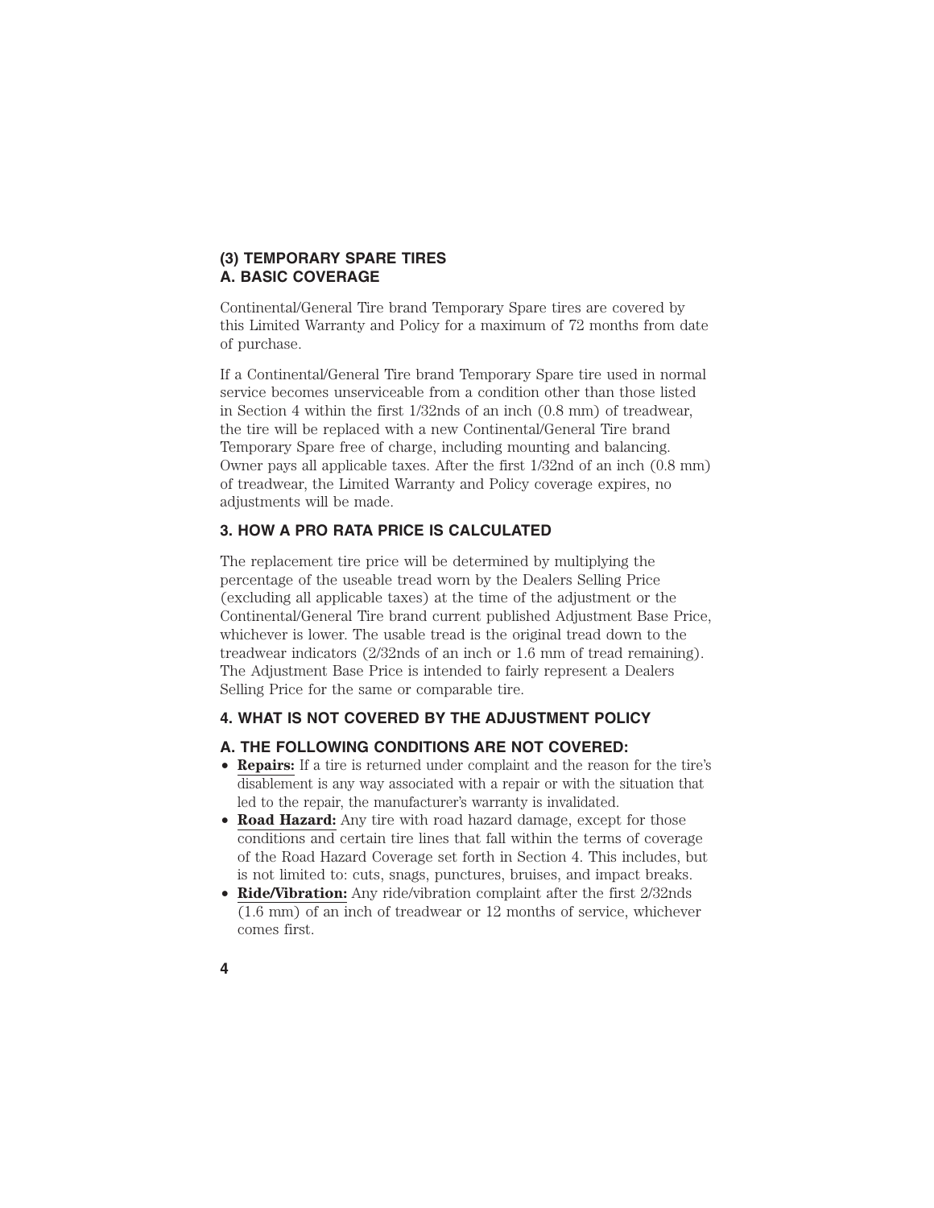### (3) TEMPORARY SPARE TIRES
### A. BASIC COVERAGE

Continental/General Tire brand Temporary Spare tires are covered by this Limited Warranty and Policy for a maximum of 72 months from date of purchase.

If a Continental/General Tire brand Temporary Spare tire used in normal service becomes unserviceable from a condition other than those listed in Section 4 within the first 1/32nds of an inch (0.8 mm) of treadwear, the tire will be replaced with a new Continental/General Tire brand Temporary Spare free of charge, including mounting and balancing. Owner pays all applicable taxes. After the first 1/32nd of an inch (0.8 mm) of treadwear, the Limited Warranty and Policy coverage expires, no adjustments will be made.

## 3. HOW A PRO RATA PRICE IS CALCULATED

The replacement tire price will be determined by multiplying the percentage of the useable tread worn by the Dealers Selling Price (excluding all applicable taxes) at the time of the adjustment or the Continental/General Tire brand current published Adjustment Base Price, whichever is lower. The usable tread is the original tread down to the treadwear indicators (2/32nds of an inch or 1.6 mm of tread remaining). The Adjustment Base Price is intended to fairly represent a Dealers Selling Price for the same or comparable tire.

## 4. WHAT IS NOT COVERED BY THE ADJUSTMENT POLICY

### A. THE FOLLOWING CONDITIONS ARE NOT COVERED:

- **Repairs:** If a tire is returned under complaint and the reason for the tire's disablement is any way associated with a repair or with the situation that led to the repair, the manufacturer's warranty is invalidated.
- **Road Hazard:** Any tire with road hazard damage, except for those conditions and certain tire lines that fall within the terms of coverage of the Road Hazard Coverage set forth in Section 4. This includes, but is not limited to: cuts, snags, punctures, bruises, and impact breaks.
- **Ride/Vibration:** Any ride/vibration complaint after the first 2/32nds (1.6 mm) of an inch of treadwear or 12 months of service, whichever comes first.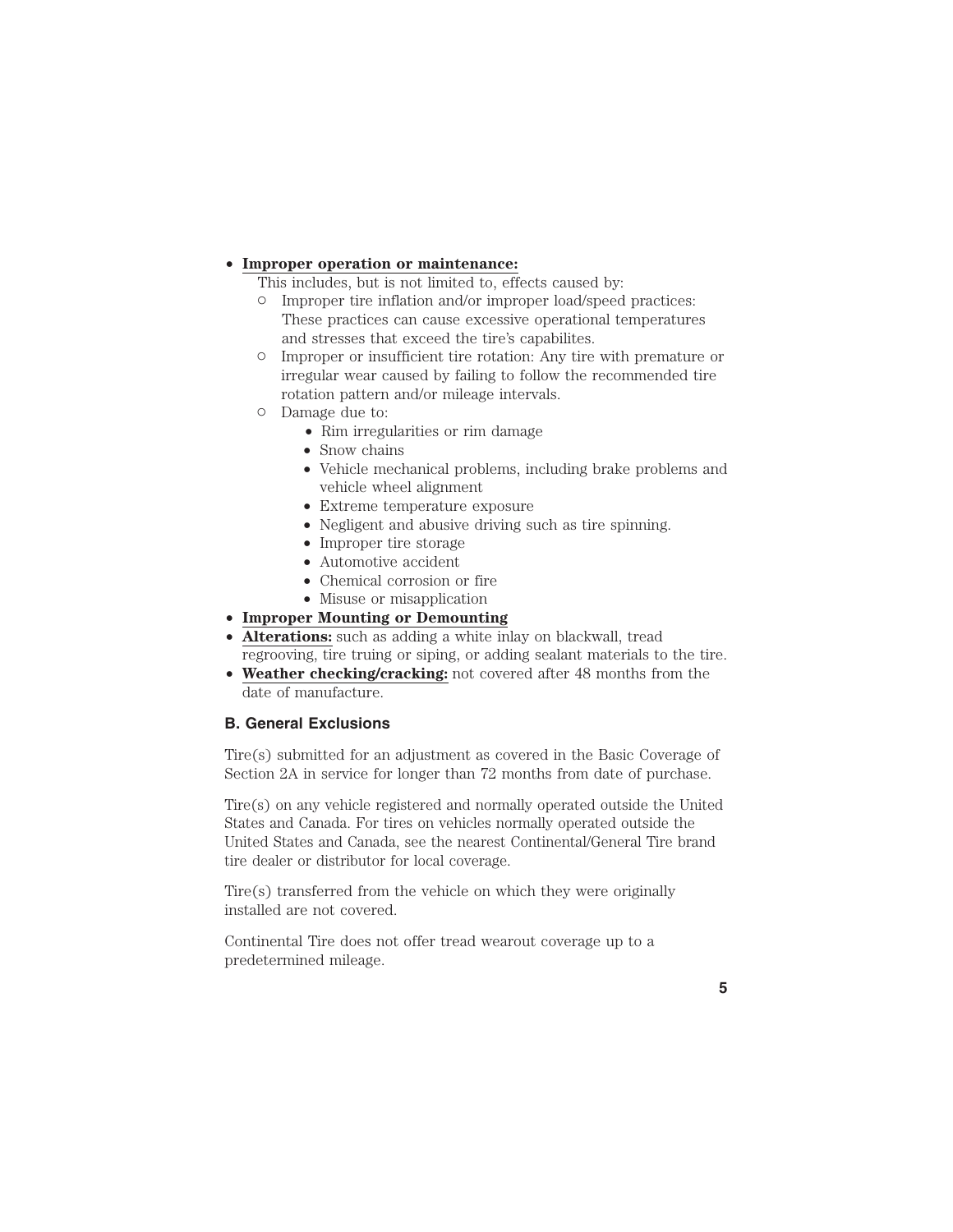- **Improper operation or maintenance:**
  This includes, but is not limited to, effects caused by:
  - Improper tire inflation and/or improper load/speed practices: These practices can cause excessive operational temperatures and stresses that exceed the tire's capabilites.
  - Improper or insufficient tire rotation: Any tire with premature or irregular wear caused by failing to follow the recommended tire rotation pattern and/or mileage intervals.
  - Damage due to:
    - Rim irregularities or rim damage
    - Snow chains
    - Vehicle mechanical problems, including brake problems and vehicle wheel alignment
    - Extreme temperature exposure
    - Negligent and abusive driving such as tire spinning.
    - Improper tire storage
    - Automotive accident
    - Chemical corrosion or fire
    - Misuse or misapplication
- **Improper Mounting or Demounting**
- **Alterations:** such as adding a white inlay on blackwall, tread regrooving, tire truing or siping, or adding sealant materials to the tire.
- **Weather checking/cracking:** not covered after 48 months from the date of manufacture.

### B. General Exclusions

Tire(s) submitted for an adjustment as covered in the Basic Coverage of Section 2A in service for longer than 72 months from date of purchase.

Tire(s) on any vehicle registered and normally operated outside the United States and Canada. For tires on vehicles normally operated outside the United States and Canada, see the nearest Continental/General Tire brand tire dealer or distributor for local coverage.

Tire(s) transferred from the vehicle on which they were originally installed are not covered.

Continental Tire does not offer tread wearout coverage up to a predetermined mileage.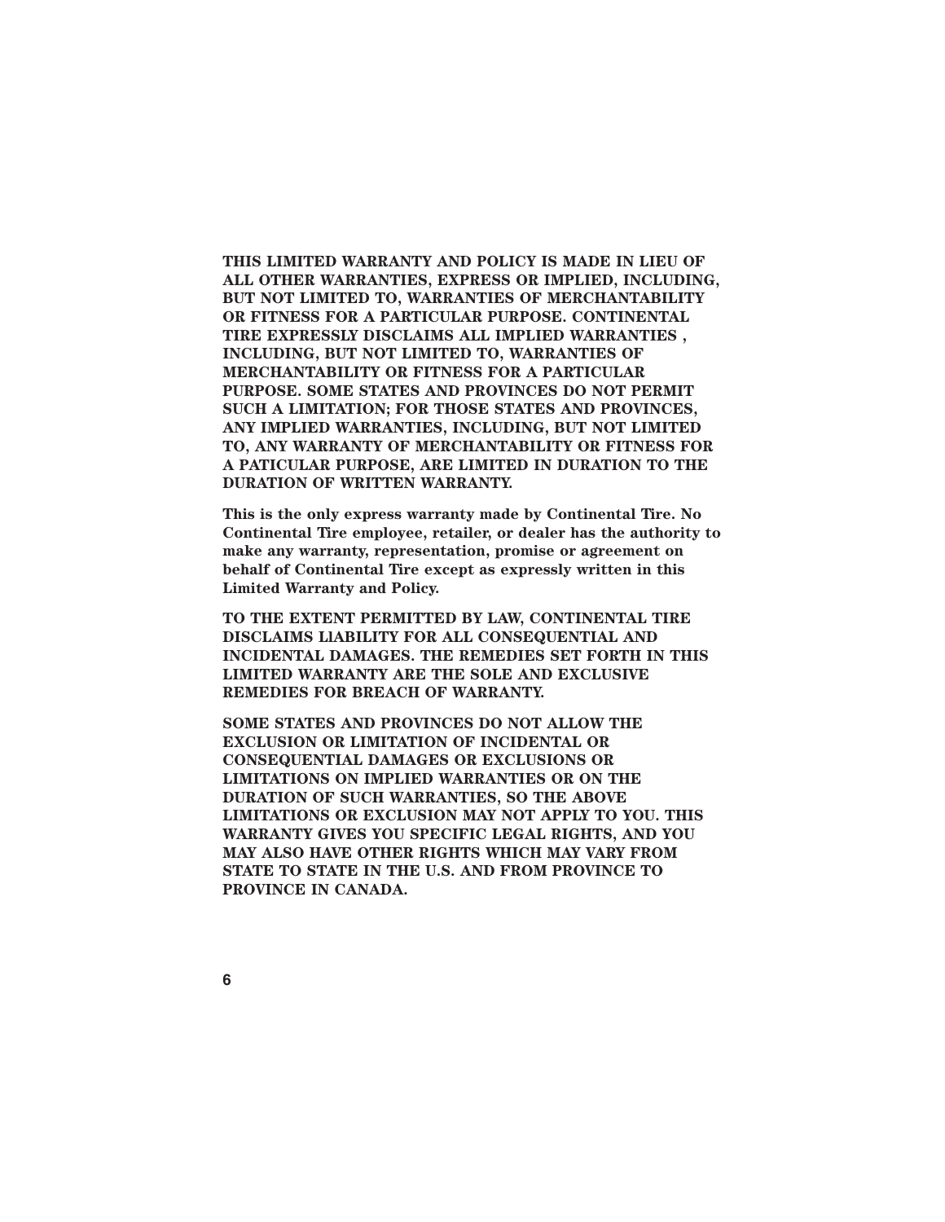**THIS LIMITED WARRANTY AND POLICY IS MADE IN LIEU OF ALL OTHER WARRANTIES, EXPRESS OR IMPLIED, INCLUDING, BUT NOT LIMITED TO, WARRANTIES OF MERCHANTABILITY OR FITNESS FOR A PARTICULAR PURPOSE. CONTINENTAL TIRE EXPRESSLY DISCLAIMS ALL IMPLIED WARRANTIES , INCLUDING, BUT NOT LIMITED TO, WARRANTIES OF MERCHANTABILITY OR FITNESS FOR A PARTICULAR PURPOSE. SOME STATES AND PROVINCES DO NOT PERMIT SUCH A LIMITATION; FOR THOSE STATES AND PROVINCES, ANY IMPLIED WARRANTIES, INCLUDING, BUT NOT LIMITED TO, ANY WARRANTY OF MERCHANTABILITY OR FITNESS FOR A PATICULAR PURPOSE, ARE LIMITED IN DURATION TO THE DURATION OF WRITTEN WARRANTY.**

**This is the only express warranty made by Continental Tire. No Continental Tire employee, retailer, or dealer has the authority to make any warranty, representation, promise or agreement on behalf of Continental Tire except as expressly written in this Limited Warranty and Policy.**

**TO THE EXTENT PERMITTED BY LAW, CONTINENTAL TIRE DISCLAIMS LIABILITY FOR ALL CONSEQUENTIAL AND INCIDENTAL DAMAGES. THE REMEDIES SET FORTH IN THIS LIMITED WARRANTY ARE THE SOLE AND EXCLUSIVE REMEDIES FOR BREACH OF WARRANTY.**

**SOME STATES AND PROVINCES DO NOT ALLOW THE EXCLUSION OR LIMITATION OF INCIDENTAL OR CONSEQUENTIAL DAMAGES OR EXCLUSIONS OR LIMITATIONS ON IMPLIED WARRANTIES OR ON THE DURATION OF SUCH WARRANTIES, SO THE ABOVE LIMITATIONS OR EXCLUSION MAY NOT APPLY TO YOU. THIS WARRANTY GIVES YOU SPECIFIC LEGAL RIGHTS, AND YOU MAY ALSO HAVE OTHER RIGHTS WHICH MAY VARY FROM STATE TO STATE IN THE U.S. AND FROM PROVINCE TO PROVINCE IN CANADA.**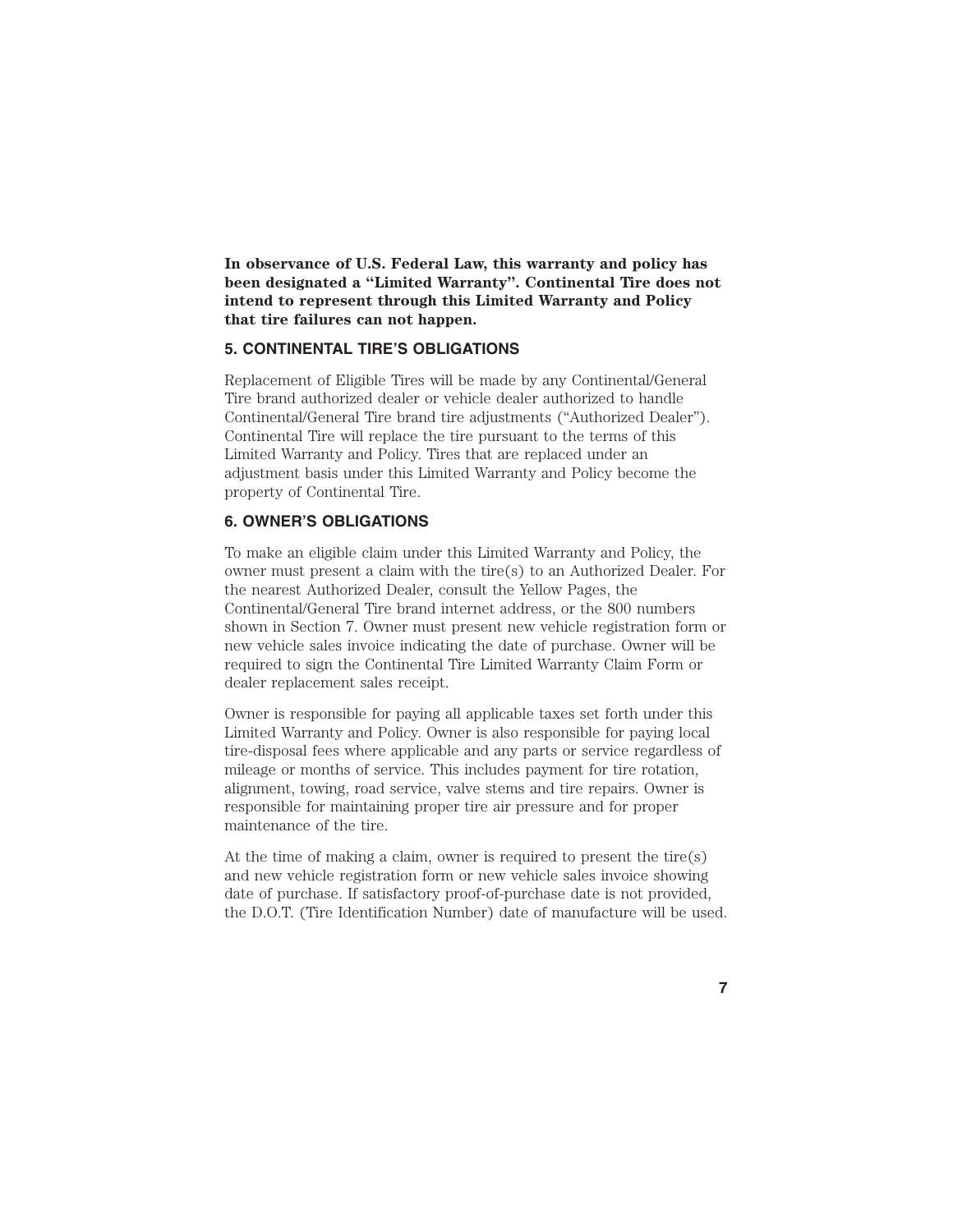**In observance of U.S. Federal Law, this warranty and policy has been designated a "Limited Warranty". Continental Tire does not intend to represent through this Limited Warranty and Policy that tire failures can not happen.**

## 5. CONTINENTAL TIRE'S OBLIGATIONS

Replacement of Eligible Tires will be made by any Continental/General Tire brand authorized dealer or vehicle dealer authorized to handle Continental/General Tire brand tire adjustments ("Authorized Dealer"). Continental Tire will replace the tire pursuant to the terms of this Limited Warranty and Policy. Tires that are replaced under an adjustment basis under this Limited Warranty and Policy become the property of Continental Tire.

## 6. OWNER'S OBLIGATIONS

To make an eligible claim under this Limited Warranty and Policy, the owner must present a claim with the tire(s) to an Authorized Dealer. For the nearest Authorized Dealer, consult the Yellow Pages, the Continental/General Tire brand internet address, or the 800 numbers shown in Section 7. Owner must present new vehicle registration form or new vehicle sales invoice indicating the date of purchase. Owner will be required to sign the Continental Tire Limited Warranty Claim Form or dealer replacement sales receipt.

Owner is responsible for paying all applicable taxes set forth under this Limited Warranty and Policy. Owner is also responsible for paying local tire-disposal fees where applicable and any parts or service regardless of mileage or months of service. This includes payment for tire rotation, alignment, towing, road service, valve stems and tire repairs. Owner is responsible for maintaining proper tire air pressure and for proper maintenance of the tire.

At the time of making a claim, owner is required to present the tire(s) and new vehicle registration form or new vehicle sales invoice showing date of purchase. If satisfactory proof-of-purchase date is not provided, the D.O.T. (Tire Identification Number) date of manufacture will be used.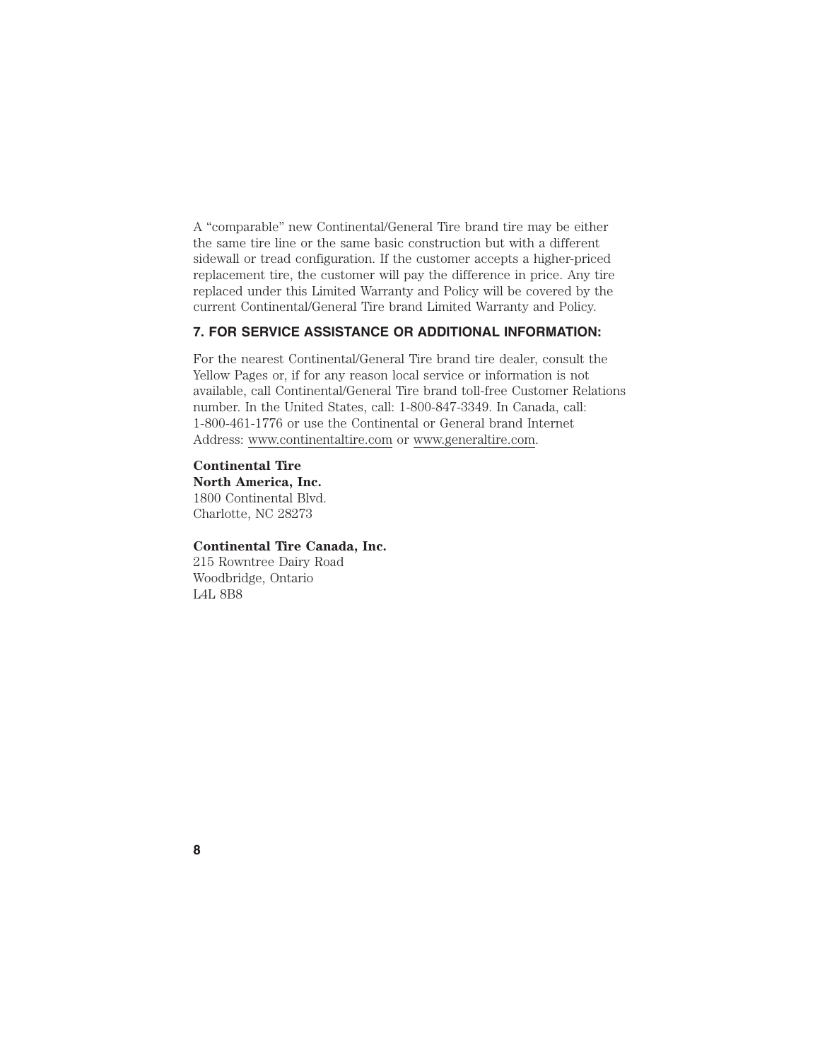A “comparable” new Continental/General Tire brand tire may be either the same tire line or the same basic construction but with a different sidewall or tread configuration. If the customer accepts a higher-priced replacement tire, the customer will pay the difference in price. Any tire replaced under this Limited Warranty and Policy will be covered by the current Continental/General Tire brand Limited Warranty and Policy.

### 7. FOR SERVICE ASSISTANCE OR ADDITIONAL INFORMATION:

For the nearest Continental/General Tire brand tire dealer, consult the Yellow Pages or, if for any reason local service or information is not available, call Continental/General Tire brand toll-free Customer Relations number. In the United States, call: 1-800-847-3349. In Canada, call: 1-800-461-1776 or use the Continental or General brand Internet Address: www.continentaltire.com or www.generaltire.com.

**Continental Tire**
**North America, Inc.**
1800 Continental Blvd.
Charlotte, NC 28273

**Continental Tire Canada, Inc.**
215 Rowntree Dairy Road
Woodbridge, Ontario
L4L 8B8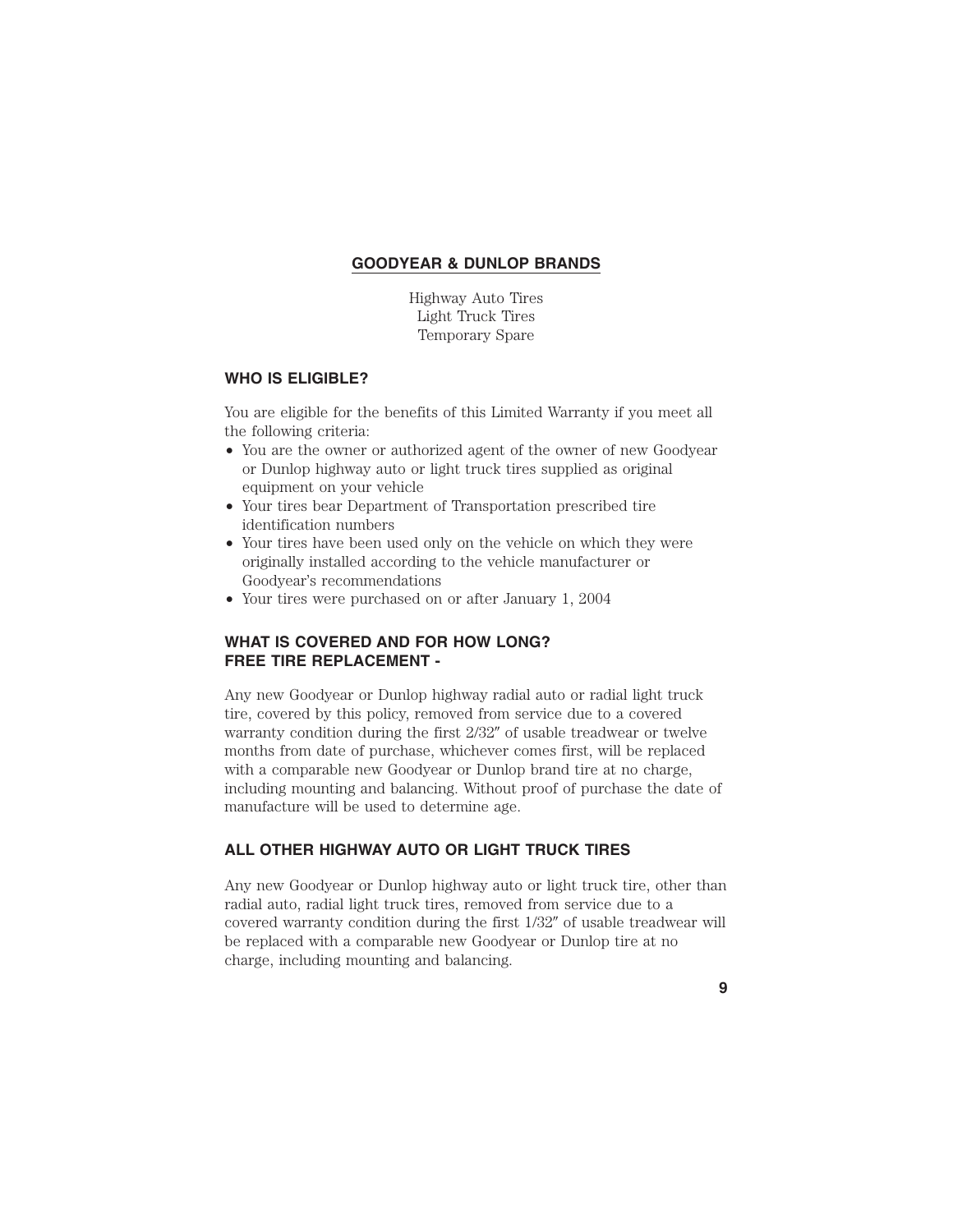## GOODYEAR & DUNLOP BRANDS

Highway Auto Tires
Light Truck Tires
Temporary Spare

### WHO IS ELIGIBLE?

You are eligible for the benefits of this Limited Warranty if you meet all the following criteria:

- You are the owner or authorized agent of the owner of new Goodyear or Dunlop highway auto or light truck tires supplied as original equipment on your vehicle
- Your tires bear Department of Transportation prescribed tire identification numbers
- Your tires have been used only on the vehicle on which they were originally installed according to the vehicle manufacturer or Goodyear's recommendations
- Your tires were purchased on or after January 1, 2004

### WHAT IS COVERED AND FOR HOW LONG? FREE TIRE REPLACEMENT -

Any new Goodyear or Dunlop highway radial auto or radial light truck tire, covered by this policy, removed from service due to a covered warranty condition during the first 2/32″ of usable treadwear or twelve months from date of purchase, whichever comes first, will be replaced with a comparable new Goodyear or Dunlop brand tire at no charge, including mounting and balancing. Without proof of purchase the date of manufacture will be used to determine age.

### ALL OTHER HIGHWAY AUTO OR LIGHT TRUCK TIRES

Any new Goodyear or Dunlop highway auto or light truck tire, other than radial auto, radial light truck tires, removed from service due to a covered warranty condition during the first 1/32″ of usable treadwear will be replaced with a comparable new Goodyear or Dunlop tire at no charge, including mounting and balancing.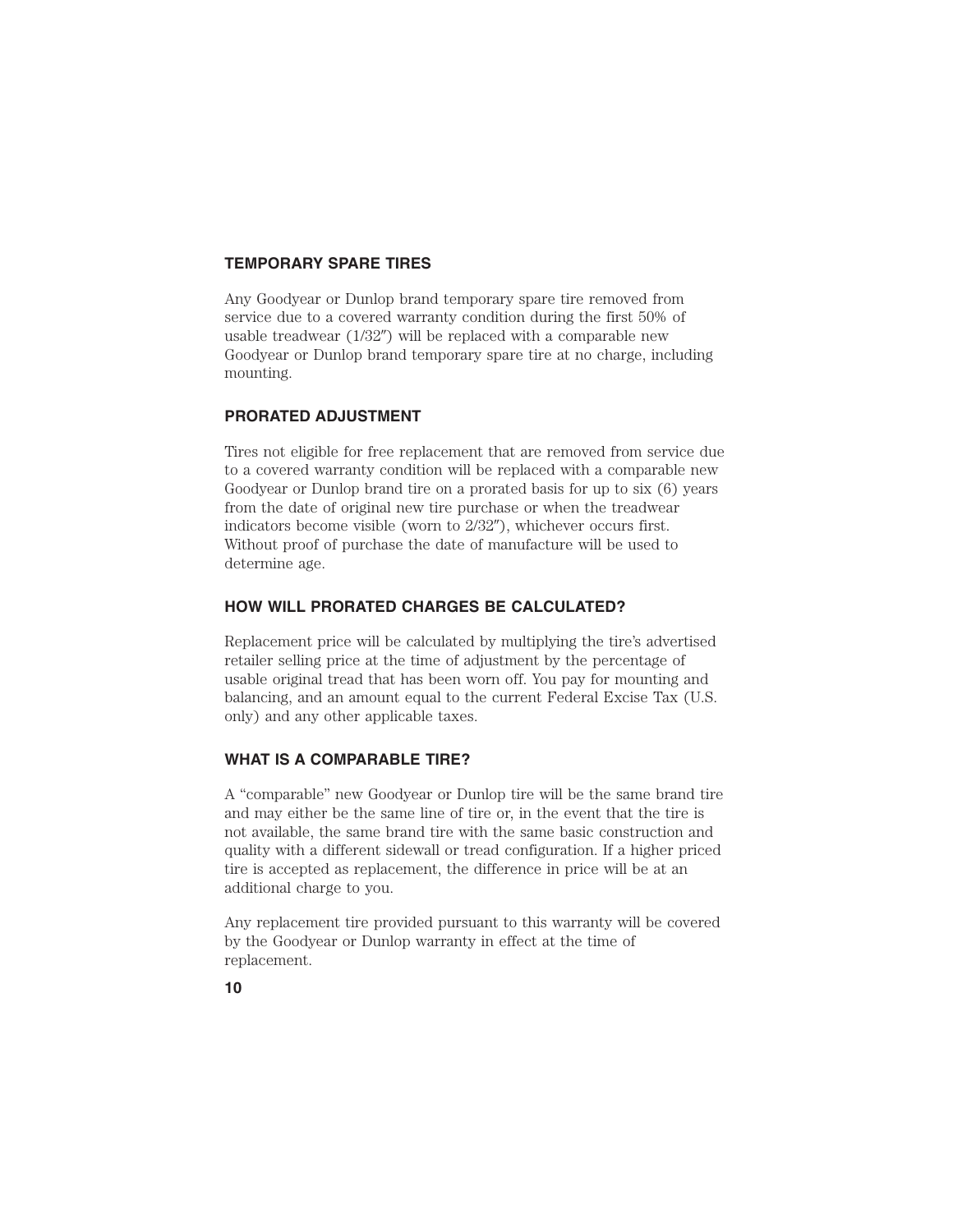## TEMPORARY SPARE TIRES

Any Goodyear or Dunlop brand temporary spare tire removed from service due to a covered warranty condition during the first 50% of usable treadwear (1/32″) will be replaced with a comparable new Goodyear or Dunlop brand temporary spare tire at no charge, including mounting.

## PRORATED ADJUSTMENT

Tires not eligible for free replacement that are removed from service due to a covered warranty condition will be replaced with a comparable new Goodyear or Dunlop brand tire on a prorated basis for up to six (6) years from the date of original new tire purchase or when the treadwear indicators become visible (worn to 2/32″), whichever occurs first. Without proof of purchase the date of manufacture will be used to determine age.

## HOW WILL PRORATED CHARGES BE CALCULATED?

Replacement price will be calculated by multiplying the tire's advertised retailer selling price at the time of adjustment by the percentage of usable original tread that has been worn off. You pay for mounting and balancing, and an amount equal to the current Federal Excise Tax (U.S. only) and any other applicable taxes.

## WHAT IS A COMPARABLE TIRE?

A "comparable" new Goodyear or Dunlop tire will be the same brand tire and may either be the same line of tire or, in the event that the tire is not available, the same brand tire with the same basic construction and quality with a different sidewall or tread configuration. If a higher priced tire is accepted as replacement, the difference in price will be at an additional charge to you.

Any replacement tire provided pursuant to this warranty will be covered by the Goodyear or Dunlop warranty in effect at the time of replacement.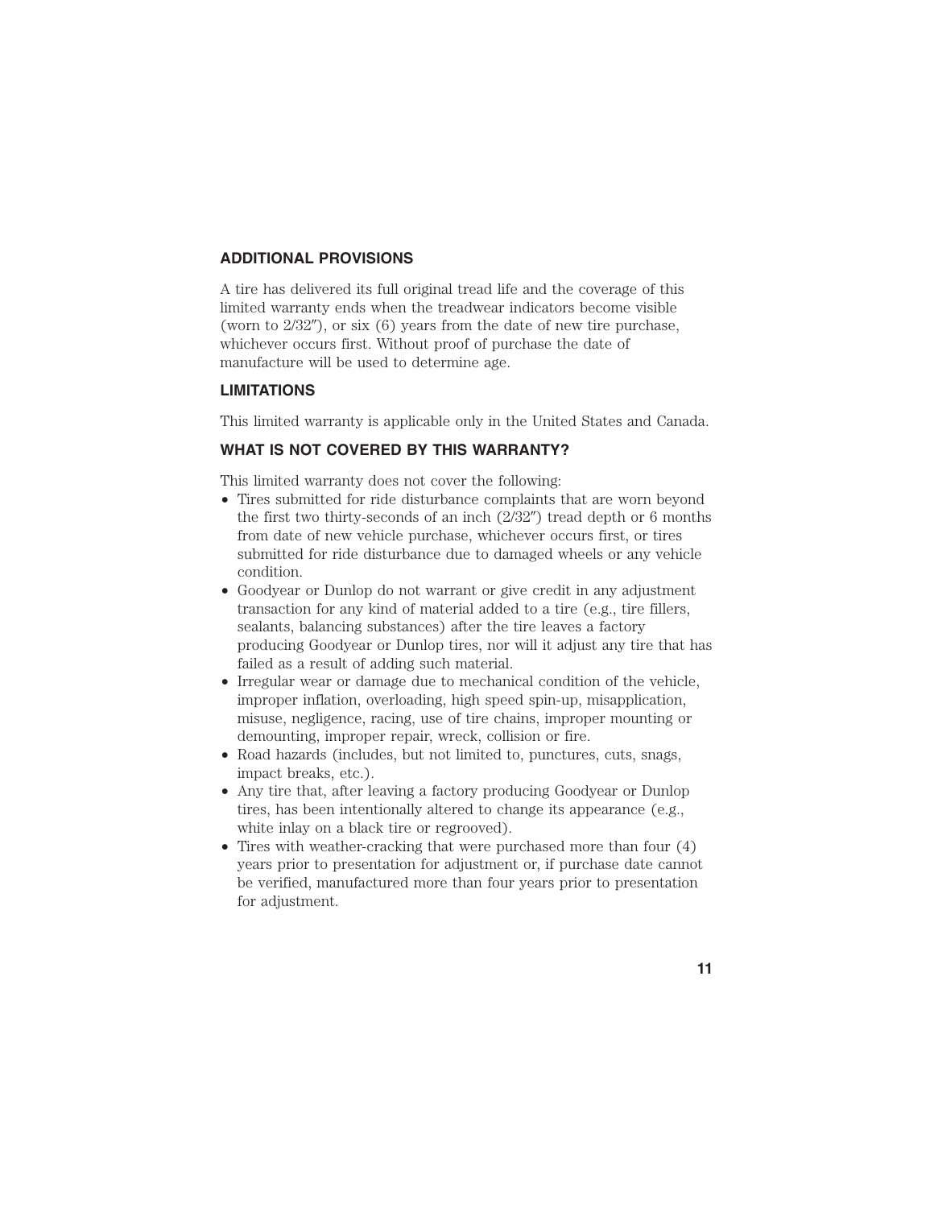## ADDITIONAL PROVISIONS

A tire has delivered its full original tread life and the coverage of this limited warranty ends when the treadwear indicators become visible (worn to 2/32″), or six (6) years from the date of new tire purchase, whichever occurs first. Without proof of purchase the date of manufacture will be used to determine age.

## LIMITATIONS

This limited warranty is applicable only in the United States and Canada.

## WHAT IS NOT COVERED BY THIS WARRANTY?

This limited warranty does not cover the following:

- Tires submitted for ride disturbance complaints that are worn beyond the first two thirty-seconds of an inch (2/32″) tread depth or 6 months from date of new vehicle purchase, whichever occurs first, or tires submitted for ride disturbance due to damaged wheels or any vehicle condition.
- Goodyear or Dunlop do not warrant or give credit in any adjustment transaction for any kind of material added to a tire (e.g., tire fillers, sealants, balancing substances) after the tire leaves a factory producing Goodyear or Dunlop tires, nor will it adjust any tire that has failed as a result of adding such material.
- Irregular wear or damage due to mechanical condition of the vehicle, improper inflation, overloading, high speed spin-up, misapplication, misuse, negligence, racing, use of tire chains, improper mounting or demounting, improper repair, wreck, collision or fire.
- Road hazards (includes, but not limited to, punctures, cuts, snags, impact breaks, etc.).
- Any tire that, after leaving a factory producing Goodyear or Dunlop tires, has been intentionally altered to change its appearance (e.g., white inlay on a black tire or regrooved).
- Tires with weather-cracking that were purchased more than four (4) years prior to presentation for adjustment or, if purchase date cannot be verified, manufactured more than four years prior to presentation for adjustment.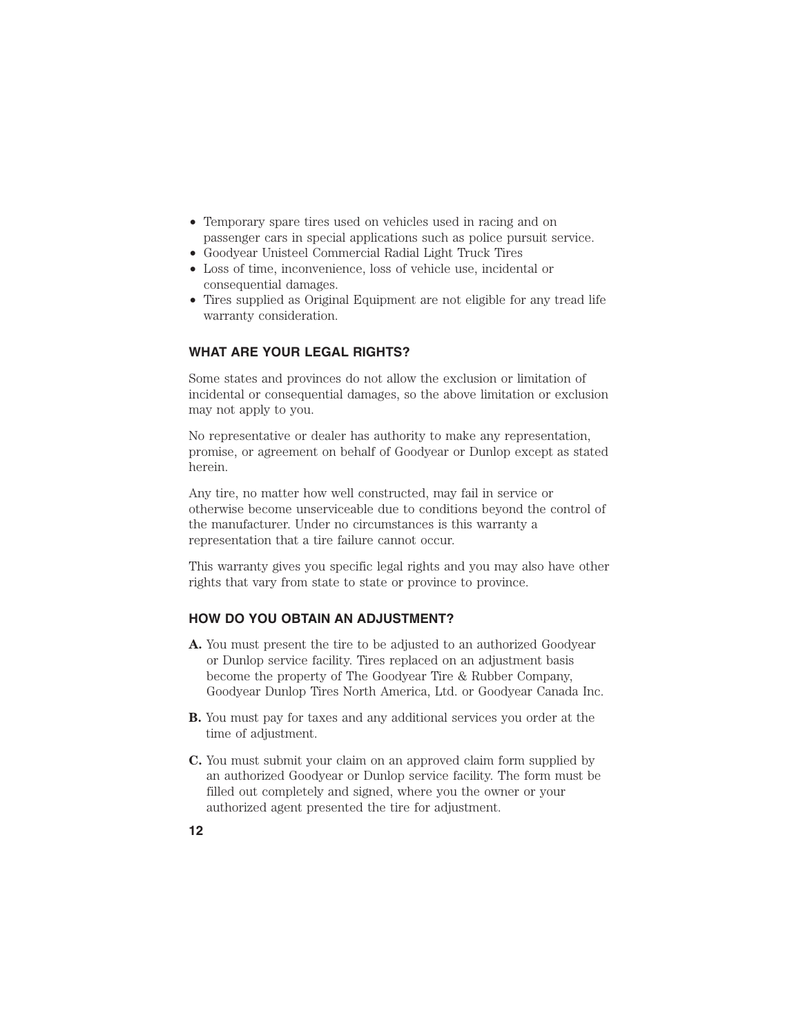- Temporary spare tires used on vehicles used in racing and on passenger cars in special applications such as police pursuit service.
- Goodyear Unisteel Commercial Radial Light Truck Tires
- Loss of time, inconvenience, loss of vehicle use, incidental or consequential damages.
- Tires supplied as Original Equipment are not eligible for any tread life warranty consideration.

## WHAT ARE YOUR LEGAL RIGHTS?

Some states and provinces do not allow the exclusion or limitation of incidental or consequential damages, so the above limitation or exclusion may not apply to you.

No representative or dealer has authority to make any representation, promise, or agreement on behalf of Goodyear or Dunlop except as stated herein.

Any tire, no matter how well constructed, may fail in service or otherwise become unserviceable due to conditions beyond the control of the manufacturer. Under no circumstances is this warranty a representation that a tire failure cannot occur.

This warranty gives you specific legal rights and you may also have other rights that vary from state to state or province to province.

## HOW DO YOU OBTAIN AN ADJUSTMENT?

**A.** You must present the tire to be adjusted to an authorized Goodyear or Dunlop service facility. Tires replaced on an adjustment basis become the property of The Goodyear Tire & Rubber Company, Goodyear Dunlop Tires North America, Ltd. or Goodyear Canada Inc.

**B.** You must pay for taxes and any additional services you order at the time of adjustment.

**C.** You must submit your claim on an approved claim form supplied by an authorized Goodyear or Dunlop service facility. The form must be filled out completely and signed, where you the owner or your authorized agent presented the tire for adjustment.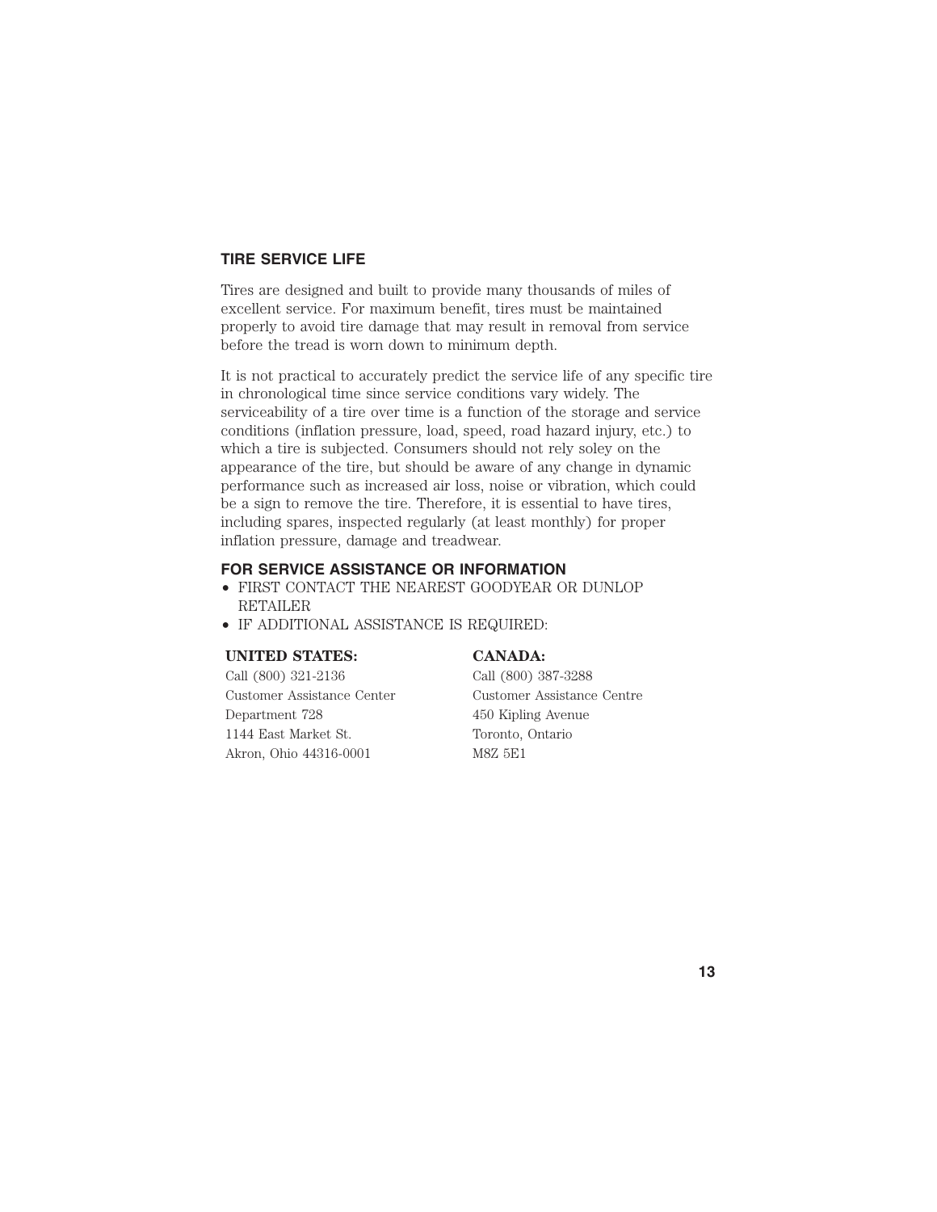## TIRE SERVICE LIFE

Tires are designed and built to provide many thousands of miles of excellent service. For maximum benefit, tires must be maintained properly to avoid tire damage that may result in removal from service before the tread is worn down to minimum depth.

It is not practical to accurately predict the service life of any specific tire in chronological time since service conditions vary widely. The serviceability of a tire over time is a function of the storage and service conditions (inflation pressure, load, speed, road hazard injury, etc.) to which a tire is subjected. Consumers should not rely soley on the appearance of the tire, but should be aware of any change in dynamic performance such as increased air loss, noise or vibration, which could be a sign to remove the tire. Therefore, it is essential to have tires, including spares, inspected regularly (at least monthly) for proper inflation pressure, damage and treadwear.

## FOR SERVICE ASSISTANCE OR INFORMATION

- FIRST CONTACT THE NEAREST GOODYEAR OR DUNLOP RETAILER
- IF ADDITIONAL ASSISTANCE IS REQUIRED:

**UNITED STATES:**

Call (800) 321-2136
Customer Assistance Center
Department 728
1144 East Market St.
Akron, Ohio 44316-0001

**CANADA:**

Call (800) 387-3288
Customer Assistance Centre
450 Kipling Avenue
Toronto, Ontario
M8Z 5E1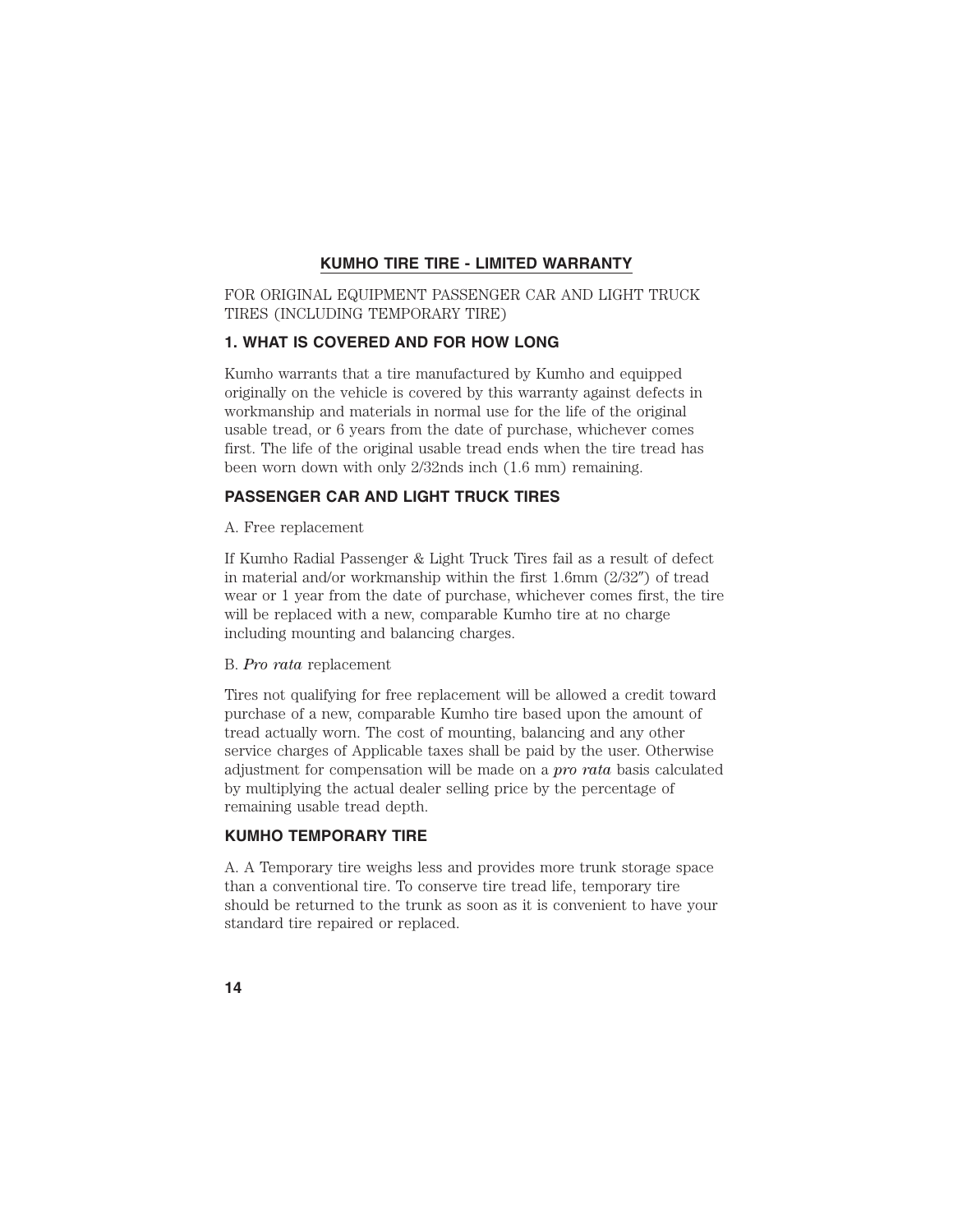## KUMHO TIRE TIRE - LIMITED WARRANTY

FOR ORIGINAL EQUIPMENT PASSENGER CAR AND LIGHT TRUCK TIRES (INCLUDING TEMPORARY TIRE)

### 1. WHAT IS COVERED AND FOR HOW LONG

Kumho warrants that a tire manufactured by Kumho and equipped originally on the vehicle is covered by this warranty against defects in workmanship and materials in normal use for the life of the original usable tread, or 6 years from the date of purchase, whichever comes first. The life of the original usable tread ends when the tire tread has been worn down with only 2/32nds inch (1.6 mm) remaining.

### PASSENGER CAR AND LIGHT TRUCK TIRES

A. Free replacement

If Kumho Radial Passenger & Light Truck Tires fail as a result of defect in material and/or workmanship within the first 1.6mm (2/32″) of tread wear or 1 year from the date of purchase, whichever comes first, the tire will be replaced with a new, comparable Kumho tire at no charge including mounting and balancing charges.

B. *Pro rata* replacement

Tires not qualifying for free replacement will be allowed a credit toward purchase of a new, comparable Kumho tire based upon the amount of tread actually worn. The cost of mounting, balancing and any other service charges of Applicable taxes shall be paid by the user. Otherwise adjustment for compensation will be made on a *pro rata* basis calculated by multiplying the actual dealer selling price by the percentage of remaining usable tread depth.

### KUMHO TEMPORARY TIRE

A. A Temporary tire weighs less and provides more trunk storage space than a conventional tire. To conserve tire tread life, temporary tire should be returned to the trunk as soon as it is convenient to have your standard tire repaired or replaced.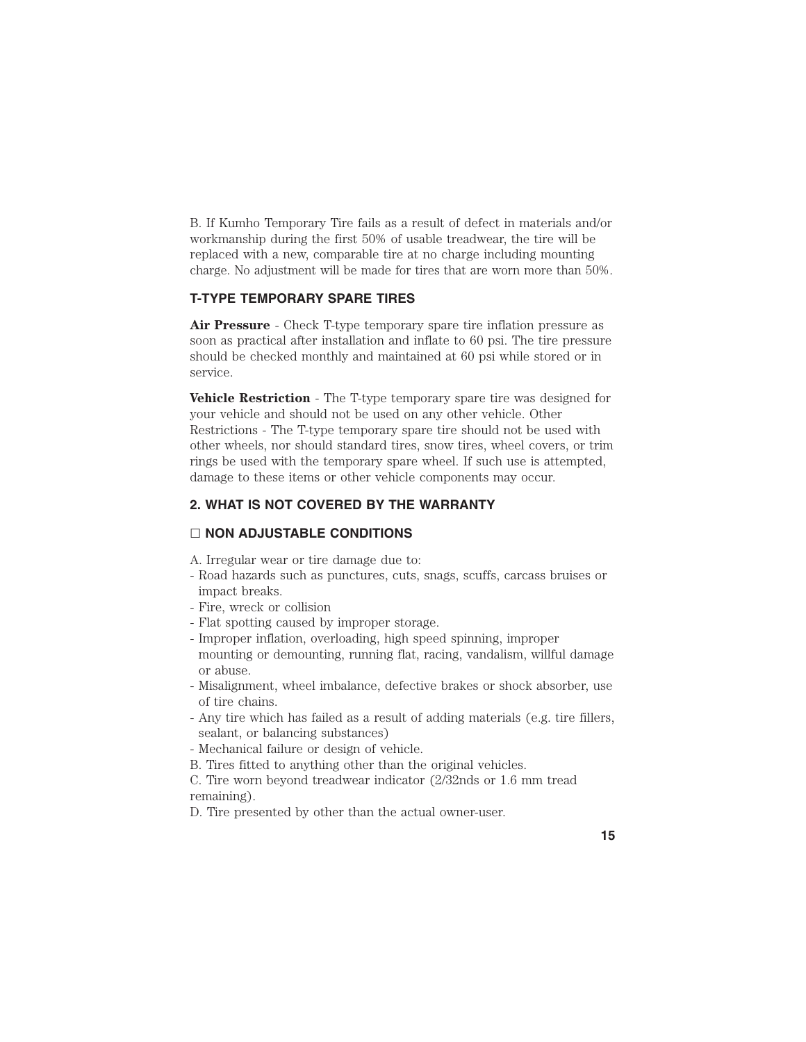B. If Kumho Temporary Tire fails as a result of defect in materials and/or workmanship during the first 50% of usable treadwear, the tire will be replaced with a new, comparable tire at no charge including mounting charge. No adjustment will be made for tires that are worn more than 50%.

### T-TYPE TEMPORARY SPARE TIRES

**Air Pressure** - Check T-type temporary spare tire inflation pressure as soon as practical after installation and inflate to 60 psi. The tire pressure should be checked monthly and maintained at 60 psi while stored or in service.

**Vehicle Restriction** - The T-type temporary spare tire was designed for your vehicle and should not be used on any other vehicle. Other Restrictions - The T-type temporary spare tire should not be used with other wheels, nor should standard tires, snow tires, wheel covers, or trim rings be used with the temporary spare wheel. If such use is attempted, damage to these items or other vehicle components may occur.

### 2. WHAT IS NOT COVERED BY THE WARRANTY

### □ NON ADJUSTABLE CONDITIONS

A. Irregular wear or tire damage due to:
- Road hazards such as punctures, cuts, snags, scuffs, carcass bruises or impact breaks.
- Fire, wreck or collision
- Flat spotting caused by improper storage.
- Improper inflation, overloading, high speed spinning, improper mounting or demounting, running flat, racing, vandalism, willful damage or abuse.
- Misalignment, wheel imbalance, defective brakes or shock absorber, use of tire chains.
- Any tire which has failed as a result of adding materials (e.g. tire fillers, sealant, or balancing substances)
- Mechanical failure or design of vehicle.

B. Tires fitted to anything other than the original vehicles.

C. Tire worn beyond treadwear indicator (2/32nds or 1.6 mm tread remaining).

D. Tire presented by other than the actual owner-user.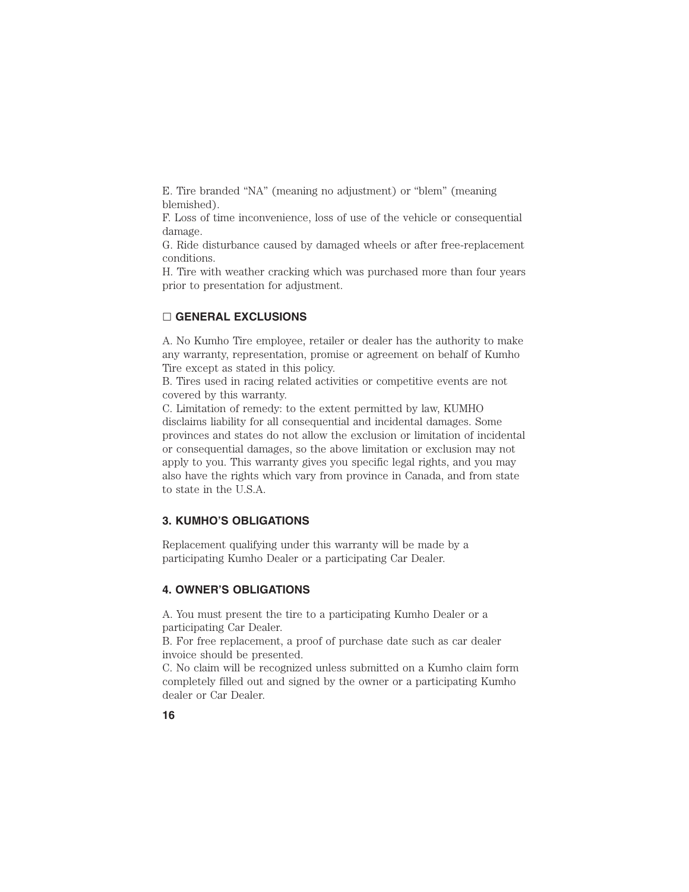E. Tire branded “NA” (meaning no adjustment) or “blem” (meaning blemished).
F. Loss of time inconvenience, loss of use of the vehicle or consequential damage.
G. Ride disturbance caused by damaged wheels or after free-replacement conditions.
H. Tire with weather cracking which was purchased more than four years prior to presentation for adjustment.

### □ GENERAL EXCLUSIONS

A. No Kumho Tire employee, retailer or dealer has the authority to make any warranty, representation, promise or agreement on behalf of Kumho Tire except as stated in this policy.
B. Tires used in racing related activities or competitive events are not covered by this warranty.
C. Limitation of remedy: to the extent permitted by law, KUMHO disclaims liability for all consequential and incidental damages. Some provinces and states do not allow the exclusion or limitation of incidental or consequential damages, so the above limitation or exclusion may not apply to you. This warranty gives you specific legal rights, and you may also have the rights which vary from province in Canada, and from state to state in the U.S.A.

## 3. KUMHO’S OBLIGATIONS

Replacement qualifying under this warranty will be made by a participating Kumho Dealer or a participating Car Dealer.

## 4. OWNER’S OBLIGATIONS

A. You must present the tire to a participating Kumho Dealer or a participating Car Dealer.
B. For free replacement, a proof of purchase date such as car dealer invoice should be presented.
C. No claim will be recognized unless submitted on a Kumho claim form completely filled out and signed by the owner or a participating Kumho dealer or Car Dealer.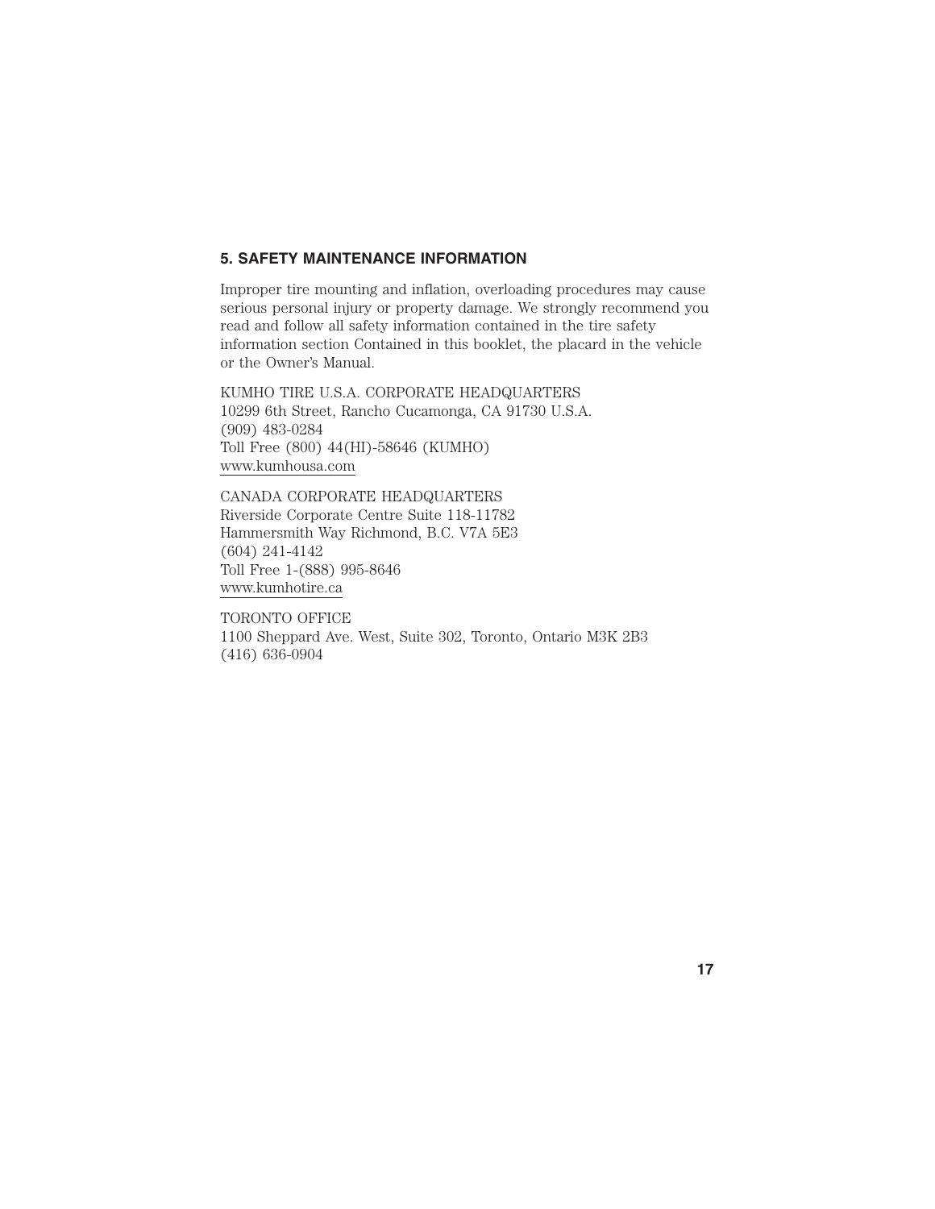### 5. SAFETY MAINTENANCE INFORMATION

Improper tire mounting and inflation, overloading procedures may cause serious personal injury or property damage. We strongly recommend you read and follow all safety information contained in the tire safety information section Contained in this booklet, the placard in the vehicle or the Owner's Manual.

KUMHO TIRE U.S.A. CORPORATE HEADQUARTERS
10299 6th Street, Rancho Cucamonga, CA 91730 U.S.A.
(909) 483-0284
Toll Free (800) 44(HI)-58646 (KUMHO)
www.kumhousa.com

CANADA CORPORATE HEADQUARTERS
Riverside Corporate Centre Suite 118-11782
Hammersmith Way Richmond, B.C. V7A 5E3
(604) 241-4142
Toll Free 1-(888) 995-8646
www.kumhotire.ca

TORONTO OFFICE
1100 Sheppard Ave. West, Suite 302, Toronto, Ontario M3K 2B3
(416) 636-0904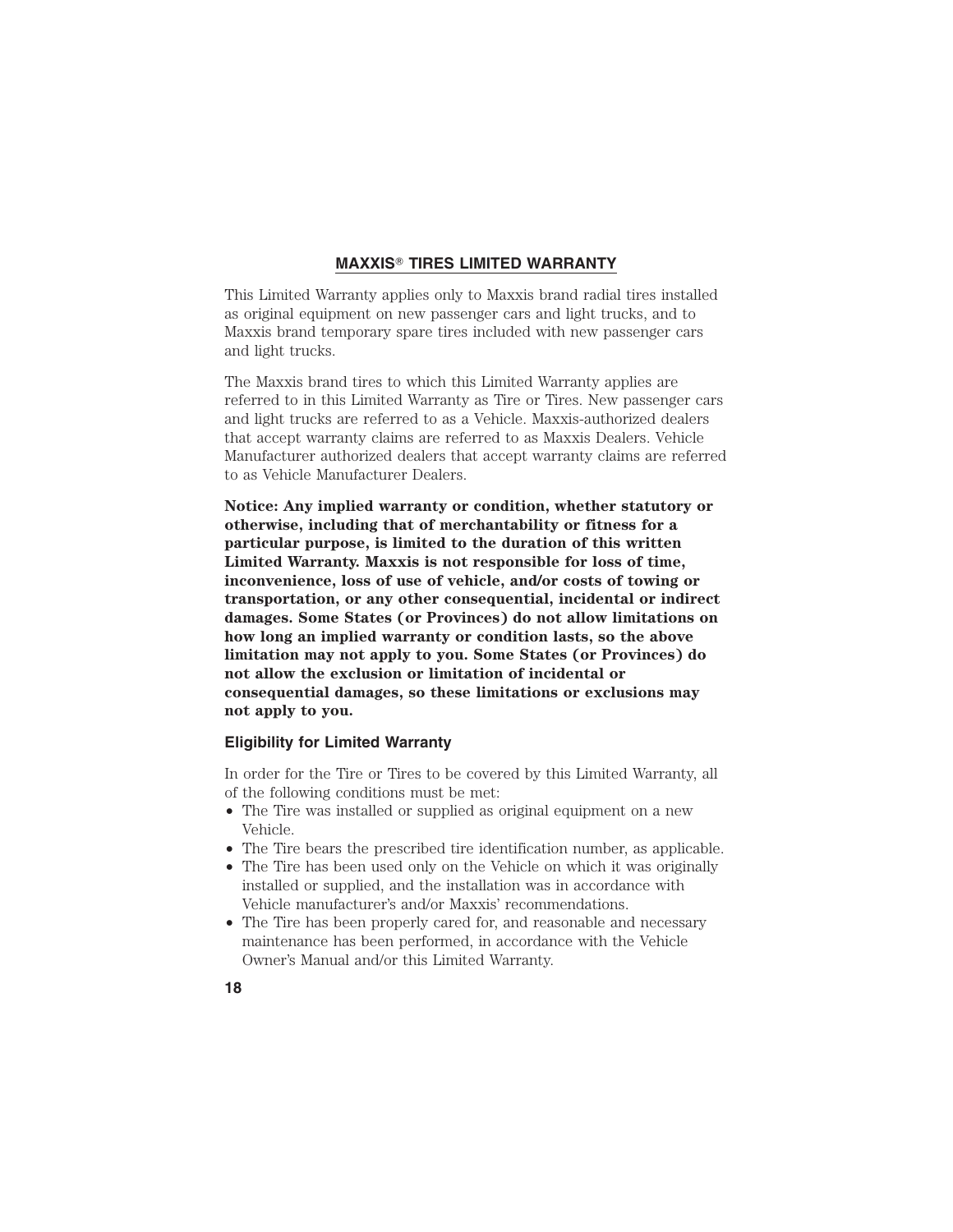## MAXXIS® TIRES LIMITED WARRANTY

This Limited Warranty applies only to Maxxis brand radial tires installed as original equipment on new passenger cars and light trucks, and to Maxxis brand temporary spare tires included with new passenger cars and light trucks.

The Maxxis brand tires to which this Limited Warranty applies are referred to in this Limited Warranty as Tire or Tires. New passenger cars and light trucks are referred to as a Vehicle. Maxxis-authorized dealers that accept warranty claims are referred to as Maxxis Dealers. Vehicle Manufacturer authorized dealers that accept warranty claims are referred to as Vehicle Manufacturer Dealers.

**Notice: Any implied warranty or condition, whether statutory or otherwise, including that of merchantability or fitness for a particular purpose, is limited to the duration of this written Limited Warranty. Maxxis is not responsible for loss of time, inconvenience, loss of use of vehicle, and/or costs of towing or transportation, or any other consequential, incidental or indirect damages. Some States (or Provinces) do not allow limitations on how long an implied warranty or condition lasts, so the above limitation may not apply to you. Some States (or Provinces) do not allow the exclusion or limitation of incidental or consequential damages, so these limitations or exclusions may not apply to you.**

### Eligibility for Limited Warranty

In order for the Tire or Tires to be covered by this Limited Warranty, all of the following conditions must be met:

- The Tire was installed or supplied as original equipment on a new Vehicle.
- The Tire bears the prescribed tire identification number, as applicable.
- The Tire has been used only on the Vehicle on which it was originally installed or supplied, and the installation was in accordance with Vehicle manufacturer's and/or Maxxis' recommendations.
- The Tire has been properly cared for, and reasonable and necessary maintenance has been performed, in accordance with the Vehicle Owner's Manual and/or this Limited Warranty.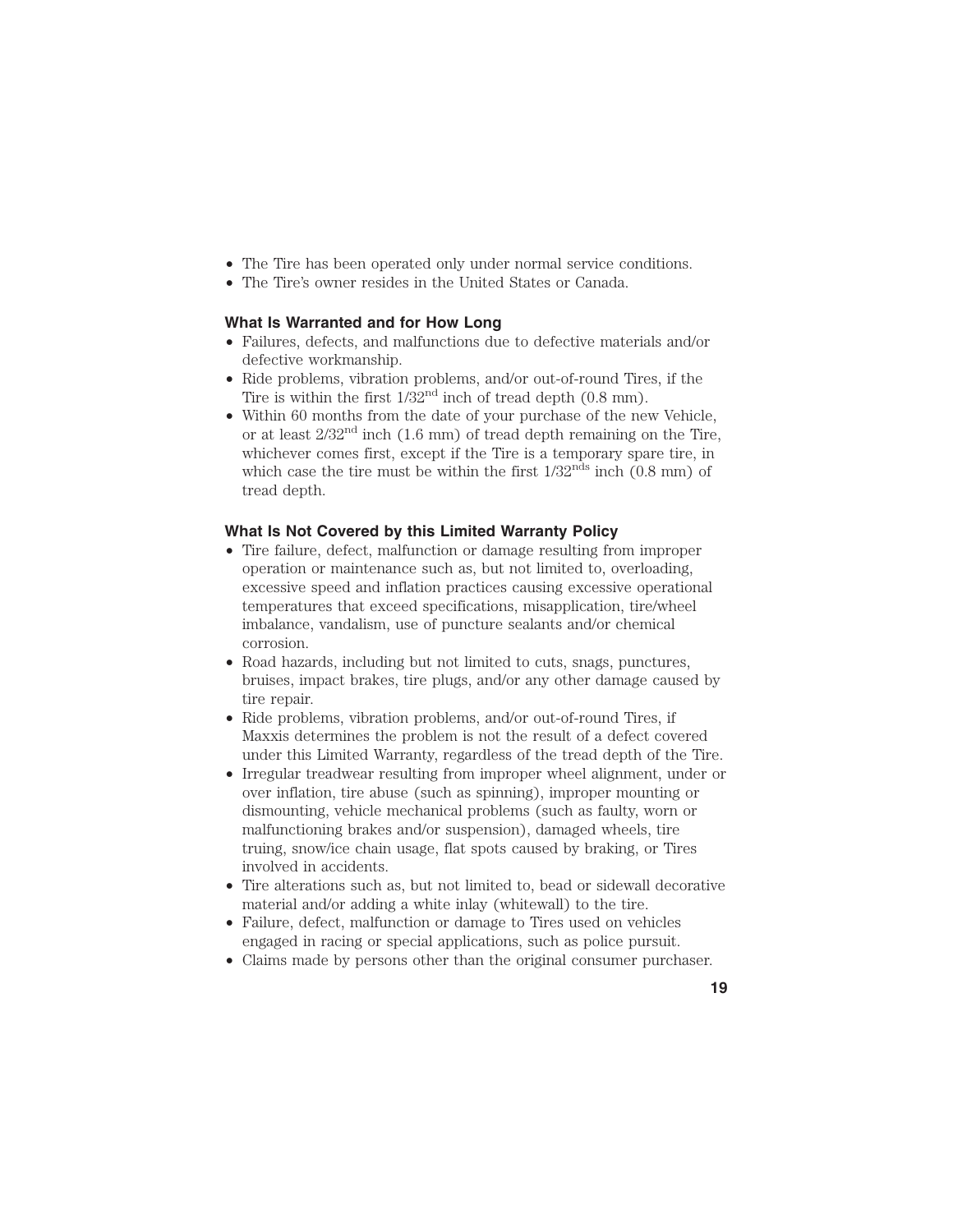- The Tire has been operated only under normal service conditions.
- The Tire's owner resides in the United States or Canada.

### What Is Warranted and for How Long

- Failures, defects, and malfunctions due to defective materials and/or defective workmanship.
- Ride problems, vibration problems, and/or out-of-round Tires, if the Tire is within the first $1/32^{nd}$ inch of tread depth (0.8 mm).
- Within 60 months from the date of your purchase of the new Vehicle, or at least $2/32^{nd}$ inch (1.6 mm) of tread depth remaining on the Tire, whichever comes first, except if the Tire is a temporary spare tire, in which case the tire must be within the first $1/32^{nds}$ inch (0.8 mm) of tread depth.

### What Is Not Covered by this Limited Warranty Policy

- Tire failure, defect, malfunction or damage resulting from improper operation or maintenance such as, but not limited to, overloading, excessive speed and inflation practices causing excessive operational temperatures that exceed specifications, misapplication, tire/wheel imbalance, vandalism, use of puncture sealants and/or chemical corrosion.
- Road hazards, including but not limited to cuts, snags, punctures, bruises, impact brakes, tire plugs, and/or any other damage caused by tire repair.
- Ride problems, vibration problems, and/or out-of-round Tires, if Maxxis determines the problem is not the result of a defect covered under this Limited Warranty, regardless of the tread depth of the Tire.
- Irregular treadwear resulting from improper wheel alignment, under or over inflation, tire abuse (such as spinning), improper mounting or dismounting, vehicle mechanical problems (such as faulty, worn or malfunctioning brakes and/or suspension), damaged wheels, tire truing, snow/ice chain usage, flat spots caused by braking, or Tires involved in accidents.
- Tire alterations such as, but not limited to, bead or sidewall decorative material and/or adding a white inlay (whitewall) to the tire.
- Failure, defect, malfunction or damage to Tires used on vehicles engaged in racing or special applications, such as police pursuit.
- Claims made by persons other than the original consumer purchaser.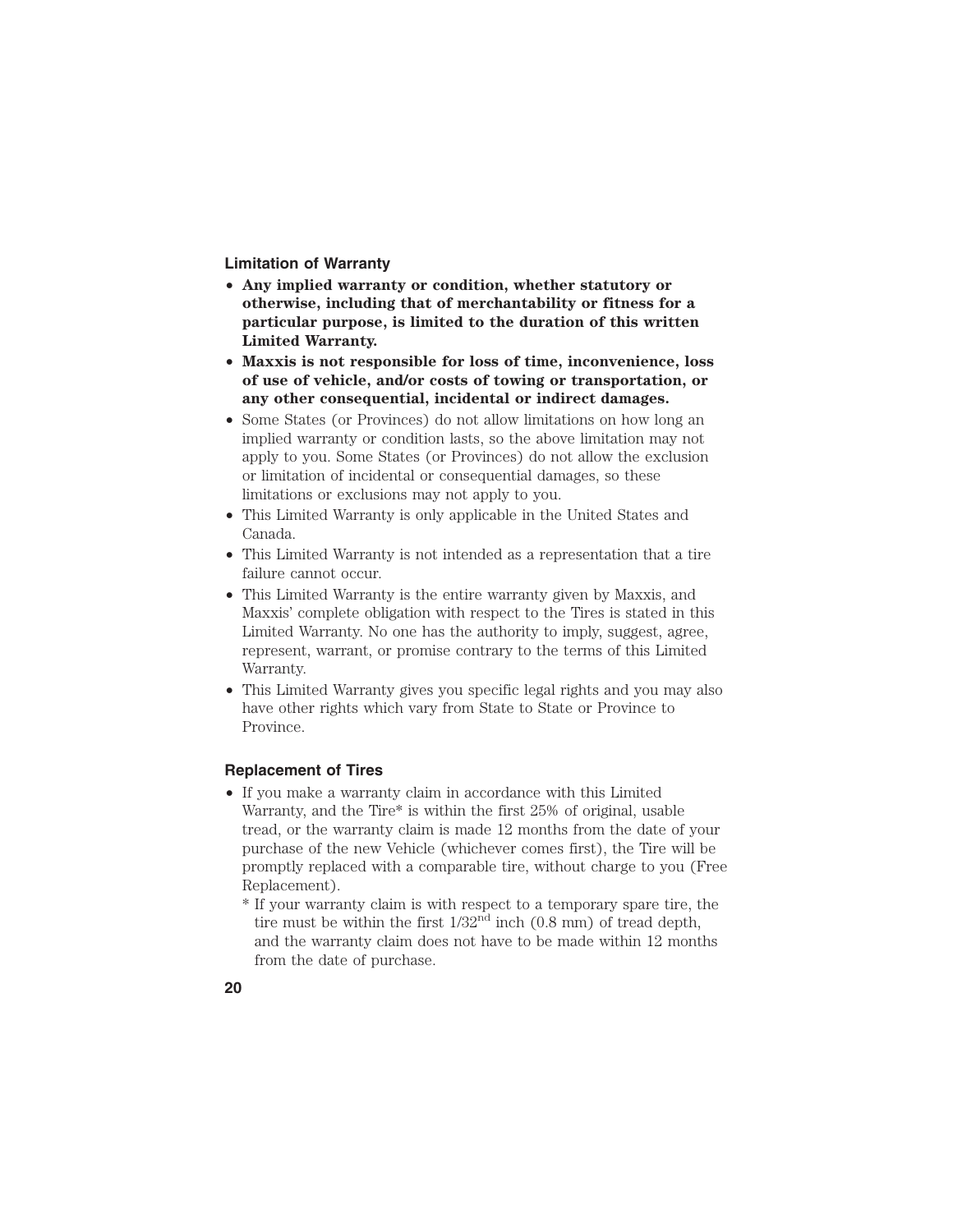### Limitation of Warranty

- **Any implied warranty or condition, whether statutory or otherwise, including that of merchantability or fitness for a particular purpose, is limited to the duration of this written Limited Warranty.**
- **Maxxis is not responsible for loss of time, inconvenience, loss of use of vehicle, and/or costs of towing or transportation, or any other consequential, incidental or indirect damages.**
- Some States (or Provinces) do not allow limitations on how long an implied warranty or condition lasts, so the above limitation may not apply to you. Some States (or Provinces) do not allow the exclusion or limitation of incidental or consequential damages, so these limitations or exclusions may not apply to you.
- This Limited Warranty is only applicable in the United States and Canada.
- This Limited Warranty is not intended as a representation that a tire failure cannot occur.
- This Limited Warranty is the entire warranty given by Maxxis, and Maxxis' complete obligation with respect to the Tires is stated in this Limited Warranty. No one has the authority to imply, suggest, agree, represent, warrant, or promise contrary to the terms of this Limited Warranty.
- This Limited Warranty gives you specific legal rights and you may also have other rights which vary from State to State or Province to Province.

### Replacement of Tires

- If you make a warranty claim in accordance with this Limited Warranty, and the Tire* is within the first 25% of original, usable tread, or the warranty claim is made 12 months from the date of your purchase of the new Vehicle (whichever comes first), the Tire will be promptly replaced with a comparable tire, without charge to you (Free Replacement).
  - \* If your warranty claim is with respect to a temporary spare tire, the tire must be within the first 1/32nd inch (0.8 mm) of tread depth, and the warranty claim does not have to be made within 12 months from the date of purchase.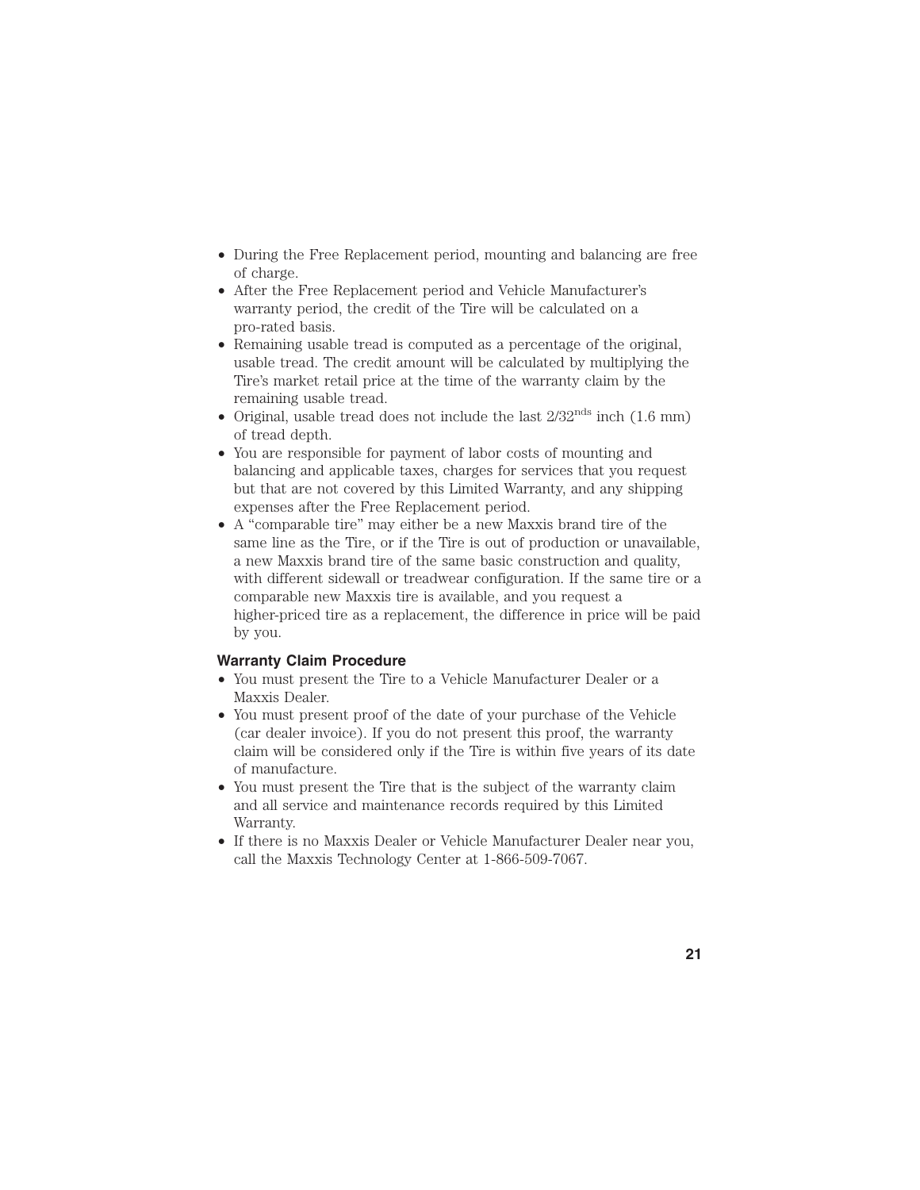- During the Free Replacement period, mounting and balancing are free of charge.
- After the Free Replacement period and Vehicle Manufacturer's warranty period, the credit of the Tire will be calculated on a pro-rated basis.
- Remaining usable tread is computed as a percentage of the original, usable tread. The credit amount will be calculated by multiplying the Tire's market retail price at the time of the warranty claim by the remaining usable tread.
- Original, usable tread does not include the last $2/32^{nds}$ inch (1.6 mm) of tread depth.
- You are responsible for payment of labor costs of mounting and balancing and applicable taxes, charges for services that you request but that are not covered by this Limited Warranty, and any shipping expenses after the Free Replacement period.
- A "comparable tire" may either be a new Maxxis brand tire of the same line as the Tire, or if the Tire is out of production or unavailable, a new Maxxis brand tire of the same basic construction and quality, with different sidewall or treadwear configuration. If the same tire or a comparable new Maxxis tire is available, and you request a higher-priced tire as a replacement, the difference in price will be paid by you.

### Warranty Claim Procedure

- You must present the Tire to a Vehicle Manufacturer Dealer or a Maxxis Dealer.
- You must present proof of the date of your purchase of the Vehicle (car dealer invoice). If you do not present this proof, the warranty claim will be considered only if the Tire is within five years of its date of manufacture.
- You must present the Tire that is the subject of the warranty claim and all service and maintenance records required by this Limited Warranty.
- If there is no Maxxis Dealer or Vehicle Manufacturer Dealer near you, call the Maxxis Technology Center at 1-866-509-7067.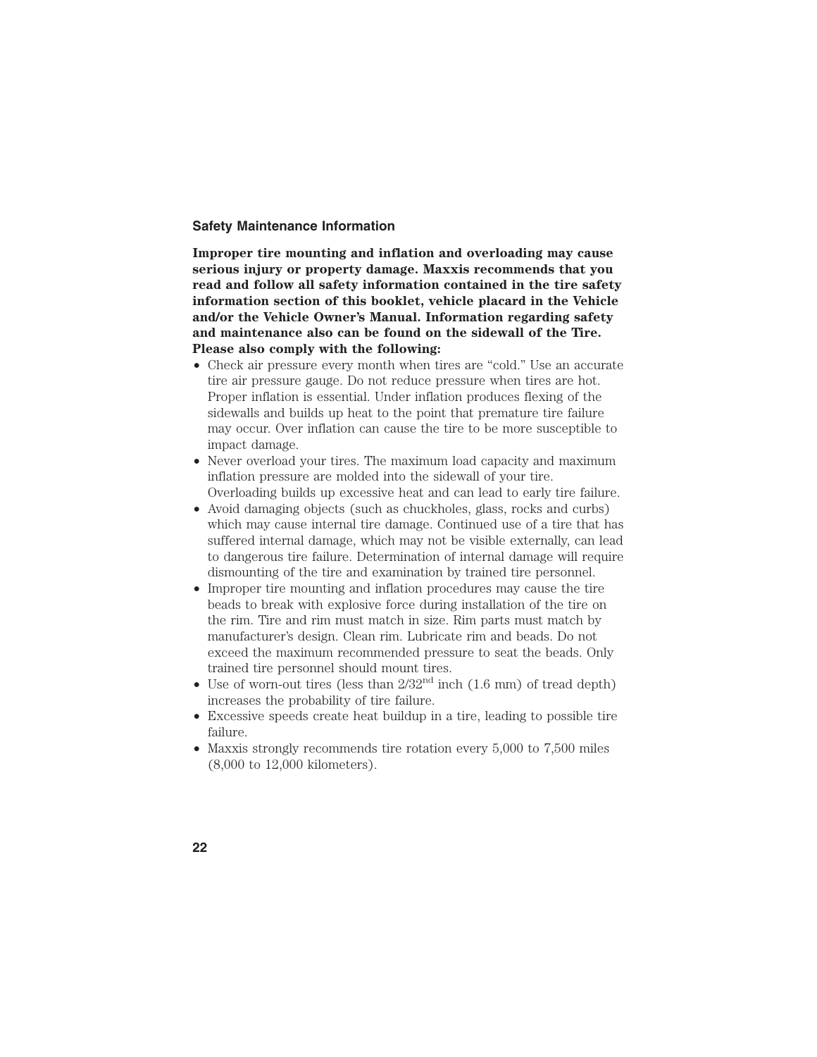## Safety Maintenance Information

**Improper tire mounting and inflation and overloading may cause serious injury or property damage. Maxxis recommends that you read and follow all safety information contained in the tire safety information section of this booklet, vehicle placard in the Vehicle and/or the Vehicle Owner's Manual. Information regarding safety and maintenance also can be found on the sidewall of the Tire. Please also comply with the following:**

- Check air pressure every month when tires are "cold." Use an accurate tire air pressure gauge. Do not reduce pressure when tires are hot. Proper inflation is essential. Under inflation produces flexing of the sidewalls and builds up heat to the point that premature tire failure may occur. Over inflation can cause the tire to be more susceptible to impact damage.
- Never overload your tires. The maximum load capacity and maximum inflation pressure are molded into the sidewall of your tire. Overloading builds up excessive heat and can lead to early tire failure.
- Avoid damaging objects (such as chuckholes, glass, rocks and curbs) which may cause internal tire damage. Continued use of a tire that has suffered internal damage, which may not be visible externally, can lead to dangerous tire failure. Determination of internal damage will require dismounting of the tire and examination by trained tire personnel.
- Improper tire mounting and inflation procedures may cause the tire beads to break with explosive force during installation of the tire on the rim. Tire and rim must match in size. Rim parts must match by manufacturer's design. Clean rim. Lubricate rim and beads. Do not exceed the maximum recommended pressure to seat the beads. Only trained tire personnel should mount tires.
- Use of worn-out tires (less than $2/32^{nd}$ inch (1.6 mm) of tread depth) increases the probability of tire failure.
- Excessive speeds create heat buildup in a tire, leading to possible tire failure.
- Maxxis strongly recommends tire rotation every 5,000 to 7,500 miles (8,000 to 12,000 kilometers).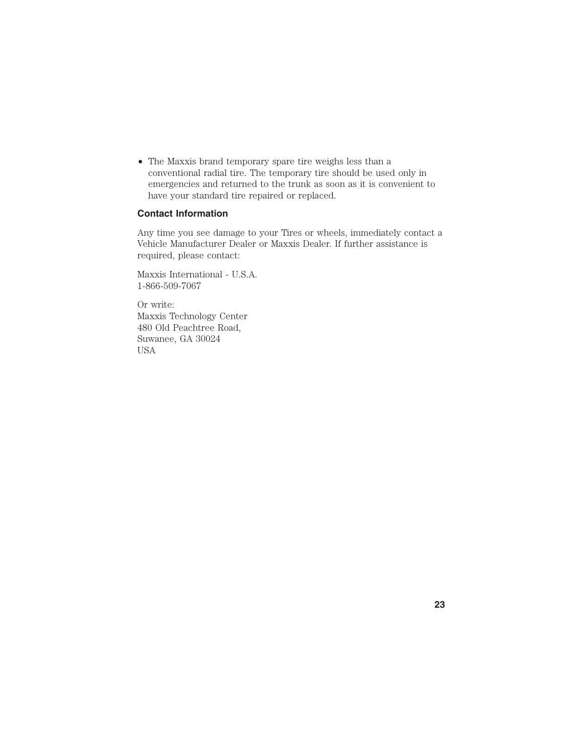- The Maxxis brand temporary spare tire weighs less than a conventional radial tire. The temporary tire should be used only in emergencies and returned to the trunk as soon as it is convenient to have your standard tire repaired or replaced.

### Contact Information

Any time you see damage to your Tires or wheels, immediately contact a Vehicle Manufacturer Dealer or Maxxis Dealer. If further assistance is required, please contact:

Maxxis International - U.S.A.
1-866-509-7067

Or write:
Maxxis Technology Center
480 Old Peachtree Road,
Suwanee, GA 30024
USA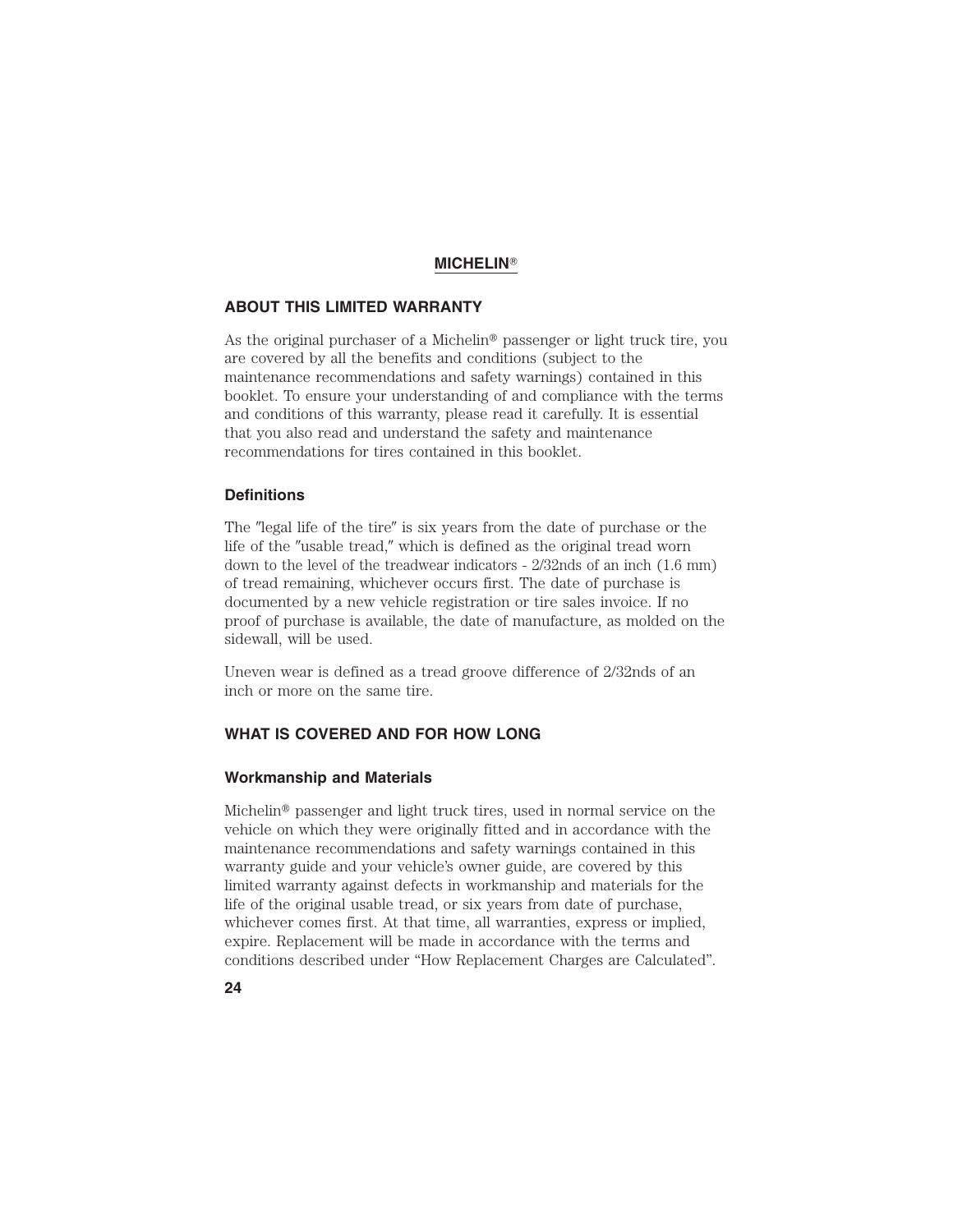# MICHELIN®

## ABOUT THIS LIMITED WARRANTY

As the original purchaser of a Michelin® passenger or light truck tire, you are covered by all the benefits and conditions (subject to the maintenance recommendations and safety warnings) contained in this booklet. To ensure your understanding of and compliance with the terms and conditions of this warranty, please read it carefully. It is essential that you also read and understand the safety and maintenance recommendations for tires contained in this booklet.

### Definitions

The "legal life of the tire" is six years from the date of purchase or the life of the "usable tread," which is defined as the original tread worn down to the level of the treadwear indicators - 2/32nds of an inch (1.6 mm) of tread remaining, whichever occurs first. The date of purchase is documented by a new vehicle registration or tire sales invoice. If no proof of purchase is available, the date of manufacture, as molded on the sidewall, will be used.

Uneven wear is defined as a tread groove difference of 2/32nds of an inch or more on the same tire.

## WHAT IS COVERED AND FOR HOW LONG

### Workmanship and Materials

Michelin® passenger and light truck tires, used in normal service on the vehicle on which they were originally fitted and in accordance with the maintenance recommendations and safety warnings contained in this warranty guide and your vehicle's owner guide, are covered by this limited warranty against defects in workmanship and materials for the life of the original usable tread, or six years from date of purchase, whichever comes first. At that time, all warranties, express or implied, expire. Replacement will be made in accordance with the terms and conditions described under "How Replacement Charges are Calculated".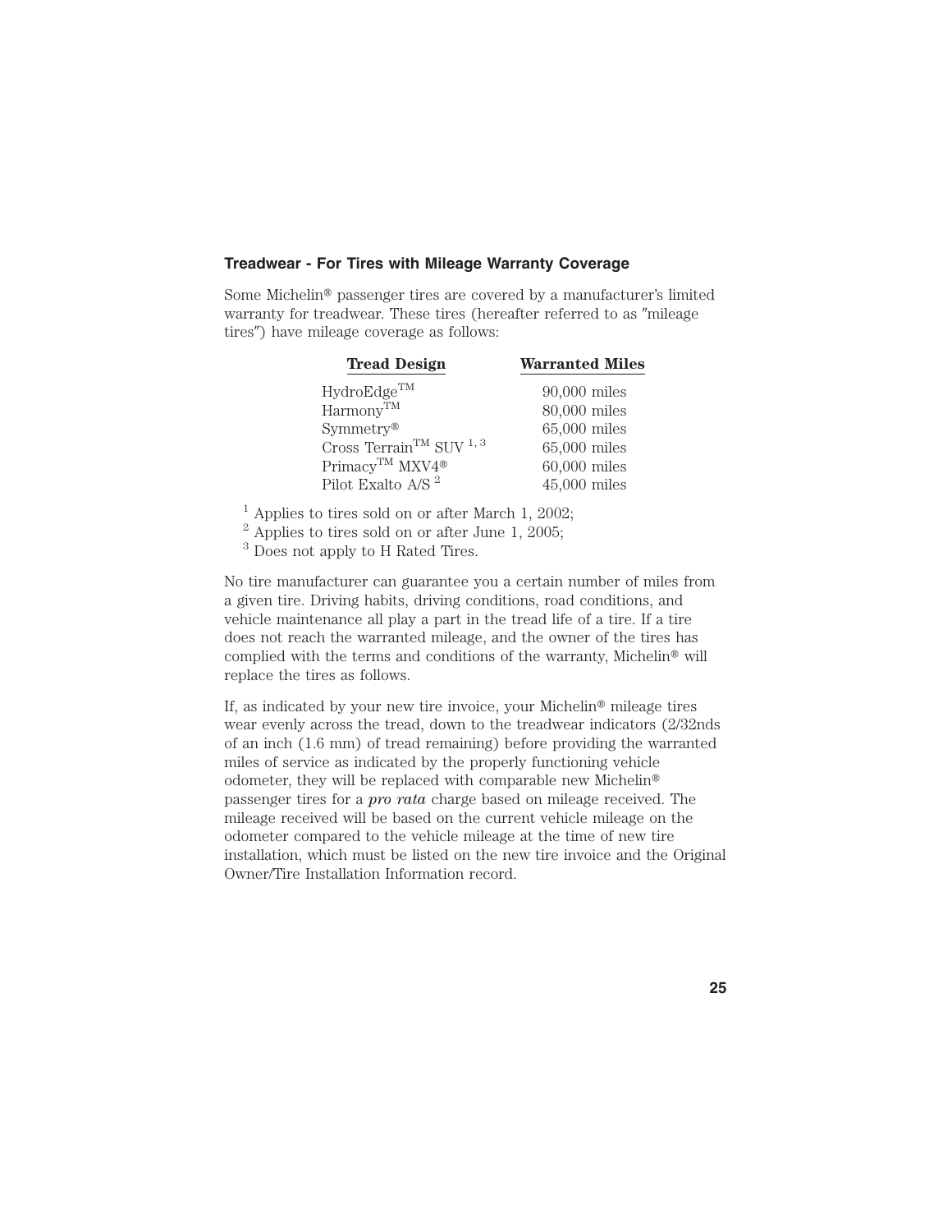### Treadwear - For Tires with Mileage Warranty Coverage

Some Michelin® passenger tires are covered by a manufacturer's limited warranty for treadwear. These tires (hereafter referred to as "mileage tires") have mileage coverage as follows:

| Tread Design | Warranted Miles |
|---|---|
| HydroEdge™ | 90,000 miles |
| Harmony™ | 80,000 miles |
| Symmetry® | 65,000 miles |
| Cross Terrain™ SUV [1, 3] | 65,000 miles |
| Primacy™ MXV4® | 60,000 miles |
| Pilot Exalto A/S [2] | 45,000 miles |

[1] Applies to tires sold on or after March 1, 2002;
[2] Applies to tires sold on or after June 1, 2005;
[3] Does not apply to H Rated Tires.

No tire manufacturer can guarantee you a certain number of miles from a given tire. Driving habits, driving conditions, road conditions, and vehicle maintenance all play a part in the tread life of a tire. If a tire does not reach the warranted mileage, and the owner of the tires has complied with the terms and conditions of the warranty, Michelin® will replace the tires as follows.

If, as indicated by your new tire invoice, your Michelin® mileage tires wear evenly across the tread, down to the treadwear indicators (2/32nds of an inch (1.6 mm) of tread remaining) before providing the warranted miles of service as indicated by the properly functioning vehicle odometer, they will be replaced with comparable new Michelin® passenger tires for a ***pro rata*** charge based on mileage received. The mileage received will be based on the current vehicle mileage on the odometer compared to the vehicle mileage at the time of new tire installation, which must be listed on the new tire invoice and the Original Owner/Tire Installation Information record.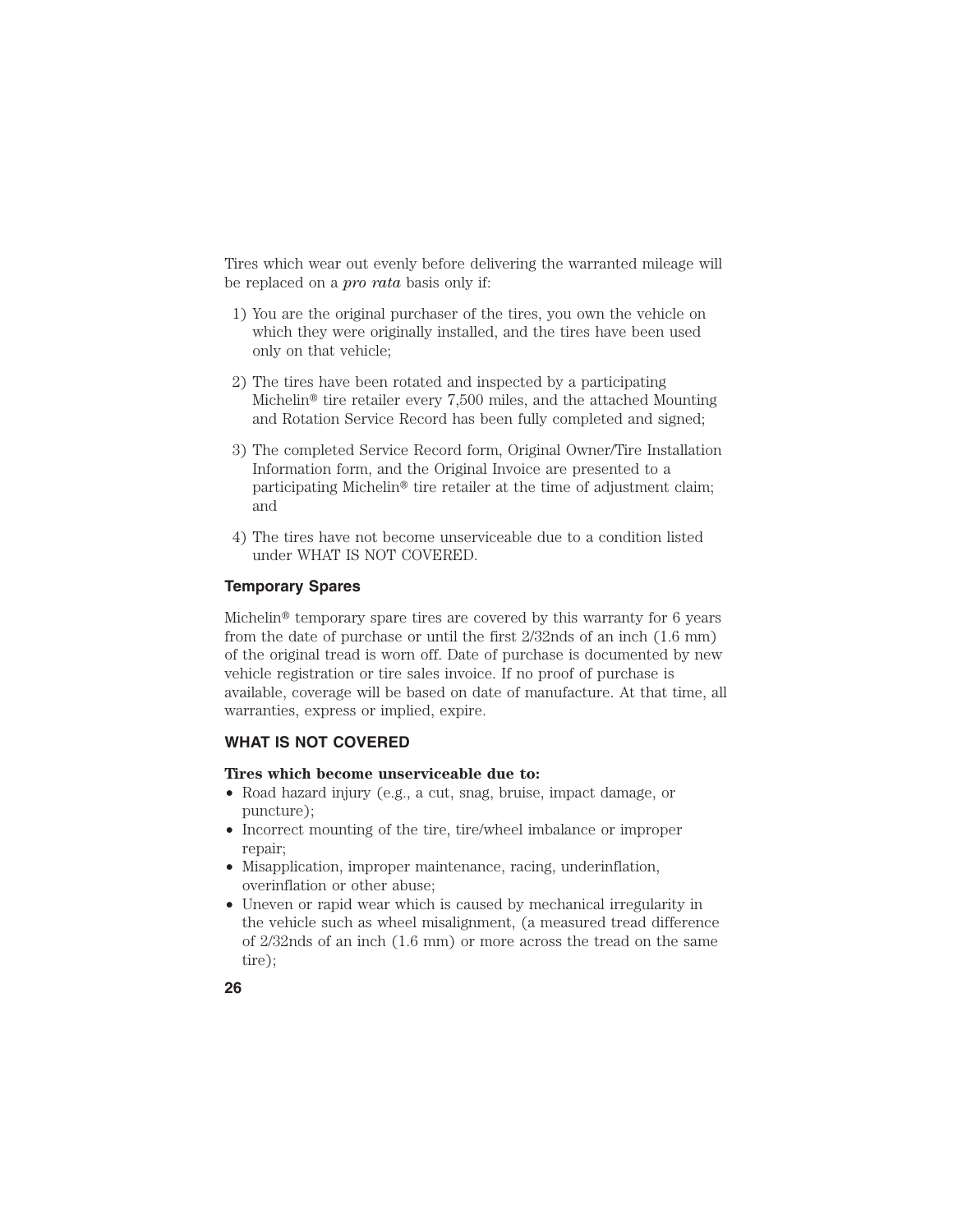Tires which wear out evenly before delivering the warranted mileage will be replaced on a *pro rata* basis only if:

1) You are the original purchaser of the tires, you own the vehicle on which they were originally installed, and the tires have been used only on that vehicle;

2) The tires have been rotated and inspected by a participating Michelin® tire retailer every 7,500 miles, and the attached Mounting and Rotation Service Record has been fully completed and signed;

3) The completed Service Record form, Original Owner/Tire Installation Information form, and the Original Invoice are presented to a participating Michelin® tire retailer at the time of adjustment claim; and

4) The tires have not become unserviceable due to a condition listed under WHAT IS NOT COVERED.

### Temporary Spares

Michelin® temporary spare tires are covered by this warranty for 6 years from the date of purchase or until the first 2/32nds of an inch (1.6 mm) of the original tread is worn off. Date of purchase is documented by new vehicle registration or tire sales invoice. If no proof of purchase is available, coverage will be based on date of manufacture. At that time, all warranties, express or implied, expire.

## WHAT IS NOT COVERED

**Tires which become unserviceable due to:**

- Road hazard injury (e.g., a cut, snag, bruise, impact damage, or puncture);
- Incorrect mounting of the tire, tire/wheel imbalance or improper repair;
- Misapplication, improper maintenance, racing, underinflation, overinflation or other abuse;
- Uneven or rapid wear which is caused by mechanical irregularity in the vehicle such as wheel misalignment, (a measured tread difference of 2/32nds of an inch (1.6 mm) or more across the tread on the same tire);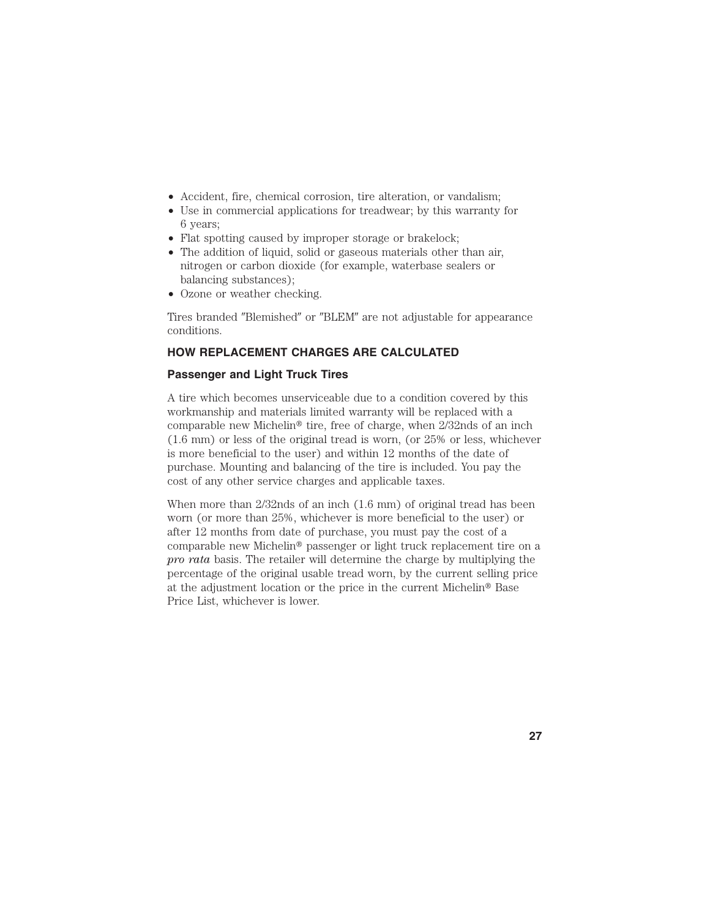- Accident, fire, chemical corrosion, tire alteration, or vandalism;
- Use in commercial applications for treadwear; by this warranty for 6 years;
- Flat spotting caused by improper storage or brakelock;
- The addition of liquid, solid or gaseous materials other than air, nitrogen or carbon dioxide (for example, waterbase sealers or balancing substances);
- Ozone or weather checking.

Tires branded ″Blemished″ or ″BLEM″ are not adjustable for appearance conditions.

## HOW REPLACEMENT CHARGES ARE CALCULATED

### Passenger and Light Truck Tires

A tire which becomes unserviceable due to a condition covered by this workmanship and materials limited warranty will be replaced with a comparable new Michelin® tire, free of charge, when 2/32nds of an inch (1.6 mm) or less of the original tread is worn, (or 25% or less, whichever is more beneficial to the user) and within 12 months of the date of purchase. Mounting and balancing of the tire is included. You pay the cost of any other service charges and applicable taxes.

When more than 2/32nds of an inch (1.6 mm) of original tread has been worn (or more than 25%, whichever is more beneficial to the user) or after 12 months from date of purchase, you must pay the cost of a comparable new Michelin® passenger or light truck replacement tire on a *pro rata* basis. The retailer will determine the charge by multiplying the percentage of the original usable tread worn, by the current selling price at the adjustment location or the price in the current Michelin® Base Price List, whichever is lower.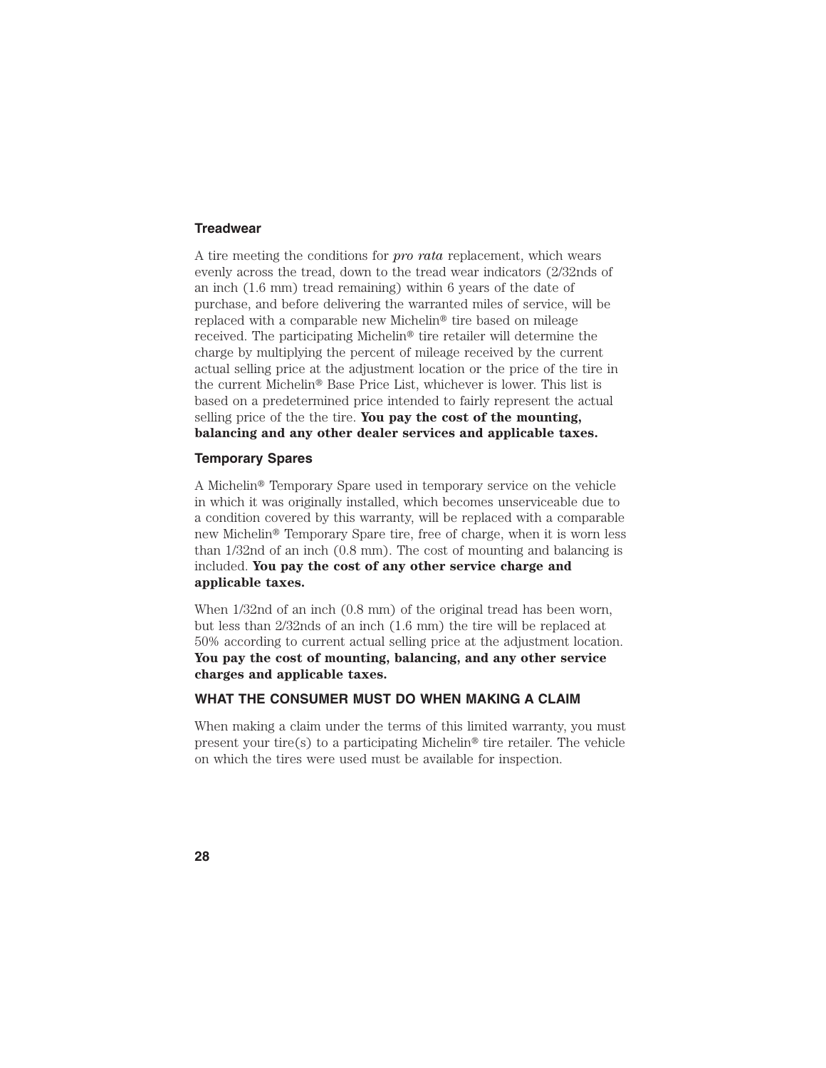### Treadwear

A tire meeting the conditions for *pro rata* replacement, which wears evenly across the tread, down to the tread wear indicators (2/32nds of an inch (1.6 mm) tread remaining) within 6 years of the date of purchase, and before delivering the warranted miles of service, will be replaced with a comparable new Michelin® tire based on mileage received. The participating Michelin® tire retailer will determine the charge by multiplying the percent of mileage received by the current actual selling price at the adjustment location or the price of the tire in the current Michelin® Base Price List, whichever is lower. This list is based on a predetermined price intended to fairly represent the actual selling price of the the tire. **You pay the cost of the mounting, balancing and any other dealer services and applicable taxes.**

### Temporary Spares

A Michelin® Temporary Spare used in temporary service on the vehicle in which it was originally installed, which becomes unserviceable due to a condition covered by this warranty, will be replaced with a comparable new Michelin® Temporary Spare tire, free of charge, when it is worn less than 1/32nd of an inch (0.8 mm). The cost of mounting and balancing is included. **You pay the cost of any other service charge and applicable taxes.**

When 1/32nd of an inch (0.8 mm) of the original tread has been worn, but less than 2/32nds of an inch (1.6 mm) the tire will be replaced at 50% according to current actual selling price at the adjustment location. **You pay the cost of mounting, balancing, and any other service charges and applicable taxes.**

## WHAT THE CONSUMER MUST DO WHEN MAKING A CLAIM

When making a claim under the terms of this limited warranty, you must present your tire(s) to a participating Michelin® tire retailer. The vehicle on which the tires were used must be available for inspection.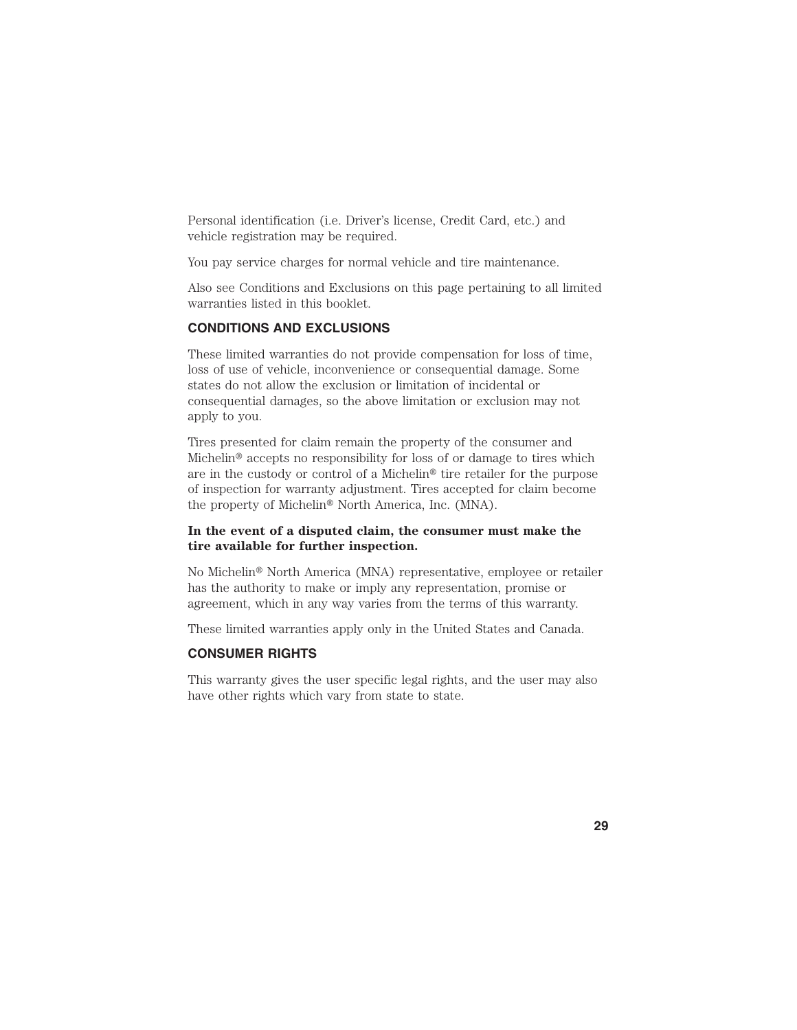Personal identification (i.e. Driver's license, Credit Card, etc.) and vehicle registration may be required.

You pay service charges for normal vehicle and tire maintenance.

Also see Conditions and Exclusions on this page pertaining to all limited warranties listed in this booklet.

## CONDITIONS AND EXCLUSIONS

These limited warranties do not provide compensation for loss of time, loss of use of vehicle, inconvenience or consequential damage. Some states do not allow the exclusion or limitation of incidental or consequential damages, so the above limitation or exclusion may not apply to you.

Tires presented for claim remain the property of the consumer and Michelin® accepts no responsibility for loss of or damage to tires which are in the custody or control of a Michelin® tire retailer for the purpose of inspection for warranty adjustment. Tires accepted for claim become the property of Michelin® North America, Inc. (MNA).

**In the event of a disputed claim, the consumer must make the tire available for further inspection.**

No Michelin® North America (MNA) representative, employee or retailer has the authority to make or imply any representation, promise or agreement, which in any way varies from the terms of this warranty.

These limited warranties apply only in the United States and Canada.

## CONSUMER RIGHTS

This warranty gives the user specific legal rights, and the user may also have other rights which vary from state to state.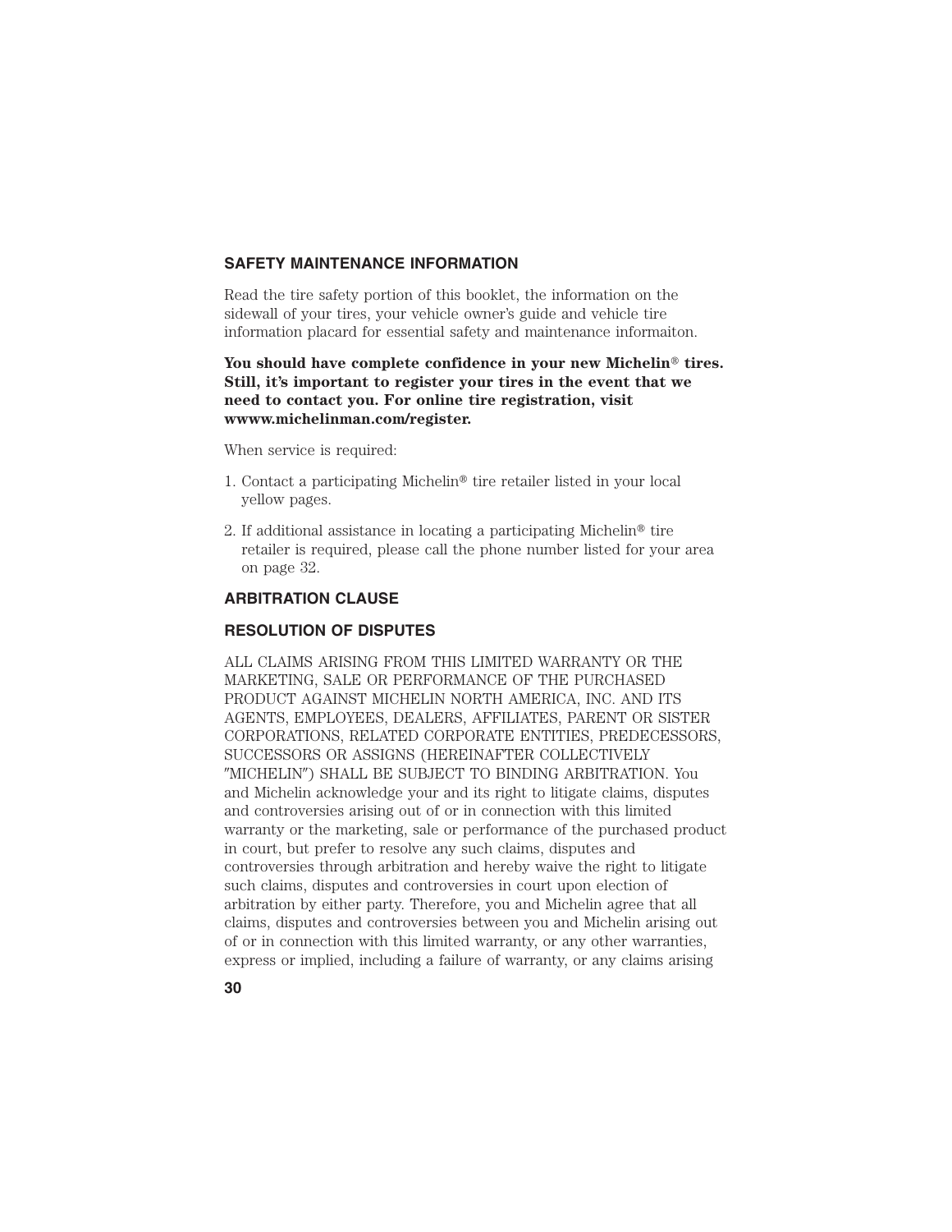## SAFETY MAINTENANCE INFORMATION

Read the tire safety portion of this booklet, the information on the sidewall of your tires, your vehicle owner's guide and vehicle tire information placard for essential safety and maintenance informaiton.

**You should have complete confidence in your new Michelin® tires. Still, it's important to register your tires in the event that we need to contact you. For online tire registration, visit wwww.michelinman.com/register.**

When service is required:

1. Contact a participating Michelin® tire retailer listed in your local yellow pages.
2. If additional assistance in locating a participating Michelin® tire retailer is required, please call the phone number listed for your area on page 32.

## ARBITRATION CLAUSE

## RESOLUTION OF DISPUTES

ALL CLAIMS ARISING FROM THIS LIMITED WARRANTY OR THE MARKETING, SALE OR PERFORMANCE OF THE PURCHASED PRODUCT AGAINST MICHELIN NORTH AMERICA, INC. AND ITS AGENTS, EMPLOYEES, DEALERS, AFFILIATES, PARENT OR SISTER CORPORATIONS, RELATED CORPORATE ENTITIES, PREDECESSORS, SUCCESSORS OR ASSIGNS (HEREINAFTER COLLECTIVELY "MICHELIN") SHALL BE SUBJECT TO BINDING ARBITRATION. You and Michelin acknowledge your and its right to litigate claims, disputes and controversies arising out of or in connection with this limited warranty or the marketing, sale or performance of the purchased product in court, but prefer to resolve any such claims, disputes and controversies through arbitration and hereby waive the right to litigate such claims, disputes and controversies in court upon election of arbitration by either party. Therefore, you and Michelin agree that all claims, disputes and controversies between you and Michelin arising out of or in connection with this limited warranty, or any other warranties, express or implied, including a failure of warranty, or any claims arising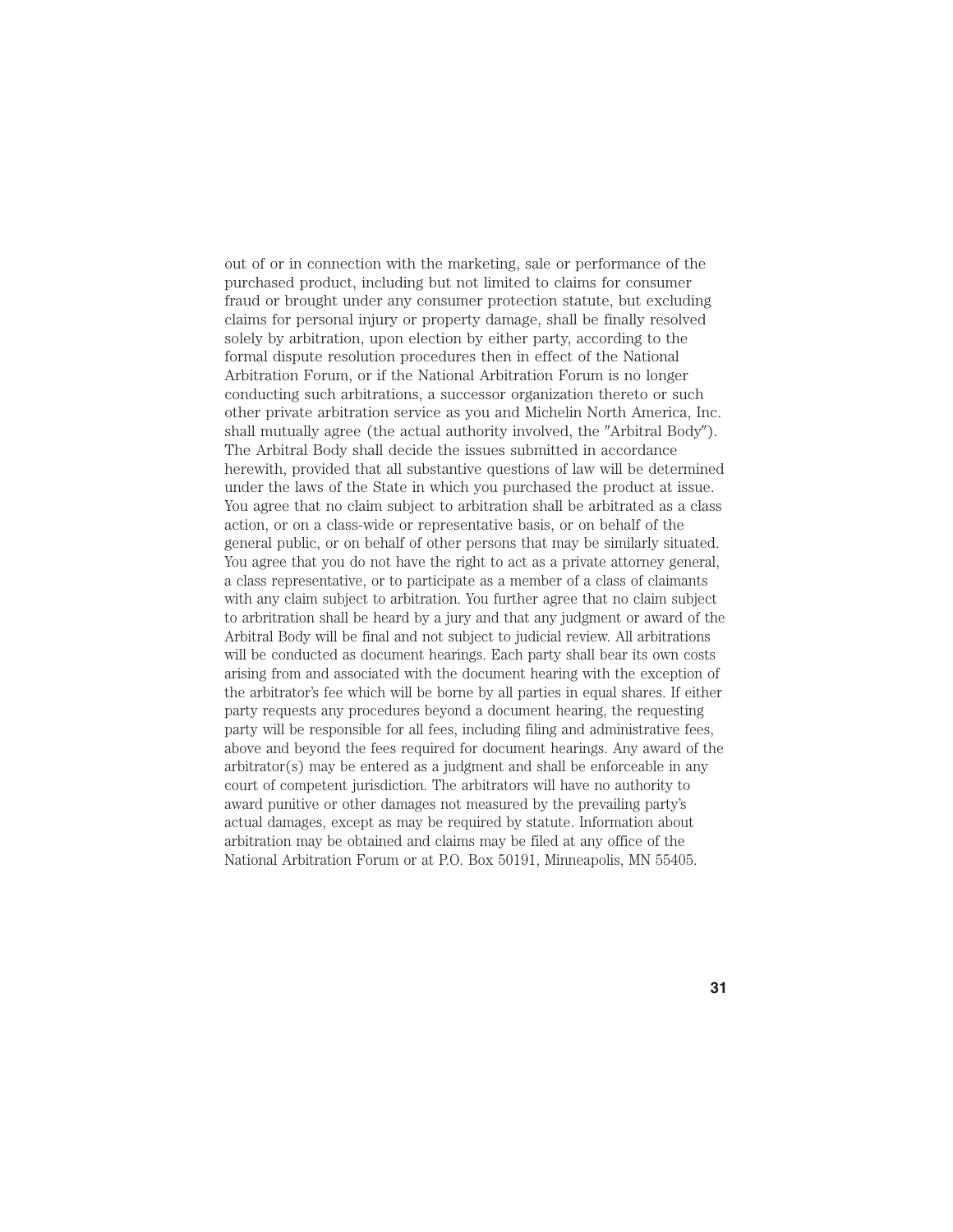out of or in connection with the marketing, sale or performance of the purchased product, including but not limited to claims for consumer fraud or brought under any consumer protection statute, but excluding claims for personal injury or property damage, shall be finally resolved solely by arbitration, upon election by either party, according to the formal dispute resolution procedures then in effect of the National Arbitration Forum, or if the National Arbitration Forum is no longer conducting such arbitrations, a successor organization thereto or such other private arbitration service as you and Michelin North America, Inc. shall mutually agree (the actual authority involved, the "Arbitral Body"). The Arbitral Body shall decide the issues submitted in accordance herewith, provided that all substantive questions of law will be determined under the laws of the State in which you purchased the product at issue. You agree that no claim subject to arbitration shall be arbitrated as a class action, or on a class-wide or representative basis, or on behalf of the general public, or on behalf of other persons that may be similarly situated. You agree that you do not have the right to act as a private attorney general, a class representative, or to participate as a member of a class of claimants with any claim subject to arbitration. You further agree that no claim subject to arbritration shall be heard by a jury and that any judgment or award of the Arbitral Body will be final and not subject to judicial review. All arbitrations will be conducted as document hearings. Each party shall bear its own costs arising from and associated with the document hearing with the exception of the arbitrator's fee which will be borne by all parties in equal shares. If either party requests any procedures beyond a document hearing, the requesting party will be responsible for all fees, including filing and administrative fees, above and beyond the fees required for document hearings. Any award of the arbitrator(s) may be entered as a judgment and shall be enforceable in any court of competent jurisdiction. The arbitrators will have no authority to award punitive or other damages not measured by the prevailing party's actual damages, except as may be required by statute. Information about arbitration may be obtained and claims may be filed at any office of the National Arbitration Forum or at P.O. Box 50191, Minneapolis, MN 55405.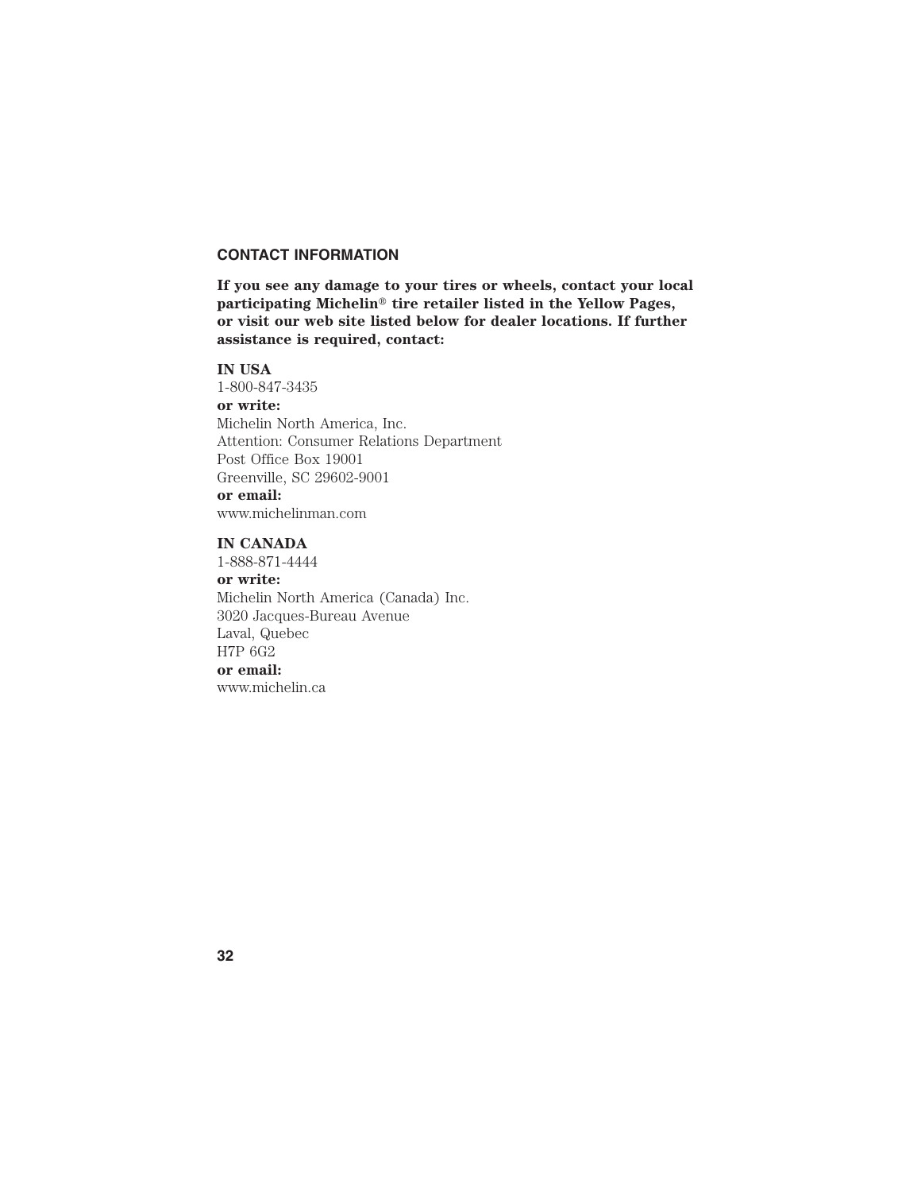## CONTACT INFORMATION

**If you see any damage to your tires or wheels, contact your local participating Michelin® tire retailer listed in the Yellow Pages, or visit our web site listed below for dealer locations. If further assistance is required, contact:**

**IN USA**
1-800-847-3435
**or write:**
Michelin North America, Inc.
Attention: Consumer Relations Department
Post Office Box 19001
Greenville, SC 29602-9001
**or email:**
www.michelinman.com

**IN CANADA**
1-888-871-4444
**or write:**
Michelin North America (Canada) Inc.
3020 Jacques-Bureau Avenue
Laval, Quebec
H7P 6G2
**or email:**
www.michelin.ca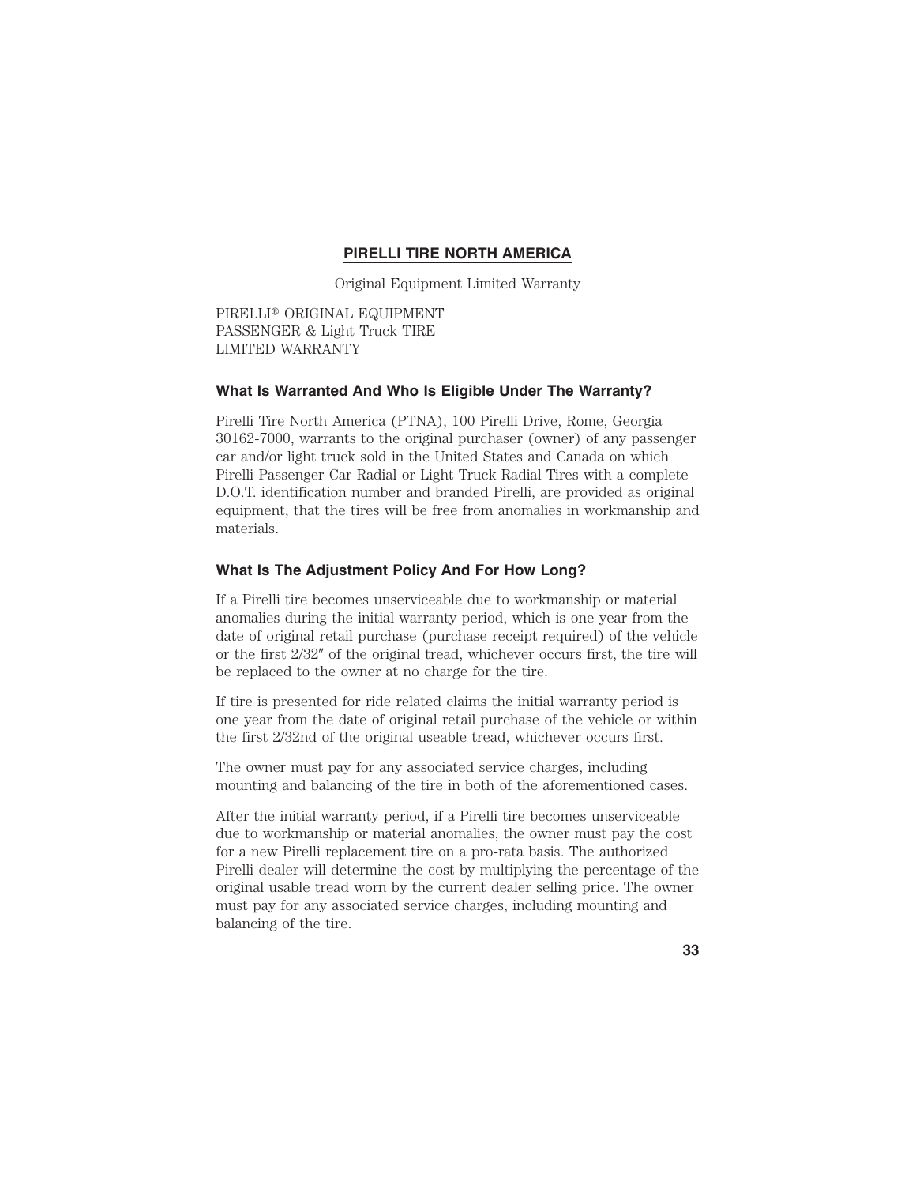## PIRELLI TIRE NORTH AMERICA

Original Equipment Limited Warranty

PIRELLI® ORIGINAL EQUIPMENT
PASSENGER & Light Truck TIRE
LIMITED WARRANTY

### What Is Warranted And Who Is Eligible Under The Warranty?

Pirelli Tire North America (PTNA), 100 Pirelli Drive, Rome, Georgia 30162-7000, warrants to the original purchaser (owner) of any passenger car and/or light truck sold in the United States and Canada on which Pirelli Passenger Car Radial or Light Truck Radial Tires with a complete D.O.T. identification number and branded Pirelli, are provided as original equipment, that the tires will be free from anomalies in workmanship and materials.

### What Is The Adjustment Policy And For How Long?

If a Pirelli tire becomes unserviceable due to workmanship or material anomalies during the initial warranty period, which is one year from the date of original retail purchase (purchase receipt required) of the vehicle or the first 2/32″ of the original tread, whichever occurs first, the tire will be replaced to the owner at no charge for the tire.

If tire is presented for ride related claims the initial warranty period is one year from the date of original retail purchase of the vehicle or within the first 2/32nd of the original useable tread, whichever occurs first.

The owner must pay for any associated service charges, including mounting and balancing of the tire in both of the aforementioned cases.

After the initial warranty period, if a Pirelli tire becomes unserviceable due to workmanship or material anomalies, the owner must pay the cost for a new Pirelli replacement tire on a pro-rata basis. The authorized Pirelli dealer will determine the cost by multiplying the percentage of the original usable tread worn by the current dealer selling price. The owner must pay for any associated service charges, including mounting and balancing of the tire.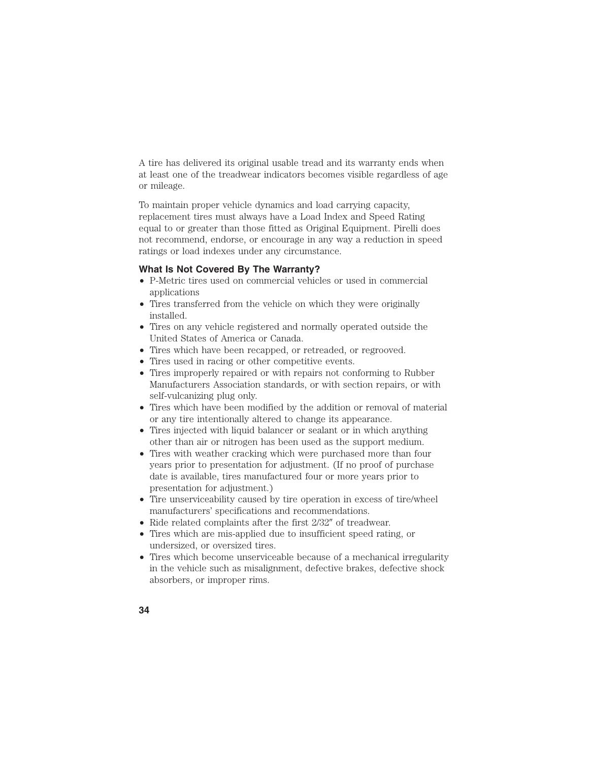A tire has delivered its original usable tread and its warranty ends when at least one of the treadwear indicators becomes visible regardless of age or mileage.

To maintain proper vehicle dynamics and load carrying capacity, replacement tires must always have a Load Index and Speed Rating equal to or greater than those fitted as Original Equipment. Pirelli does not recommend, endorse, or encourage in any way a reduction in speed ratings or load indexes under any circumstance.

### What Is Not Covered By The Warranty?

- P-Metric tires used on commercial vehicles or used in commercial applications
- Tires transferred from the vehicle on which they were originally installed.
- Tires on any vehicle registered and normally operated outside the United States of America or Canada.
- Tires which have been recapped, or retreaded, or regrooved.
- Tires used in racing or other competitive events.
- Tires improperly repaired or with repairs not conforming to Rubber Manufacturers Association standards, or with section repairs, or with self-vulcanizing plug only.
- Tires which have been modified by the addition or removal of material or any tire intentionally altered to change its appearance.
- Tires injected with liquid balancer or sealant or in which anything other than air or nitrogen has been used as the support medium.
- Tires with weather cracking which were purchased more than four years prior to presentation for adjustment. (If no proof of purchase date is available, tires manufactured four or more years prior to presentation for adjustment.)
- Tire unserviceability caused by tire operation in excess of tire/wheel manufacturers' specifications and recommendations.
- Ride related complaints after the first 2/32″ of treadwear.
- Tires which are mis-applied due to insufficient speed rating, or undersized, or oversized tires.
- Tires which become unserviceable because of a mechanical irregularity in the vehicle such as misalignment, defective brakes, defective shock absorbers, or improper rims.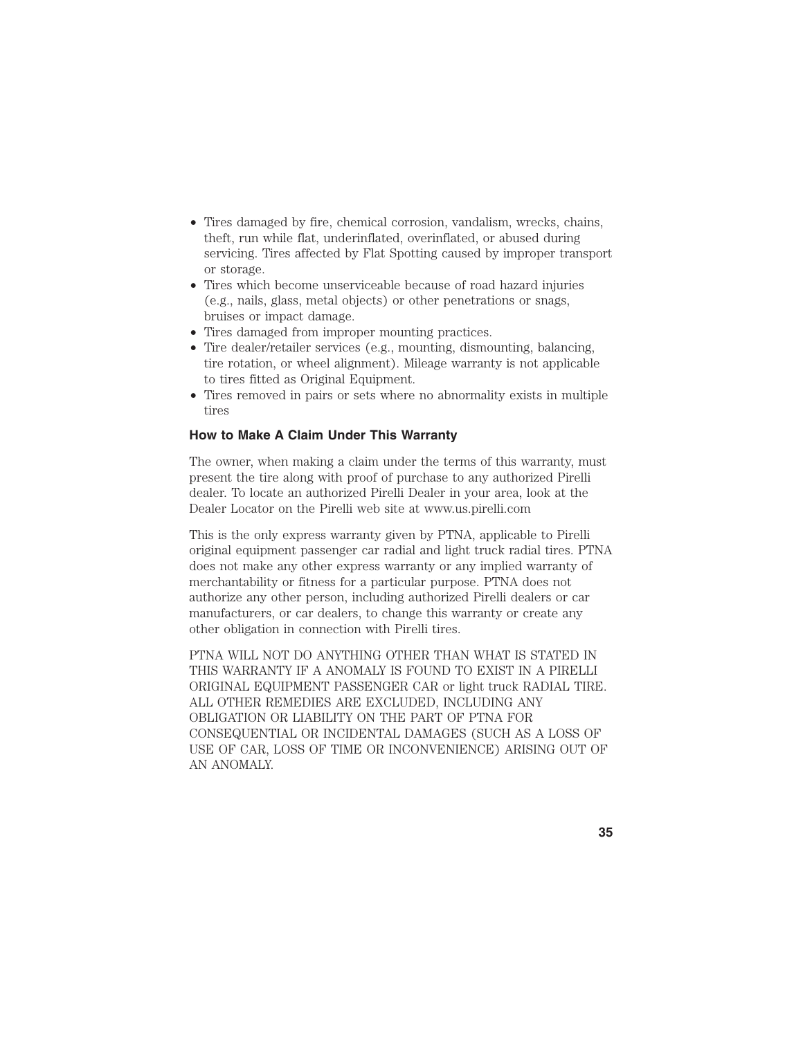- Tires damaged by fire, chemical corrosion, vandalism, wrecks, chains, theft, run while flat, underinflated, overinflated, or abused during servicing. Tires affected by Flat Spotting caused by improper transport or storage.
- Tires which become unserviceable because of road hazard injuries (e.g., nails, glass, metal objects) or other penetrations or snags, bruises or impact damage.
- Tires damaged from improper mounting practices.
- Tire dealer/retailer services (e.g., mounting, dismounting, balancing, tire rotation, or wheel alignment). Mileage warranty is not applicable to tires fitted as Original Equipment.
- Tires removed in pairs or sets where no abnormality exists in multiple tires

### How to Make A Claim Under This Warranty

The owner, when making a claim under the terms of this warranty, must present the tire along with proof of purchase to any authorized Pirelli dealer. To locate an authorized Pirelli Dealer in your area, look at the Dealer Locator on the Pirelli web site at www.us.pirelli.com

This is the only express warranty given by PTNA, applicable to Pirelli original equipment passenger car radial and light truck radial tires. PTNA does not make any other express warranty or any implied warranty of merchantability or fitness for a particular purpose. PTNA does not authorize any other person, including authorized Pirelli dealers or car manufacturers, or car dealers, to change this warranty or create any other obligation in connection with Pirelli tires.

PTNA WILL NOT DO ANYTHING OTHER THAN WHAT IS STATED IN THIS WARRANTY IF A ANOMALY IS FOUND TO EXIST IN A PIRELLI ORIGINAL EQUIPMENT PASSENGER CAR or light truck RADIAL TIRE. ALL OTHER REMEDIES ARE EXCLUDED, INCLUDING ANY OBLIGATION OR LIABILITY ON THE PART OF PTNA FOR CONSEQUENTIAL OR INCIDENTAL DAMAGES (SUCH AS A LOSS OF USE OF CAR, LOSS OF TIME OR INCONVENIENCE) ARISING OUT OF AN ANOMALY.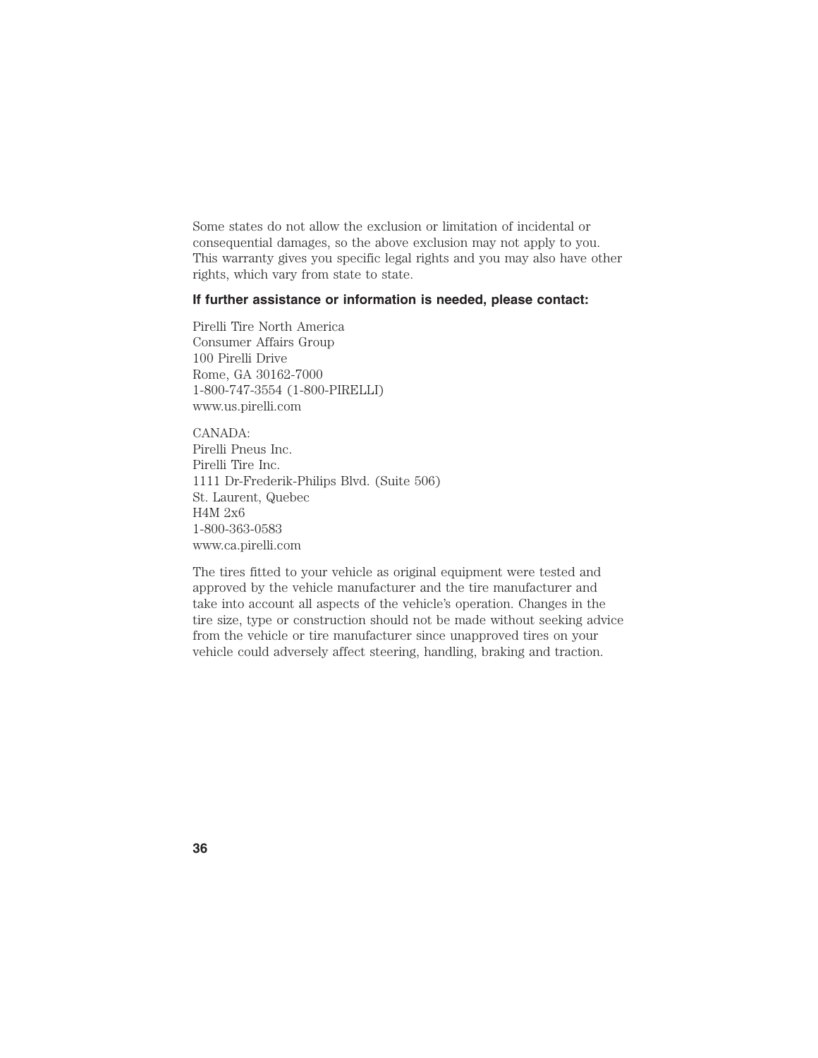Some states do not allow the exclusion or limitation of incidental or consequential damages, so the above exclusion may not apply to you. This warranty gives you specific legal rights and you may also have other rights, which vary from state to state.

**If further assistance or information is needed, please contact:**

Pirelli Tire North America
Consumer Affairs Group
100 Pirelli Drive
Rome, GA 30162-7000
1-800-747-3554 (1-800-PIRELLI)
www.us.pirelli.com

CANADA:
Pirelli Pneus Inc.
Pirelli Tire Inc.
1111 Dr-Frederik-Philips Blvd. (Suite 506)
St. Laurent, Quebec
H4M 2x6
1-800-363-0583
www.ca.pirelli.com

The tires fitted to your vehicle as original equipment were tested and approved by the vehicle manufacturer and the tire manufacturer and take into account all aspects of the vehicle's operation. Changes in the tire size, type or construction should not be made without seeking advice from the vehicle or tire manufacturer since unapproved tires on your vehicle could adversely affect steering, handling, braking and traction.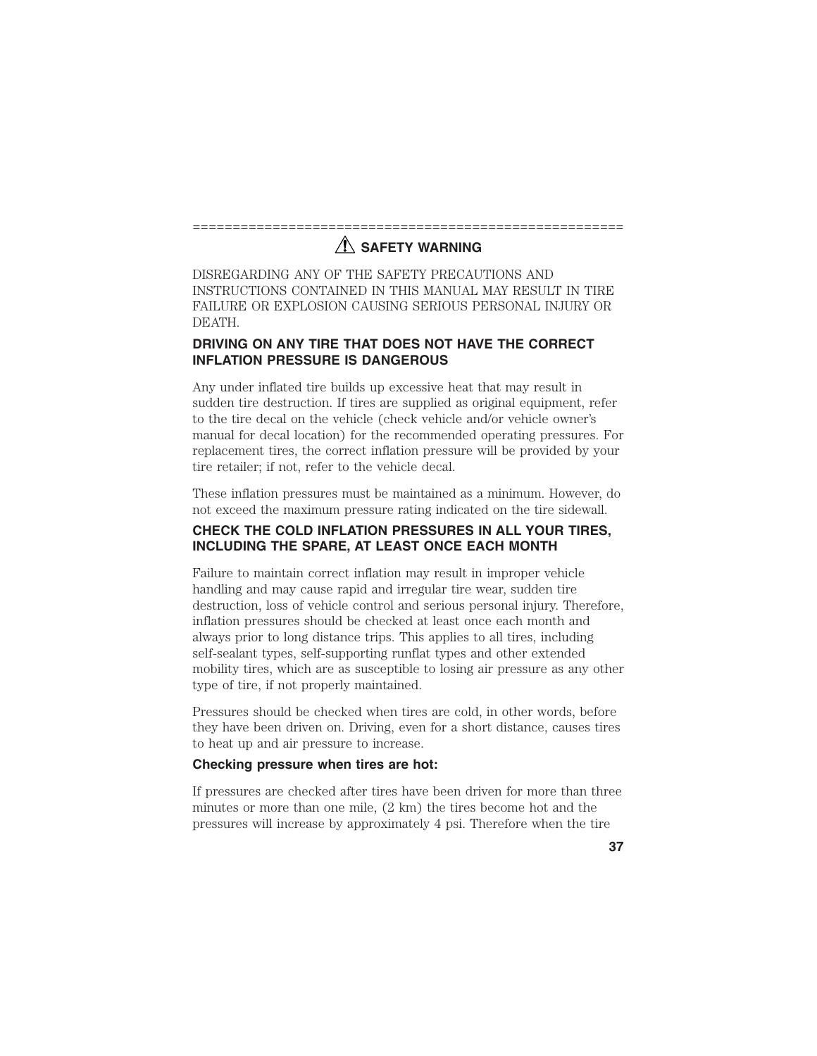## ⚠ SAFETY WARNING

DISREGARDING ANY OF THE SAFETY PRECAUTIONS AND INSTRUCTIONS CONTAINED IN THIS MANUAL MAY RESULT IN TIRE FAILURE OR EXPLOSION CAUSING SERIOUS PERSONAL INJURY OR DEATH.

### DRIVING ON ANY TIRE THAT DOES NOT HAVE THE CORRECT INFLATION PRESSURE IS DANGEROUS

Any under inflated tire builds up excessive heat that may result in sudden tire destruction. If tires are supplied as original equipment, refer to the tire decal on the vehicle (check vehicle and/or vehicle owner's manual for decal location) for the recommended operating pressures. For replacement tires, the correct inflation pressure will be provided by your tire retailer; if not, refer to the vehicle decal.

These inflation pressures must be maintained as a minimum. However, do not exceed the maximum pressure rating indicated on the tire sidewall.

### CHECK THE COLD INFLATION PRESSURES IN ALL YOUR TIRES, INCLUDING THE SPARE, AT LEAST ONCE EACH MONTH

Failure to maintain correct inflation may result in improper vehicle handling and may cause rapid and irregular tire wear, sudden tire destruction, loss of vehicle control and serious personal injury. Therefore, inflation pressures should be checked at least once each month and always prior to long distance trips. This applies to all tires, including self-sealant types, self-supporting runflat types and other extended mobility tires, which are as susceptible to losing air pressure as any other type of tire, if not properly maintained.

Pressures should be checked when tires are cold, in other words, before they have been driven on. Driving, even for a short distance, causes tires to heat up and air pressure to increase.

#### Checking pressure when tires are hot:

If pressures are checked after tires have been driven for more than three minutes or more than one mile, (2 km) the tires become hot and the pressures will increase by approximately 4 psi. Therefore when the tire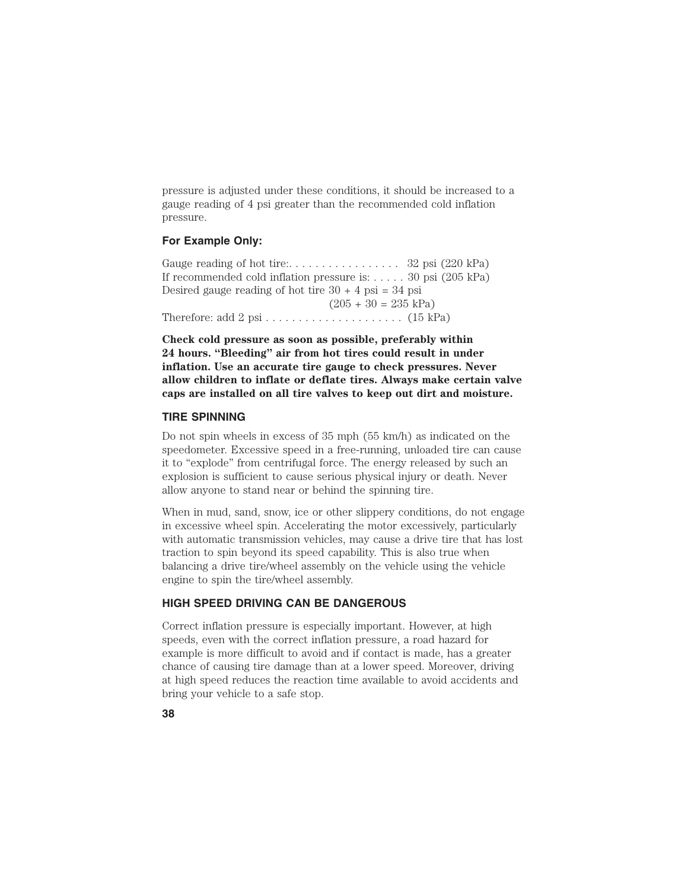pressure is adjusted under these conditions, it should be increased to a gauge reading of 4 psi greater than the recommended cold inflation pressure.

### For Example Only:

Gauge reading of hot tire:. . . . . . . . . . . . . . . . . 32 psi (220 kPa)
If recommended cold inflation pressure is: . . . . . 30 psi (205 kPa)
Desired gauge reading of hot tire 30 + 4 psi = 34 psi
(205 + 30 = 235 kPa)
Therefore: add 2 psi . . . . . . . . . . . . . . . . . . . . . (15 kPa)

**Check cold pressure as soon as possible, preferably within 24 hours. "Bleeding" air from hot tires could result in under inflation. Use an accurate tire gauge to check pressures. Never allow children to inflate or deflate tires. Always make certain valve caps are installed on all tire valves to keep out dirt and moisture.**

### TIRE SPINNING

Do not spin wheels in excess of 35 mph (55 km/h) as indicated on the speedometer. Excessive speed in a free-running, unloaded tire can cause it to "explode" from centrifugal force. The energy released by such an explosion is sufficient to cause serious physical injury or death. Never allow anyone to stand near or behind the spinning tire.

When in mud, sand, snow, ice or other slippery conditions, do not engage in excessive wheel spin. Accelerating the motor excessively, particularly with automatic transmission vehicles, may cause a drive tire that has lost traction to spin beyond its speed capability. This is also true when balancing a drive tire/wheel assembly on the vehicle using the vehicle engine to spin the tire/wheel assembly.

### HIGH SPEED DRIVING CAN BE DANGEROUS

Correct inflation pressure is especially important. However, at high speeds, even with the correct inflation pressure, a road hazard for example is more difficult to avoid and if contact is made, has a greater chance of causing tire damage than at a lower speed. Moreover, driving at high speed reduces the reaction time available to avoid accidents and bring your vehicle to a safe stop.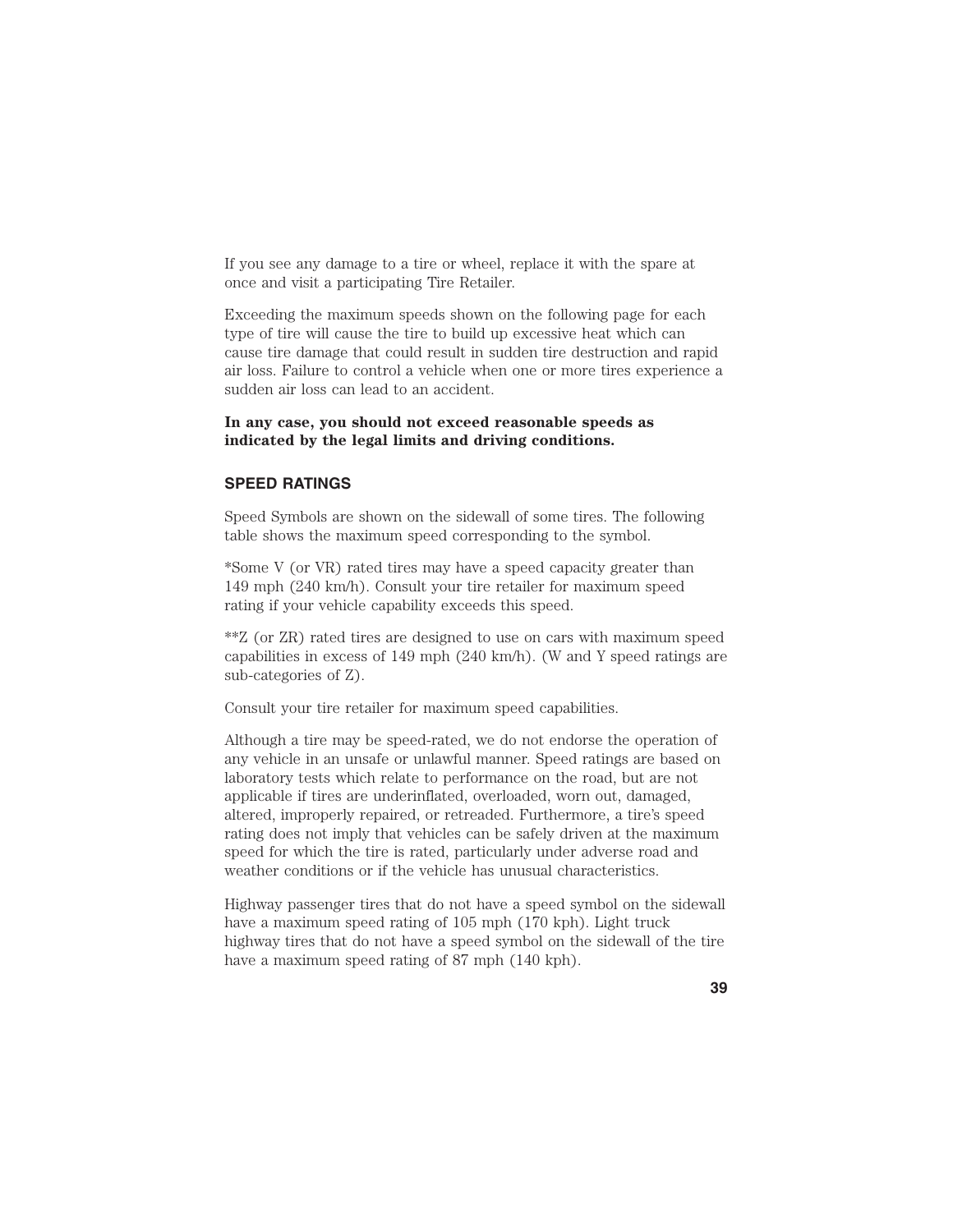If you see any damage to a tire or wheel, replace it with the spare at once and visit a participating Tire Retailer.

Exceeding the maximum speeds shown on the following page for each type of tire will cause the tire to build up excessive heat which can cause tire damage that could result in sudden tire destruction and rapid air loss. Failure to control a vehicle when one or more tires experience a sudden air loss can lead to an accident.

**In any case, you should not exceed reasonable speeds as indicated by the legal limits and driving conditions.**

### SPEED RATINGS

Speed Symbols are shown on the sidewall of some tires. The following table shows the maximum speed corresponding to the symbol.

*Some V (or VR) rated tires may have a speed capacity greater than 149 mph (240 km/h). Consult your tire retailer for maximum speed rating if your vehicle capability exceeds this speed.

**Z (or ZR) rated tires are designed to use on cars with maximum speed capabilities in excess of 149 mph (240 km/h). (W and Y speed ratings are sub-categories of Z).

Consult your tire retailer for maximum speed capabilities.

Although a tire may be speed-rated, we do not endorse the operation of any vehicle in an unsafe or unlawful manner. Speed ratings are based on laboratory tests which relate to performance on the road, but are not applicable if tires are underinflated, overloaded, worn out, damaged, altered, improperly repaired, or retreaded. Furthermore, a tire's speed rating does not imply that vehicles can be safely driven at the maximum speed for which the tire is rated, particularly under adverse road and weather conditions or if the vehicle has unusual characteristics.

Highway passenger tires that do not have a speed symbol on the sidewall have a maximum speed rating of 105 mph (170 kph). Light truck highway tires that do not have a speed symbol on the sidewall of the tire have a maximum speed rating of 87 mph (140 kph).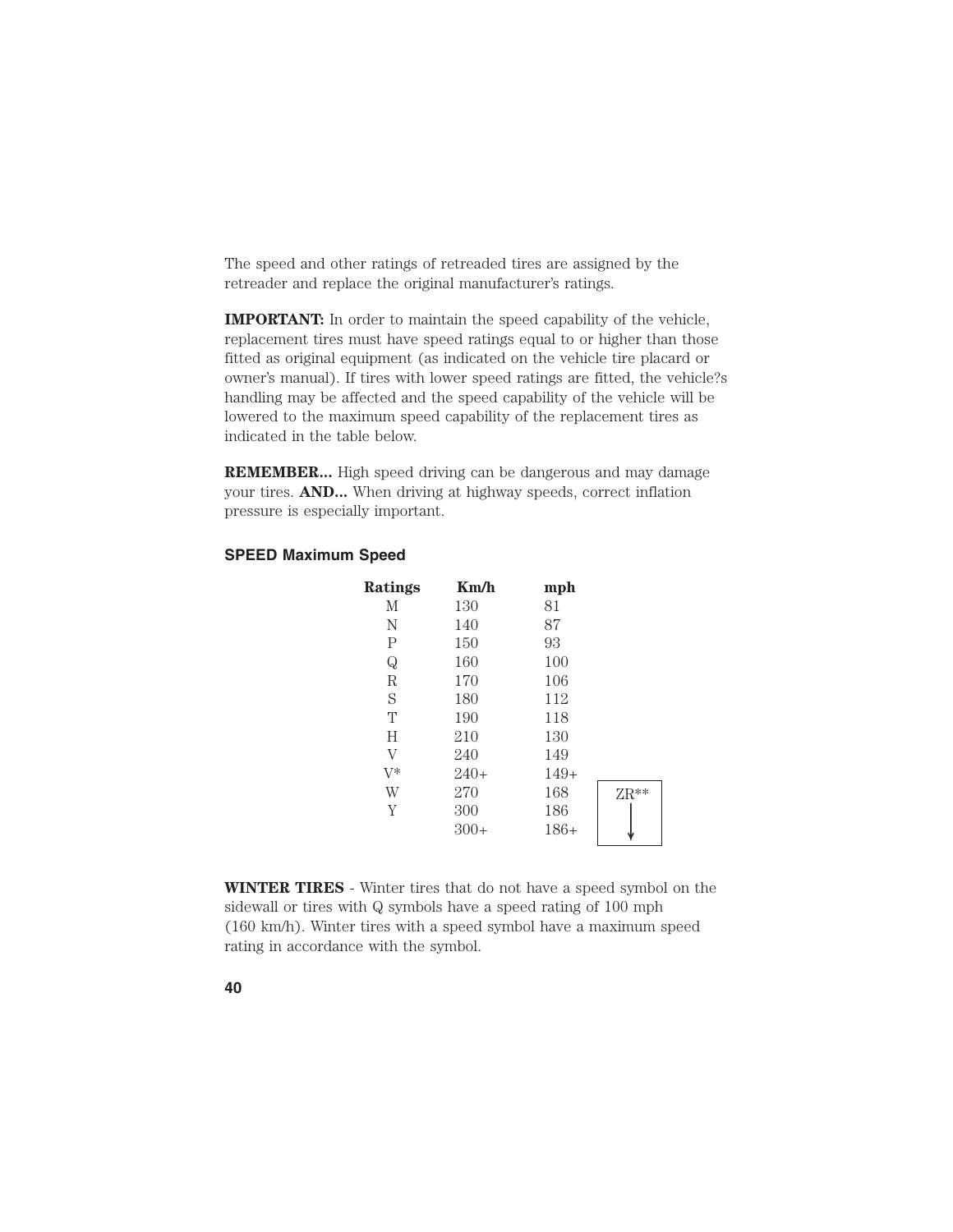The speed and other ratings of retreaded tires are assigned by the retreader and replace the original manufacturer's ratings.

**IMPORTANT:** In order to maintain the speed capability of the vehicle, replacement tires must have speed ratings equal to or higher than those fitted as original equipment (as indicated on the vehicle tire placard or owner's manual). If tires with lower speed ratings are fitted, the vehicle?s handling may be affected and the speed capability of the vehicle will be lowered to the maximum speed capability of the replacement tires as indicated in the table below.

**REMEMBER...** High speed driving can be dangerous and may damage your tires. **AND...** When driving at highway speeds, correct inflation pressure is especially important.

### SPEED Maximum Speed

| Ratings | Km/h | mph | |
|---|---|---|---|
| M | 130 | 81 | |
| N | 140 | 87 | |
| P | 150 | 93 | |
| Q | 160 | 100 | |
| R | 170 | 106 | |
| S | 180 | 112 | |
| T | 190 | 118 | |
| H | 210 | 130 | |
| V | 240 | 149 | |
| V* | 240+ | 149+ | |
| W | 270 | 168 | ZR** ↓ |
| Y | 300 | 186 | ↓ |
| | 300+ | 186+ | ↓ |

**WINTER TIRES** - Winter tires that do not have a speed symbol on the sidewall or tires with Q symbols have a speed rating of 100 mph (160 km/h). Winter tires with a speed symbol have a maximum speed rating in accordance with the symbol.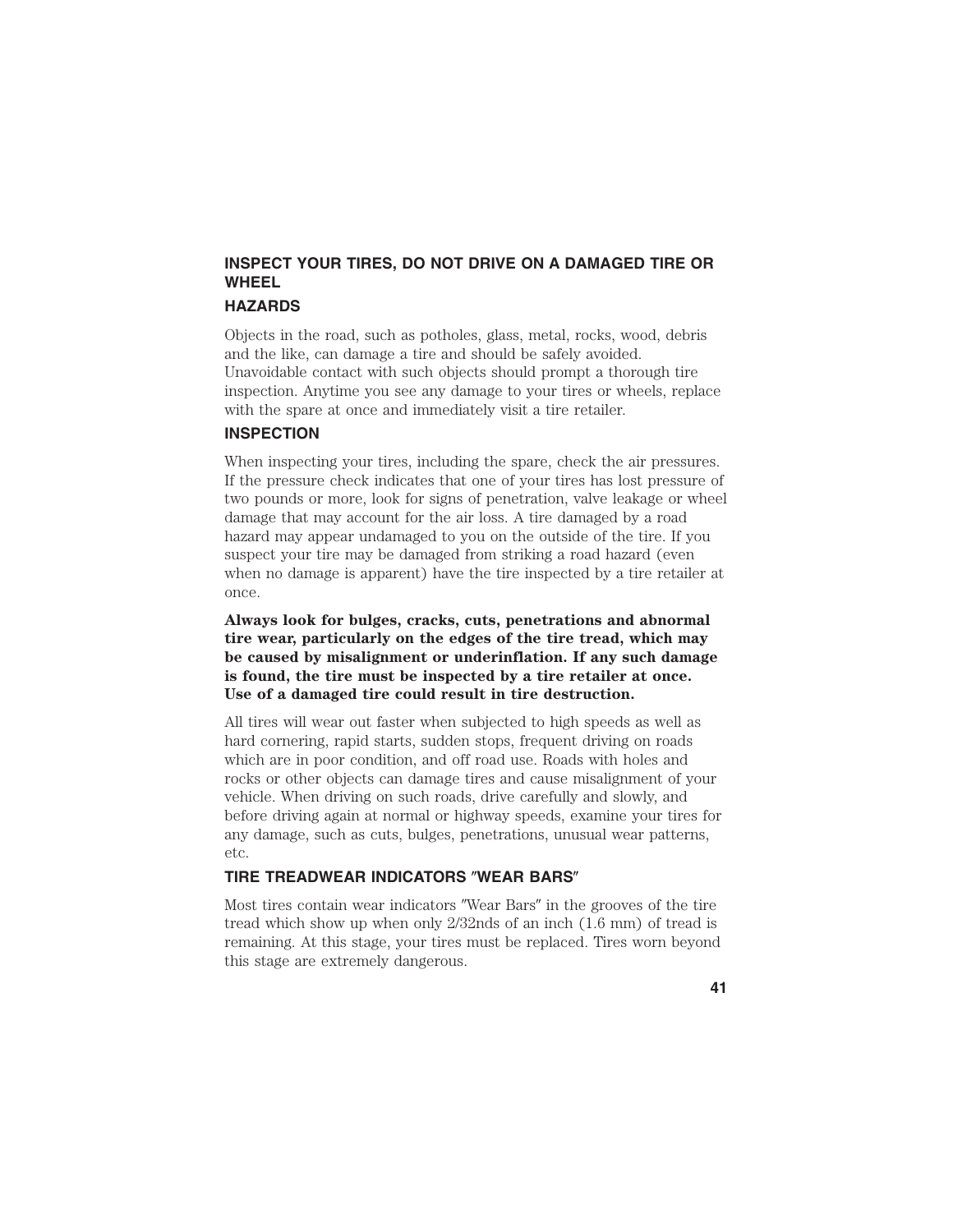## INSPECT YOUR TIRES, DO NOT DRIVE ON A DAMAGED TIRE OR WHEEL

### HAZARDS

Objects in the road, such as potholes, glass, metal, rocks, wood, debris and the like, can damage a tire and should be safely avoided. Unavoidable contact with such objects should prompt a thorough tire inspection. Anytime you see any damage to your tires or wheels, replace with the spare at once and immediately visit a tire retailer.

### INSPECTION

When inspecting your tires, including the spare, check the air pressures. If the pressure check indicates that one of your tires has lost pressure of two pounds or more, look for signs of penetration, valve leakage or wheel damage that may account for the air loss. A tire damaged by a road hazard may appear undamaged to you on the outside of the tire. If you suspect your tire may be damaged from striking a road hazard (even when no damage is apparent) have the tire inspected by a tire retailer at once.

**Always look for bulges, cracks, cuts, penetrations and abnormal tire wear, particularly on the edges of the tire tread, which may be caused by misalignment or underinflation. If any such damage is found, the tire must be inspected by a tire retailer at once. Use of a damaged tire could result in tire destruction.**

All tires will wear out faster when subjected to high speeds as well as hard cornering, rapid starts, sudden stops, frequent driving on roads which are in poor condition, and off road use. Roads with holes and rocks or other objects can damage tires and cause misalignment of your vehicle. When driving on such roads, drive carefully and slowly, and before driving again at normal or highway speeds, examine your tires for any damage, such as cuts, bulges, penetrations, unusual wear patterns, etc.

### TIRE TREADWEAR INDICATORS ″WEAR BARS″

Most tires contain wear indicators ″Wear Bars″ in the grooves of the tire tread which show up when only 2/32nds of an inch (1.6 mm) of tread is remaining. At this stage, your tires must be replaced. Tires worn beyond this stage are extremely dangerous.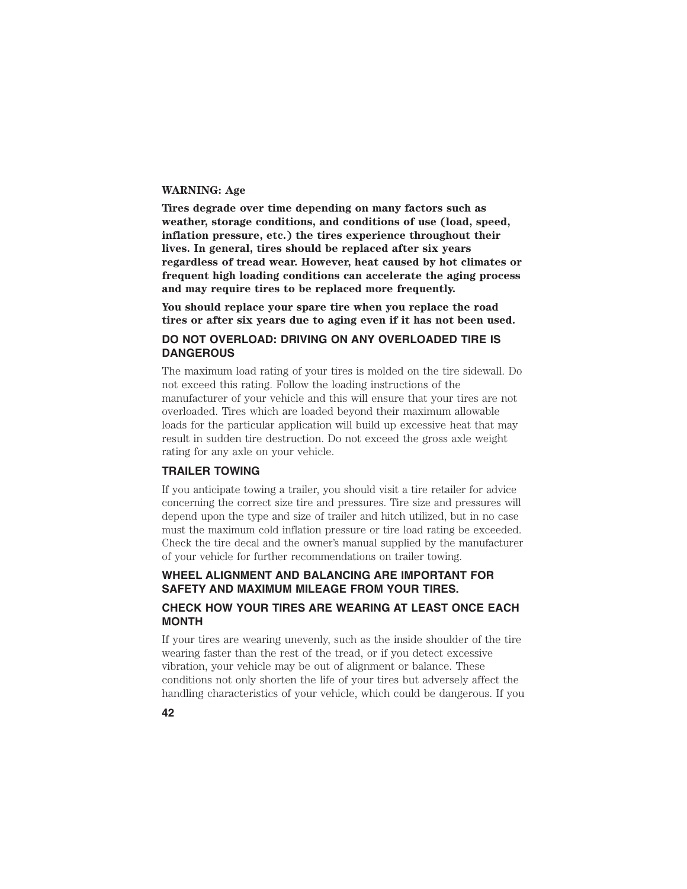**WARNING: Age**

**Tires degrade over time depending on many factors such as weather, storage conditions, and conditions of use (load, speed, inflation pressure, etc.) the tires experience throughout their lives. In general, tires should be replaced after six years regardless of tread wear. However, heat caused by hot climates or frequent high loading conditions can accelerate the aging process and may require tires to be replaced more frequently.**

**You should replace your spare tire when you replace the road tires or after six years due to aging even if it has not been used.**

## DO NOT OVERLOAD: DRIVING ON ANY OVERLOADED TIRE IS DANGEROUS

The maximum load rating of your tires is molded on the tire sidewall. Do not exceed this rating. Follow the loading instructions of the manufacturer of your vehicle and this will ensure that your tires are not overloaded. Tires which are loaded beyond their maximum allowable loads for the particular application will build up excessive heat that may result in sudden tire destruction. Do not exceed the gross axle weight rating for any axle on your vehicle.

## TRAILER TOWING

If you anticipate towing a trailer, you should visit a tire retailer for advice concerning the correct size tire and pressures. Tire size and pressures will depend upon the type and size of trailer and hitch utilized, but in no case must the maximum cold inflation pressure or tire load rating be exceeded. Check the tire decal and the owner's manual supplied by the manufacturer of your vehicle for further recommendations on trailer towing.

## WHEEL ALIGNMENT AND BALANCING ARE IMPORTANT FOR SAFETY AND MAXIMUM MILEAGE FROM YOUR TIRES.

## CHECK HOW YOUR TIRES ARE WEARING AT LEAST ONCE EACH MONTH

If your tires are wearing unevenly, such as the inside shoulder of the tire wearing faster than the rest of the tread, or if you detect excessive vibration, your vehicle may be out of alignment or balance. These conditions not only shorten the life of your tires but adversely affect the handling characteristics of your vehicle, which could be dangerous. If you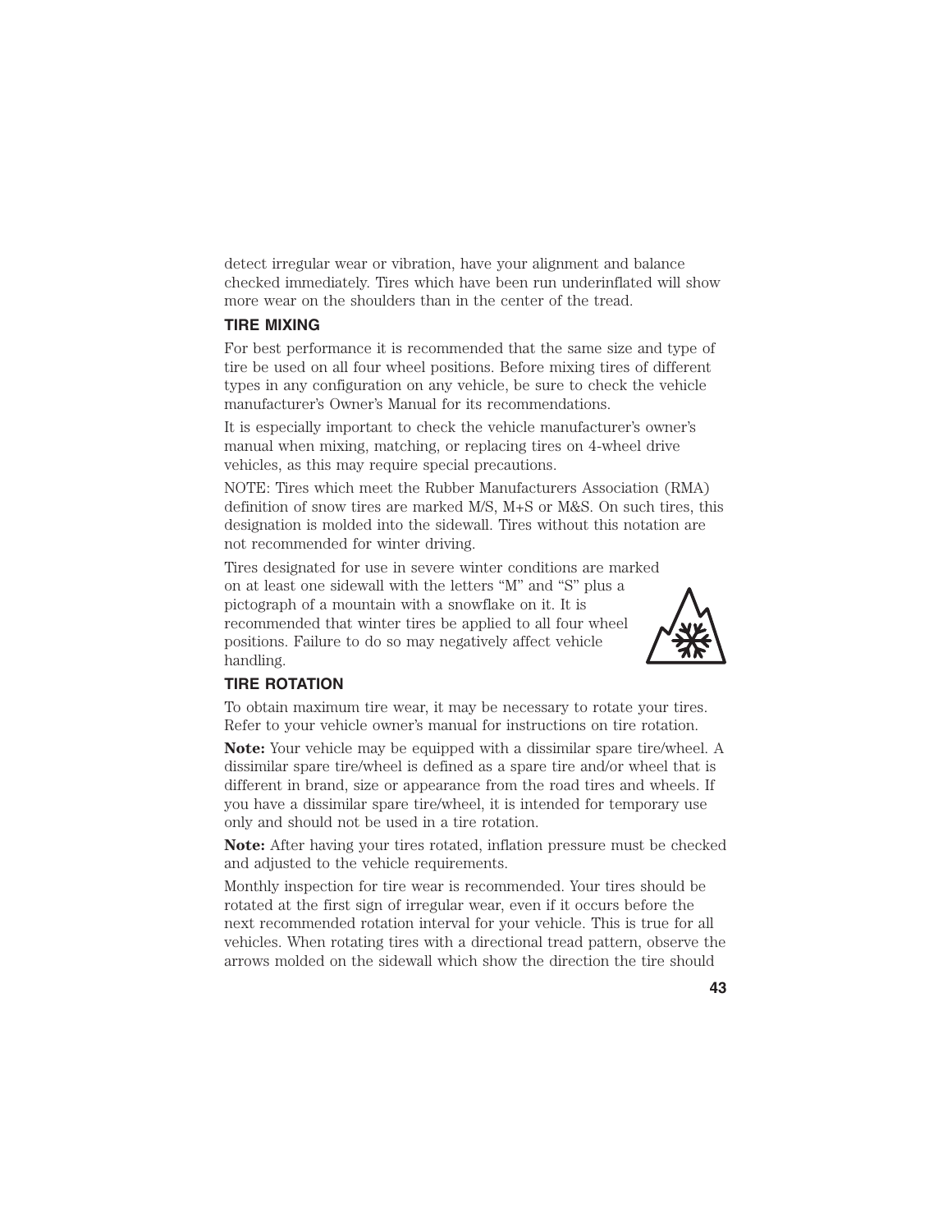detect irregular wear or vibration, have your alignment and balance checked immediately. Tires which have been run underinflated will show more wear on the shoulders than in the center of the tread.

## TIRE MIXING

For best performance it is recommended that the same size and type of tire be used on all four wheel positions. Before mixing tires of different types in any configuration on any vehicle, be sure to check the vehicle manufacturer's Owner's Manual for its recommendations.

It is especially important to check the vehicle manufacturer's owner's manual when mixing, matching, or replacing tires on 4-wheel drive vehicles, as this may require special precautions.

NOTE: Tires which meet the Rubber Manufacturers Association (RMA) definition of snow tires are marked M/S, M+S or M&S. On such tires, this designation is molded into the sidewall. Tires without this notation are not recommended for winter driving.

Tires designated for use in severe winter conditions are marked on at least one sidewall with the letters "M" and "S" plus a pictograph of a mountain with a snowflake on it. It is recommended that winter tires be applied to all four wheel positions. Failure to do so may negatively affect vehicle handling.

## TIRE ROTATION

To obtain maximum tire wear, it may be necessary to rotate your tires. Refer to your vehicle owner's manual for instructions on tire rotation.

**Note:** Your vehicle may be equipped with a dissimilar spare tire/wheel. A dissimilar spare tire/wheel is defined as a spare tire and/or wheel that is different in brand, size or appearance from the road tires and wheels. If you have a dissimilar spare tire/wheel, it is intended for temporary use only and should not be used in a tire rotation.

**Note:** After having your tires rotated, inflation pressure must be checked and adjusted to the vehicle requirements.

Monthly inspection for tire wear is recommended. Your tires should be rotated at the first sign of irregular wear, even if it occurs before the next recommended rotation interval for your vehicle. This is true for all vehicles. When rotating tires with a directional tread pattern, observe the arrows molded on the sidewall which show the direction the tire should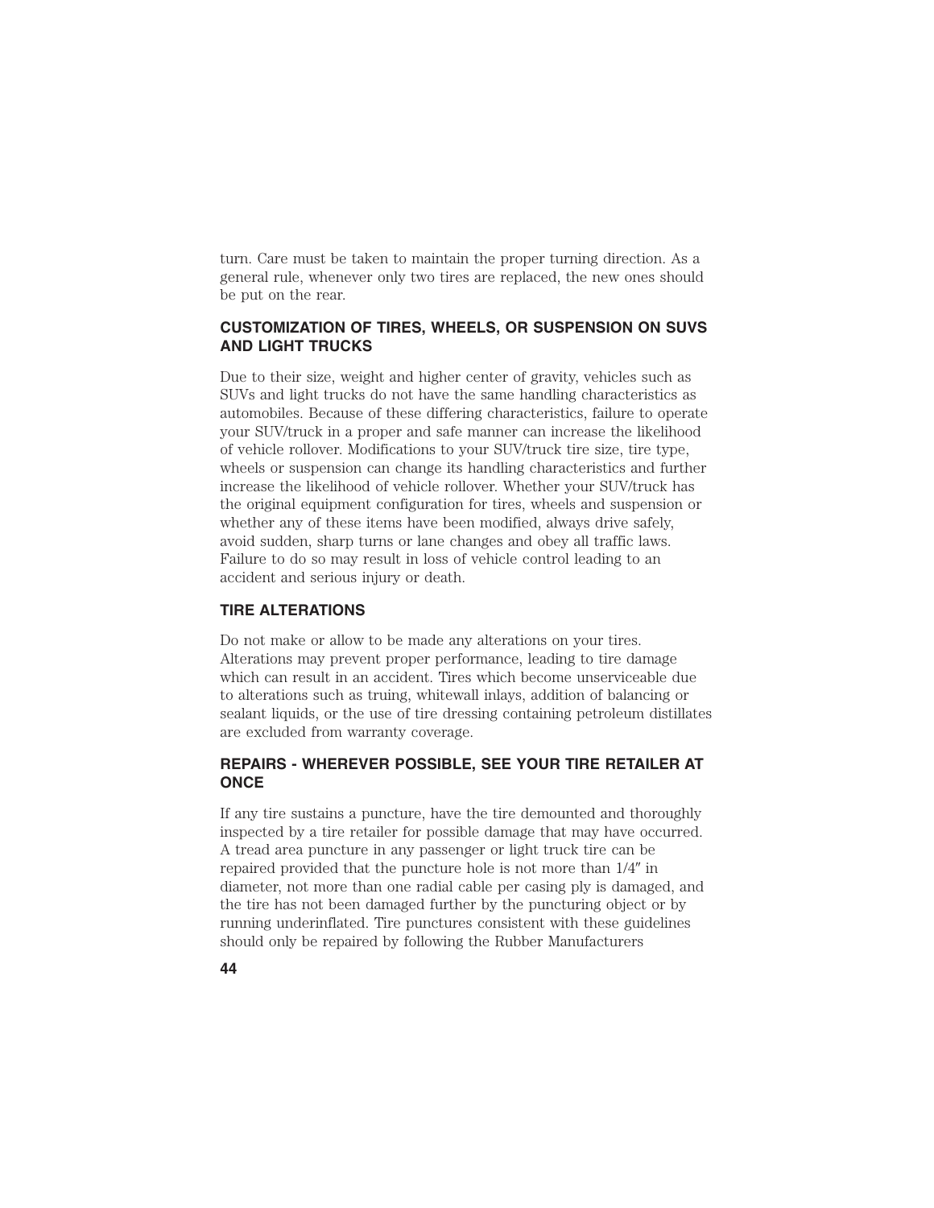turn. Care must be taken to maintain the proper turning direction. As a general rule, whenever only two tires are replaced, the new ones should be put on the rear.

## CUSTOMIZATION OF TIRES, WHEELS, OR SUSPENSION ON SUVS AND LIGHT TRUCKS

Due to their size, weight and higher center of gravity, vehicles such as SUVs and light trucks do not have the same handling characteristics as automobiles. Because of these differing characteristics, failure to operate your SUV/truck in a proper and safe manner can increase the likelihood of vehicle rollover. Modifications to your SUV/truck tire size, tire type, wheels or suspension can change its handling characteristics and further increase the likelihood of vehicle rollover. Whether your SUV/truck has the original equipment configuration for tires, wheels and suspension or whether any of these items have been modified, always drive safely, avoid sudden, sharp turns or lane changes and obey all traffic laws. Failure to do so may result in loss of vehicle control leading to an accident and serious injury or death.

## TIRE ALTERATIONS

Do not make or allow to be made any alterations on your tires. Alterations may prevent proper performance, leading to tire damage which can result in an accident. Tires which become unserviceable due to alterations such as truing, whitewall inlays, addition of balancing or sealant liquids, or the use of tire dressing containing petroleum distillates are excluded from warranty coverage.

## REPAIRS - WHEREVER POSSIBLE, SEE YOUR TIRE RETAILER AT ONCE

If any tire sustains a puncture, have the tire demounted and thoroughly inspected by a tire retailer for possible damage that may have occurred. A tread area puncture in any passenger or light truck tire can be repaired provided that the puncture hole is not more than 1/4″ in diameter, not more than one radial cable per casing ply is damaged, and the tire has not been damaged further by the puncturing object or by running underinflated. Tire punctures consistent with these guidelines should only be repaired by following the Rubber Manufacturers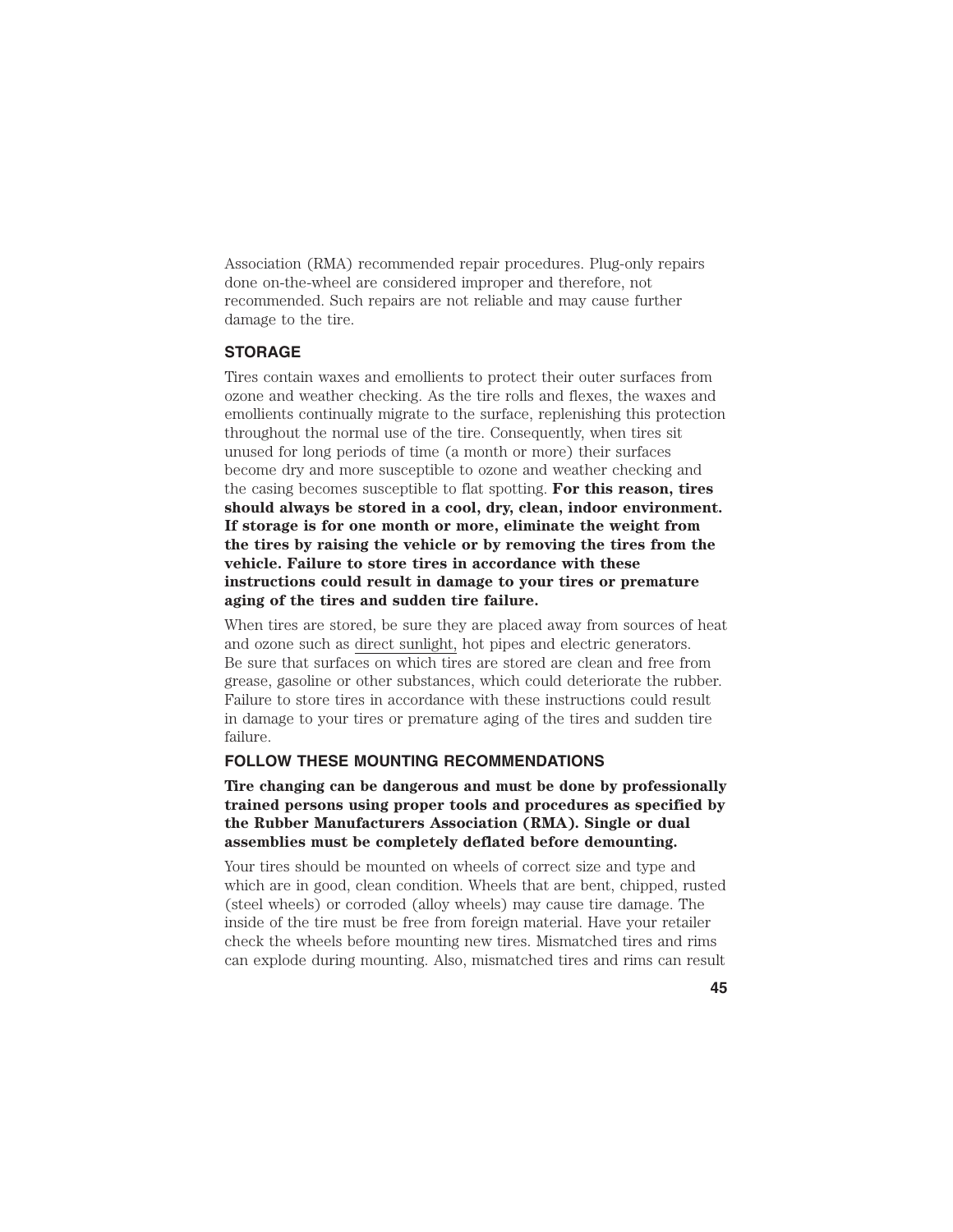Association (RMA) recommended repair procedures. Plug-only repairs done on-the-wheel are considered improper and therefore, not recommended. Such repairs are not reliable and may cause further damage to the tire.

## STORAGE

Tires contain waxes and emollients to protect their outer surfaces from ozone and weather checking. As the tire rolls and flexes, the waxes and emollients continually migrate to the surface, replenishing this protection throughout the normal use of the tire. Consequently, when tires sit unused for long periods of time (a month or more) their surfaces become dry and more susceptible to ozone and weather checking and the casing becomes susceptible to flat spotting. **For this reason, tires should always be stored in a cool, dry, clean, indoor environment. If storage is for one month or more, eliminate the weight from the tires by raising the vehicle or by removing the tires from the vehicle. Failure to store tires in accordance with these instructions could result in damage to your tires or premature aging of the tires and sudden tire failure.**

When tires are stored, be sure they are placed away from sources of heat and ozone such as direct sunlight, hot pipes and electric generators. Be sure that surfaces on which tires are stored are clean and free from grease, gasoline or other substances, which could deteriorate the rubber. Failure to store tires in accordance with these instructions could result in damage to your tires or premature aging of the tires and sudden tire failure.

## FOLLOW THESE MOUNTING RECOMMENDATIONS

**Tire changing can be dangerous and must be done by professionally trained persons using proper tools and procedures as specified by the Rubber Manufacturers Association (RMA). Single or dual assemblies must be completely deflated before demounting.**

Your tires should be mounted on wheels of correct size and type and which are in good, clean condition. Wheels that are bent, chipped, rusted (steel wheels) or corroded (alloy wheels) may cause tire damage. The inside of the tire must be free from foreign material. Have your retailer check the wheels before mounting new tires. Mismatched tires and rims can explode during mounting. Also, mismatched tires and rims can result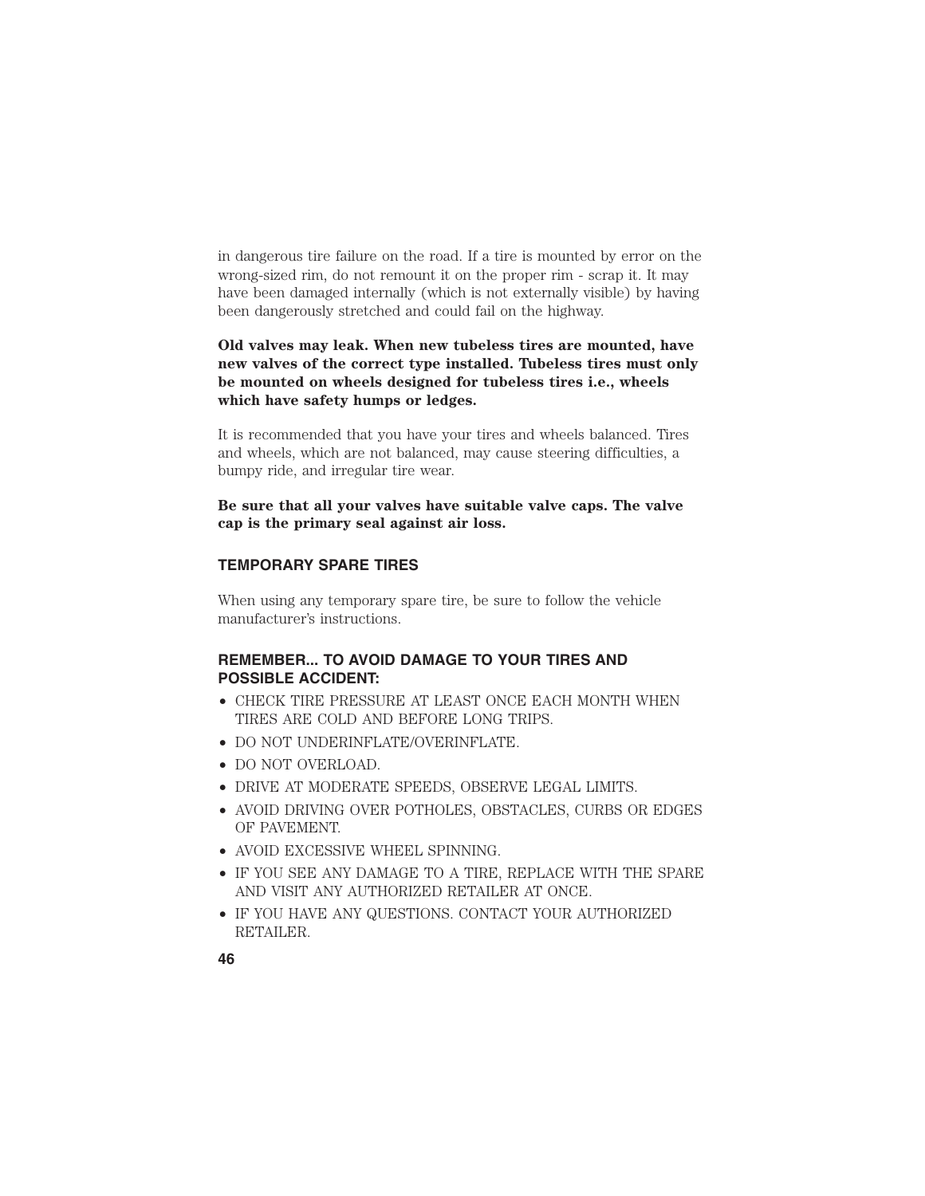in dangerous tire failure on the road. If a tire is mounted by error on the wrong-sized rim, do not remount it on the proper rim - scrap it. It may have been damaged internally (which is not externally visible) by having been dangerously stretched and could fail on the highway.

**Old valves may leak. When new tubeless tires are mounted, have new valves of the correct type installed. Tubeless tires must only be mounted on wheels designed for tubeless tires i.e., wheels which have safety humps or ledges.**

It is recommended that you have your tires and wheels balanced. Tires and wheels, which are not balanced, may cause steering difficulties, a bumpy ride, and irregular tire wear.

**Be sure that all your valves have suitable valve caps. The valve cap is the primary seal against air loss.**

### TEMPORARY SPARE TIRES

When using any temporary spare tire, be sure to follow the vehicle manufacturer's instructions.

### REMEMBER... TO AVOID DAMAGE TO YOUR TIRES AND POSSIBLE ACCIDENT:

- CHECK TIRE PRESSURE AT LEAST ONCE EACH MONTH WHEN TIRES ARE COLD AND BEFORE LONG TRIPS.
- DO NOT UNDERINFLATE/OVERINFLATE.
- DO NOT OVERLOAD.
- DRIVE AT MODERATE SPEEDS, OBSERVE LEGAL LIMITS.
- AVOID DRIVING OVER POTHOLES, OBSTACLES, CURBS OR EDGES OF PAVEMENT.
- AVOID EXCESSIVE WHEEL SPINNING.
- IF YOU SEE ANY DAMAGE TO A TIRE, REPLACE WITH THE SPARE AND VISIT ANY AUTHORIZED RETAILER AT ONCE.
- IF YOU HAVE ANY QUESTIONS. CONTACT YOUR AUTHORIZED RETAILER.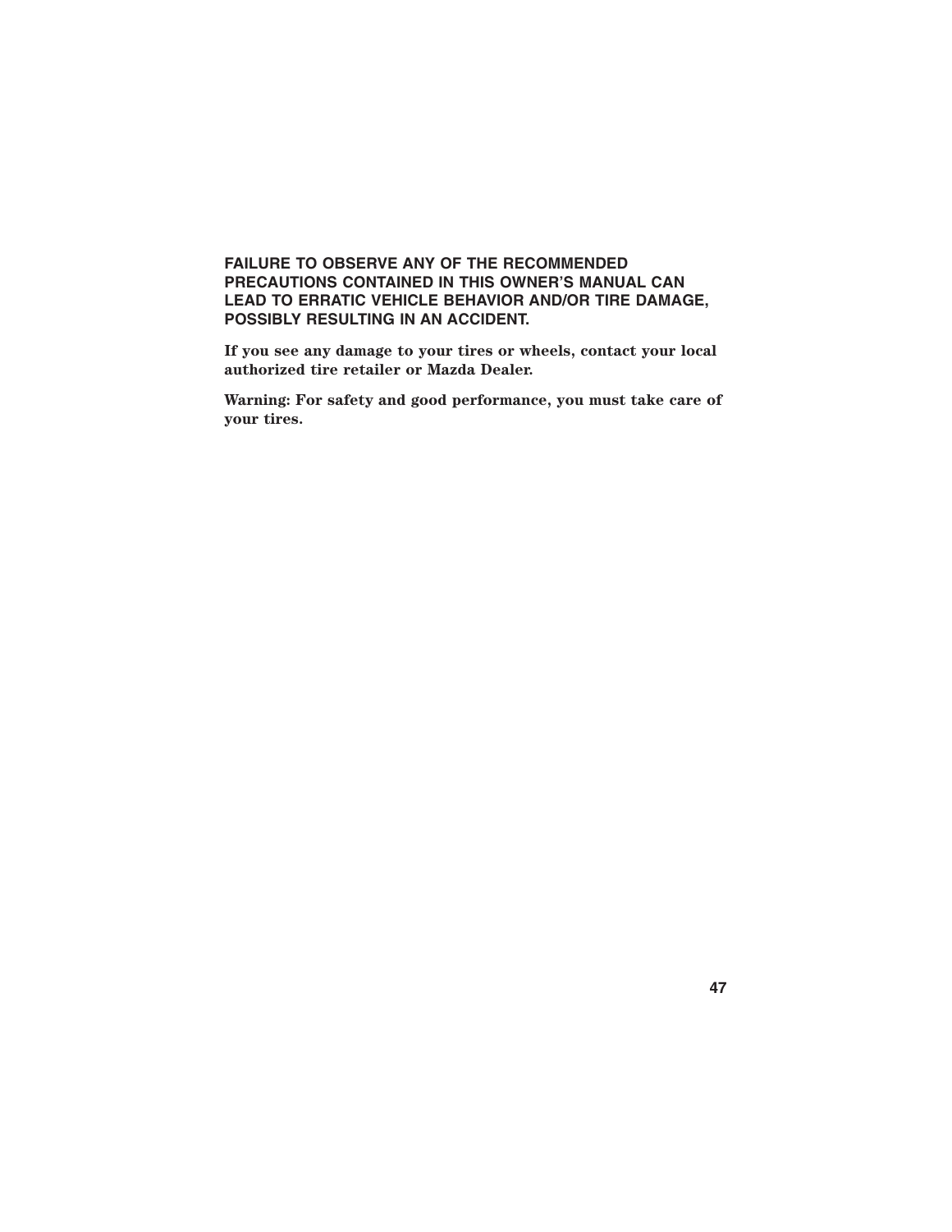**FAILURE TO OBSERVE ANY OF THE RECOMMENDED PRECAUTIONS CONTAINED IN THIS OWNER'S MANUAL CAN LEAD TO ERRATIC VEHICLE BEHAVIOR AND/OR TIRE DAMAGE, POSSIBLY RESULTING IN AN ACCIDENT.**

**If you see any damage to your tires or wheels, contact your local authorized tire retailer or Mazda Dealer.**

**Warning: For safety and good performance, you must take care of your tires.**